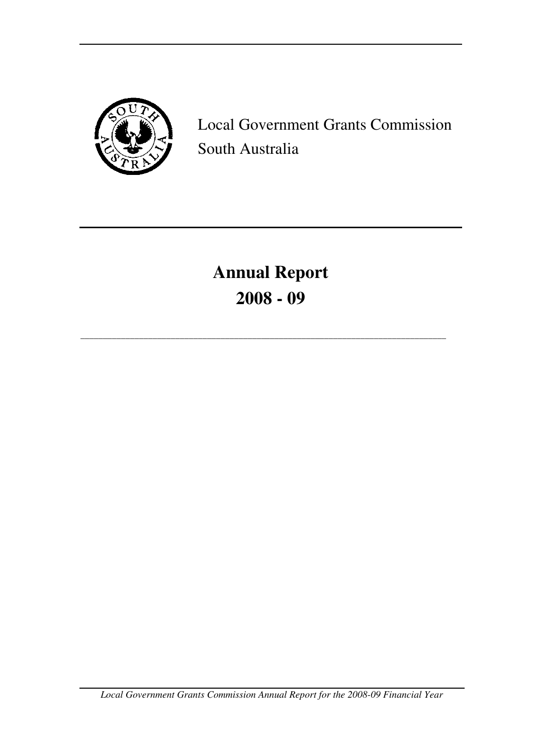Local Government Grants Commission
South Australia

# Annual Report
# 2008 - 09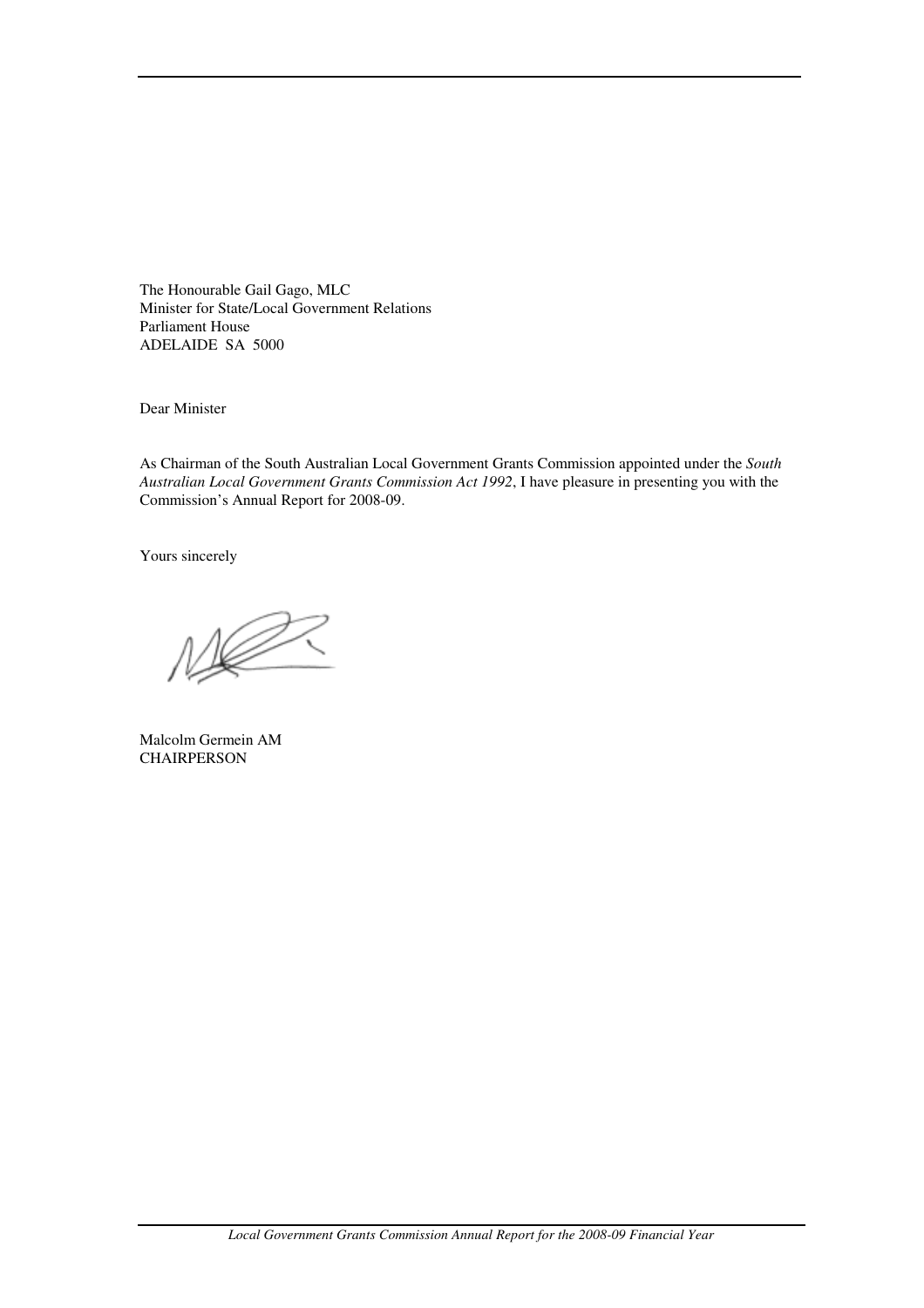The Honourable Gail Gago, MLC
Minister for State/Local Government Relations
Parliament House
ADELAIDE SA 5000

Dear Minister

As Chairman of the South Australian Local Government Grants Commission appointed under the *South Australian Local Government Grants Commission Act 1992*, I have pleasure in presenting you with the Commission's Annual Report for 2008-09.

Yours sincerely

Malcolm Germein AM
CHAIRPERSON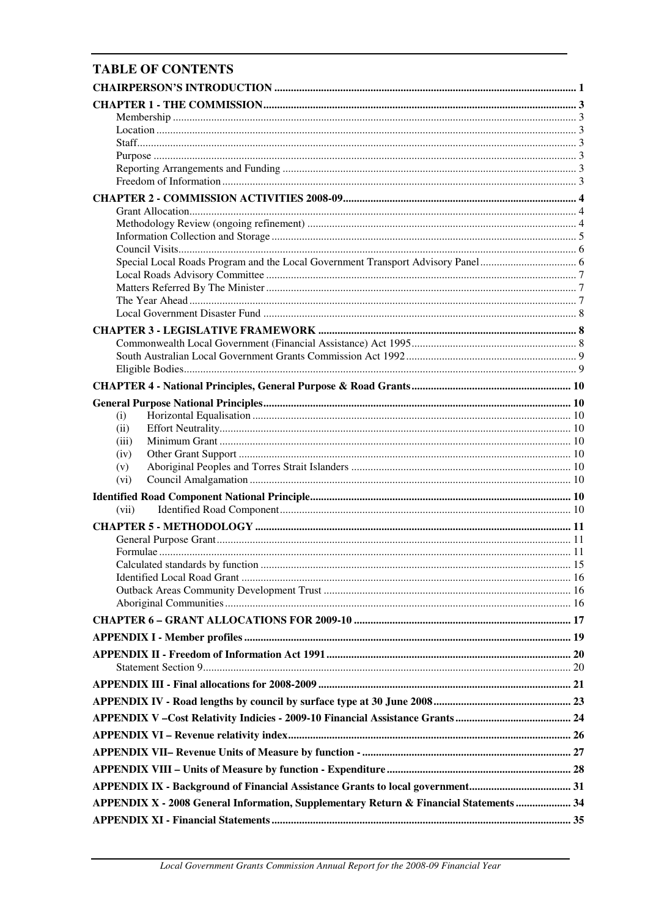## TABLE OF CONTENTS

| | |
|---|---|
| **CHAIRPERSON'S INTRODUCTION** | **1** |
| **CHAPTER 1 - THE COMMISSION** | **3** |
| Membership | 3 |
| Location | 3 |
| Staff | 3 |
| Purpose | 3 |
| Reporting Arrangements and Funding | 3 |
| Freedom of Information | 3 |
| **CHAPTER 2 - COMMISSION ACTIVITIES 2008-09** | **4** |
| Grant Allocation | 4 |
| Methodology Review (ongoing refinement) | 4 |
| Information Collection and Storage | 5 |
| Council Visits | 6 |
| Special Local Roads Program and the Local Government Transport Advisory Panel | 6 |
| Local Roads Advisory Committee | 7 |
| Matters Referred By The Minister | 7 |
| The Year Ahead | 7 |
| Local Government Disaster Fund | 8 |
| **CHAPTER 3 - LEGISLATIVE FRAMEWORK** | **8** |
| Commonwealth Local Government (Financial Assistance) Act 1995 | 8 |
| South Australian Local Government Grants Commission Act 1992 | 9 |
| Eligible Bodies | 9 |
| **CHAPTER 4 - National Principles, General Purpose & Road Grants** | **10** |
| **General Purpose National Principles** | **10** |
| (i) Horizontal Equalisation | 10 |
| (ii) Effort Neutrality | 10 |
| (iii) Minimum Grant | 10 |
| (iv) Other Grant Support | 10 |
| (v) Aboriginal Peoples and Torres Strait Islanders | 10 |
| (vi) Council Amalgamation | 10 |
| **Identified Road Component National Principle** | **10** |
| (vii) Identified Road Component | 10 |
| **CHAPTER 5 - METHODOLOGY** | **11** |
| General Purpose Grant | 11 |
| Formulae | 11 |
| Calculated standards by function | 15 |
| Identified Local Road Grant | 16 |
| Outback Areas Community Development Trust | 16 |
| Aboriginal Communities | 16 |
| **CHAPTER 6 – GRANT ALLOCATIONS FOR 2009-10** | **17** |
| **APPENDIX I - Member profiles** | **19** |
| **APPENDIX II - Freedom of Information Act 1991** | **20** |
| Statement Section 9 | 20 |
| **APPENDIX III - Final allocations for 2008-2009** | **21** |
| **APPENDIX IV - Road lengths by council by surface type at 30 June 2008** | **23** |
| **APPENDIX V –Cost Relativity Indicies - 2009-10 Financial Assistance Grants** | **24** |
| **APPENDIX VI – Revenue relativity index** | **26** |
| **APPENDIX VII– Revenue Units of Measure by function -** | **27** |
| **APPENDIX VIII – Units of Measure by function - Expenditure** | **28** |
| **APPENDIX IX - Background of Financial Assistance Grants to local government** | **31** |
| **APPENDIX X - 2008 General Information, Supplementary Return & Financial Statements** | **34** |
| **APPENDIX XI - Financial Statements** | **35** |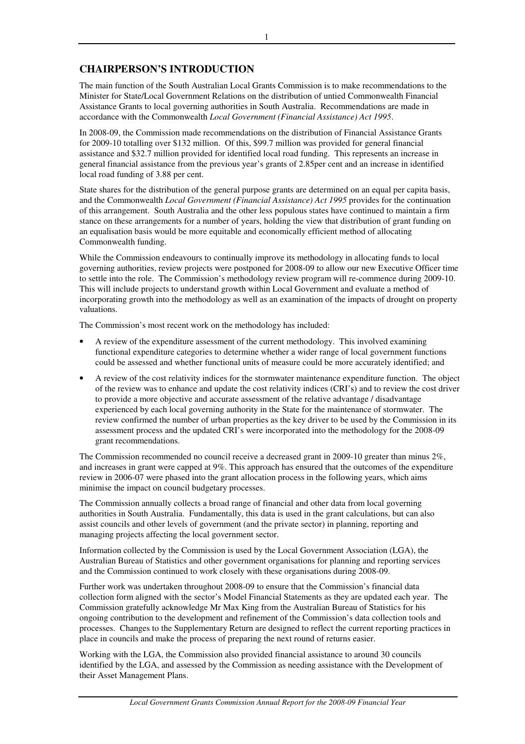## CHAIRPERSON'S INTRODUCTION

The main function of the South Australian Local Grants Commission is to make recommendations to the Minister for State/Local Government Relations on the distribution of untied Commonwealth Financial Assistance Grants to local governing authorities in South Australia. Recommendations are made in accordance with the Commonwealth *Local Government (Financial Assistance) Act 1995*.

In 2008-09, the Commission made recommendations on the distribution of Financial Assistance Grants for 2009-10 totalling over $132 million. Of this, $99.7 million was provided for general financial assistance and $32.7 million provided for identified local road funding. This represents an increase in general financial assistance from the previous year's grants of 2.85per cent and an increase in identified local road funding of 3.88 per cent.

State shares for the distribution of the general purpose grants are determined on an equal per capita basis, and the Commonwealth *Local Government (Financial Assistance) Act 1995* provides for the continuation of this arrangement. South Australia and the other less populous states have continued to maintain a firm stance on these arrangements for a number of years, holding the view that distribution of grant funding on an equalisation basis would be more equitable and economically efficient method of allocating Commonwealth funding.

While the Commission endeavours to continually improve its methodology in allocating funds to local governing authorities, review projects were postponed for 2008-09 to allow our new Executive Officer time to settle into the role. The Commission's methodology review program will re-commence during 2009-10. This will include projects to understand growth within Local Government and evaluate a method of incorporating growth into the methodology as well as an examination of the impacts of drought on property valuations.

The Commission's most recent work on the methodology has included:

- A review of the expenditure assessment of the current methodology. This involved examining functional expenditure categories to determine whether a wider range of local government functions could be assessed and whether functional units of measure could be more accurately identified; and
- A review of the cost relativity indices for the stormwater maintenance expenditure function. The object of the review was to enhance and update the cost relativity indices (CRI's) and to review the cost driver to provide a more objective and accurate assessment of the relative advantage / disadvantage experienced by each local governing authority in the State for the maintenance of stormwater. The review confirmed the number of urban properties as the key driver to be used by the Commission in its assessment process and the updated CRI's were incorporated into the methodology for the 2008-09 grant recommendations.

The Commission recommended no council receive a decreased grant in 2009-10 greater than minus 2%, and increases in grant were capped at 9%. This approach has ensured that the outcomes of the expenditure review in 2006-07 were phased into the grant allocation process in the following years, which aims minimise the impact on council budgetary processes.

The Commission annually collects a broad range of financial and other data from local governing authorities in South Australia. Fundamentally, this data is used in the grant calculations, but can also assist councils and other levels of government (and the private sector) in planning, reporting and managing projects affecting the local government sector.

Information collected by the Commission is used by the Local Government Association (LGA), the Australian Bureau of Statistics and other government organisations for planning and reporting services and the Commission continued to work closely with these organisations during 2008-09.

Further work was undertaken throughout 2008-09 to ensure that the Commission's financial data collection form aligned with the sector's Model Financial Statements as they are updated each year. The Commission gratefully acknowledge Mr Max King from the Australian Bureau of Statistics for his ongoing contribution to the development and refinement of the Commission's data collection tools and processes. Changes to the Supplementary Return are designed to reflect the current reporting practices in place in councils and make the process of preparing the next round of returns easier.

Working with the LGA, the Commission also provided financial assistance to around 30 councils identified by the LGA, and assessed by the Commission as needing assistance with the Development of their Asset Management Plans.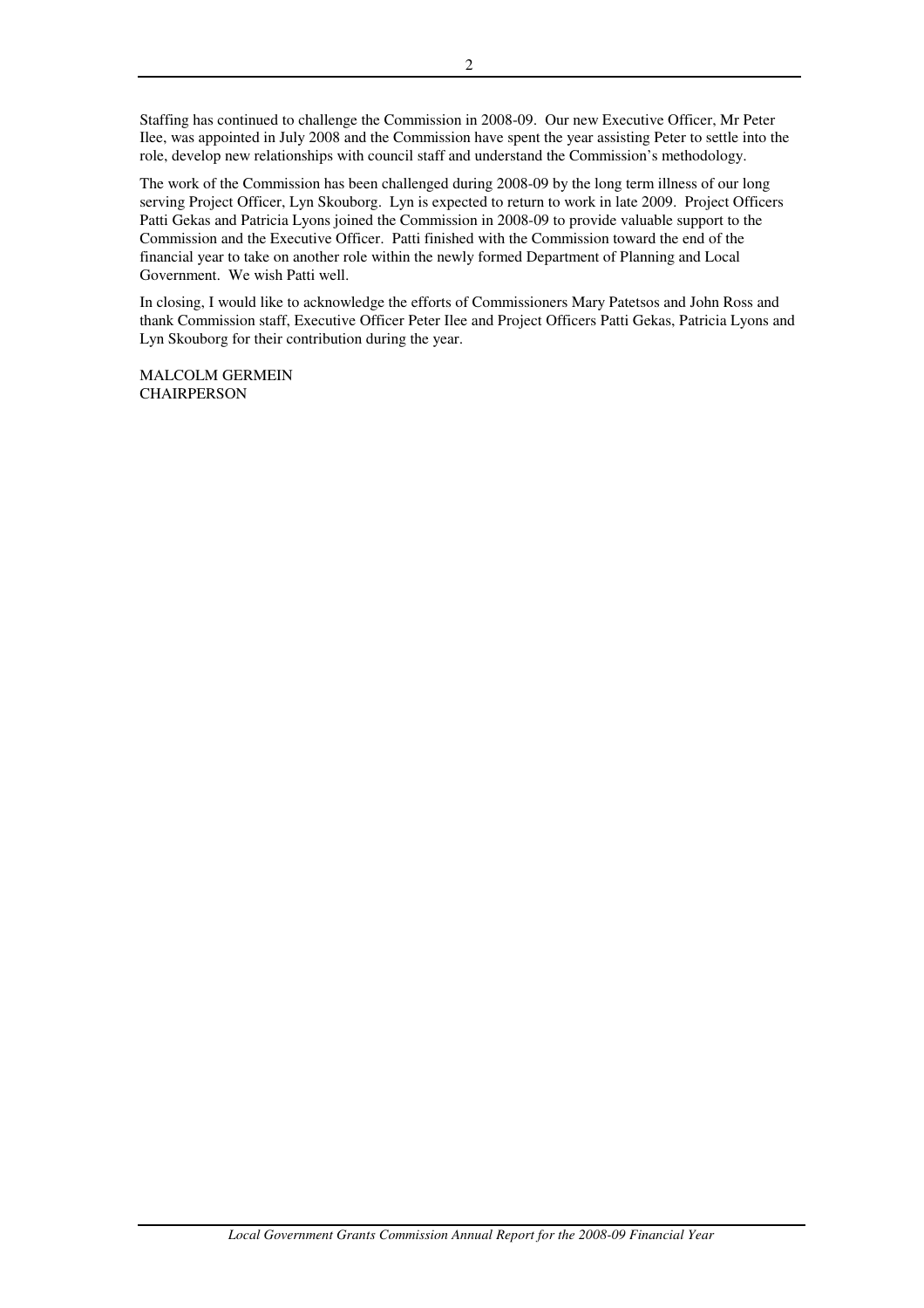Staffing has continued to challenge the Commission in 2008-09. Our new Executive Officer, Mr Peter Ilee, was appointed in July 2008 and the Commission have spent the year assisting Peter to settle into the role, develop new relationships with council staff and understand the Commission's methodology.

The work of the Commission has been challenged during 2008-09 by the long term illness of our long serving Project Officer, Lyn Skouborg. Lyn is expected to return to work in late 2009. Project Officers Patti Gekas and Patricia Lyons joined the Commission in 2008-09 to provide valuable support to the Commission and the Executive Officer. Patti finished with the Commission toward the end of the financial year to take on another role within the newly formed Department of Planning and Local Government. We wish Patti well.

In closing, I would like to acknowledge the efforts of Commissioners Mary Patetsos and John Ross and thank Commission staff, Executive Officer Peter Ilee and Project Officers Patti Gekas, Patricia Lyons and Lyn Skouborg for their contribution during the year.

MALCOLM GERMEIN
CHAIRPERSON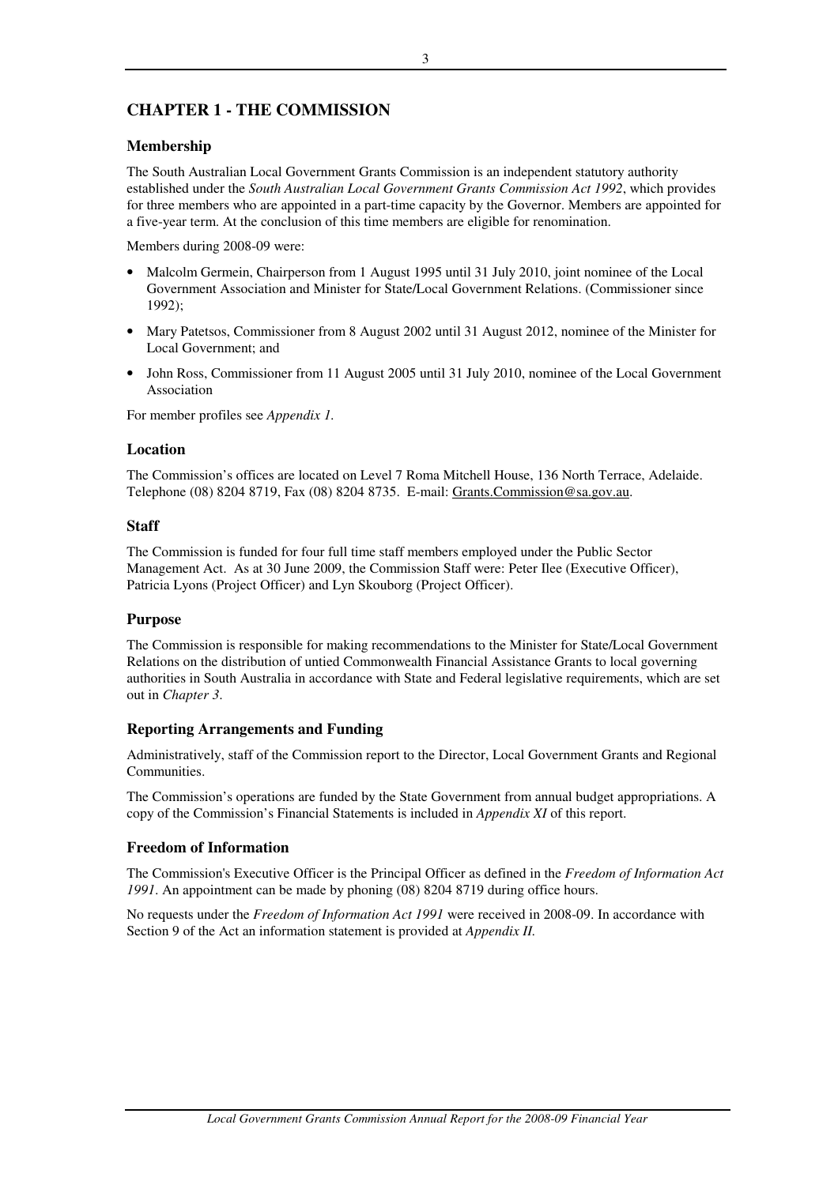# CHAPTER 1 - THE COMMISSION

## Membership

The South Australian Local Government Grants Commission is an independent statutory authority established under the *South Australian Local Government Grants Commission Act 1992*, which provides for three members who are appointed in a part-time capacity by the Governor. Members are appointed for a five-year term. At the conclusion of this time members are eligible for renomination.

Members during 2008-09 were:

- Malcolm Germein, Chairperson from 1 August 1995 until 31 July 2010, joint nominee of the Local Government Association and Minister for State/Local Government Relations. (Commissioner since 1992);
- Mary Patetsos, Commissioner from 8 August 2002 until 31 August 2012, nominee of the Minister for Local Government; and
- John Ross, Commissioner from 11 August 2005 until 31 July 2010, nominee of the Local Government Association

For member profiles see *Appendix 1.*

## Location

The Commission's offices are located on Level 7 Roma Mitchell House, 136 North Terrace, Adelaide. Telephone (08) 8204 8719, Fax (08) 8204 8735. E-mail: Grants.Commission@sa.gov.au.

## Staff

The Commission is funded for four full time staff members employed under the Public Sector Management Act. As at 30 June 2009, the Commission Staff were: Peter Ilee (Executive Officer), Patricia Lyons (Project Officer) and Lyn Skouborg (Project Officer).

## Purpose

The Commission is responsible for making recommendations to the Minister for State/Local Government Relations on the distribution of untied Commonwealth Financial Assistance Grants to local governing authorities in South Australia in accordance with State and Federal legislative requirements, which are set out in *Chapter 3*.

## Reporting Arrangements and Funding

Administratively, staff of the Commission report to the Director, Local Government Grants and Regional Communities.

The Commission's operations are funded by the State Government from annual budget appropriations. A copy of the Commission's Financial Statements is included in *Appendix XI* of this report.

## Freedom of Information

The Commission's Executive Officer is the Principal Officer as defined in the *Freedom of Information Act 1991*. An appointment can be made by phoning (08) 8204 8719 during office hours.

No requests under the *Freedom of Information Act 1991* were received in 2008-09. In accordance with Section 9 of the Act an information statement is provided at *Appendix II.*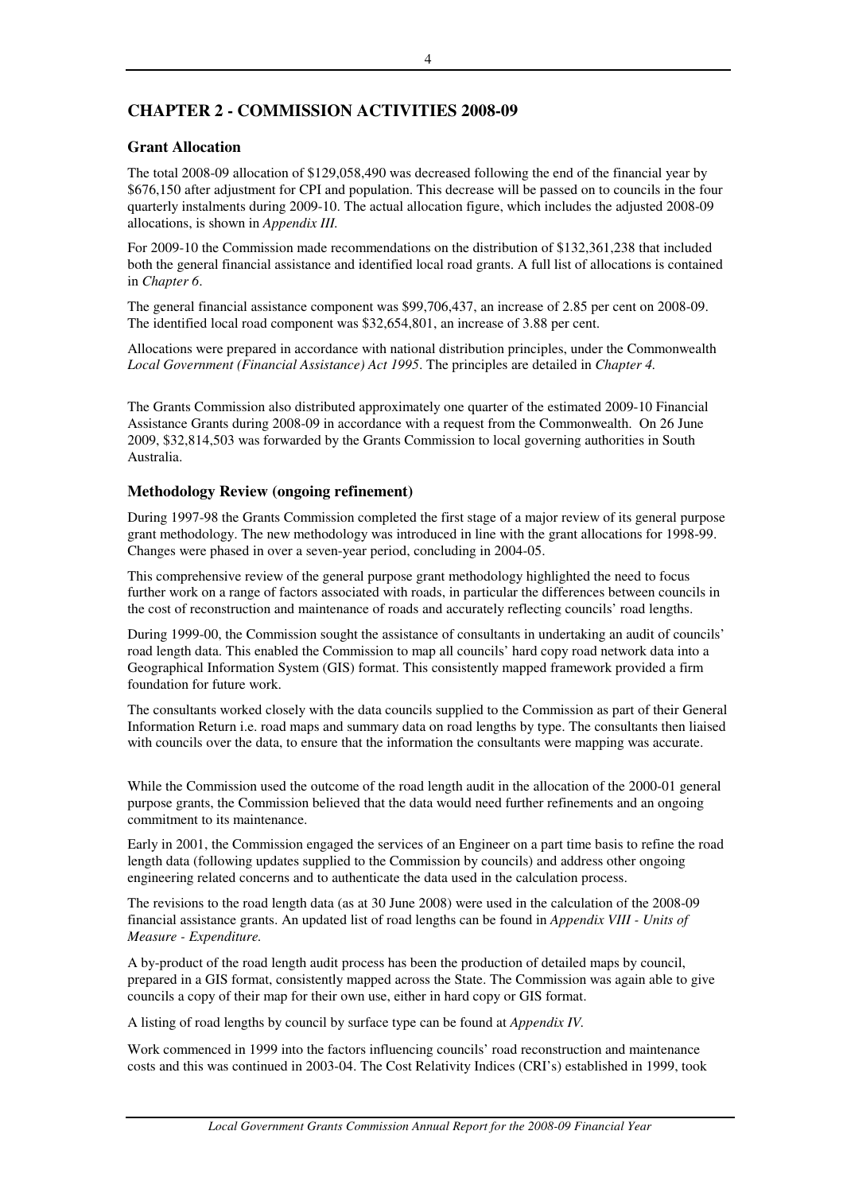## CHAPTER 2 - COMMISSION ACTIVITIES 2008-09

### Grant Allocation

The total 2008-09 allocation of $129,058,490 was decreased following the end of the financial year by $676,150 after adjustment for CPI and population. This decrease will be passed on to councils in the four quarterly instalments during 2009-10. The actual allocation figure, which includes the adjusted 2008-09 allocations, is shown in *Appendix III.*

For 2009-10 the Commission made recommendations on the distribution of $132,361,238 that included both the general financial assistance and identified local road grants. A full list of allocations is contained in *Chapter 6*.

The general financial assistance component was $99,706,437, an increase of 2.85 per cent on 2008-09. The identified local road component was $32,654,801, an increase of 3.88 per cent.

Allocations were prepared in accordance with national distribution principles, under the Commonwealth *Local Government (Financial Assistance) Act 1995*. The principles are detailed in *Chapter 4.*

The Grants Commission also distributed approximately one quarter of the estimated 2009-10 Financial Assistance Grants during 2008-09 in accordance with a request from the Commonwealth. On 26 June 2009, $32,814,503 was forwarded by the Grants Commission to local governing authorities in South Australia.

### Methodology Review (ongoing refinement)

During 1997-98 the Grants Commission completed the first stage of a major review of its general purpose grant methodology. The new methodology was introduced in line with the grant allocations for 1998-99. Changes were phased in over a seven-year period, concluding in 2004-05.

This comprehensive review of the general purpose grant methodology highlighted the need to focus further work on a range of factors associated with roads, in particular the differences between councils in the cost of reconstruction and maintenance of roads and accurately reflecting councils' road lengths.

During 1999-00, the Commission sought the assistance of consultants in undertaking an audit of councils' road length data. This enabled the Commission to map all councils' hard copy road network data into a Geographical Information System (GIS) format. This consistently mapped framework provided a firm foundation for future work.

The consultants worked closely with the data councils supplied to the Commission as part of their General Information Return i.e. road maps and summary data on road lengths by type. The consultants then liaised with councils over the data, to ensure that the information the consultants were mapping was accurate.

While the Commission used the outcome of the road length audit in the allocation of the 2000-01 general purpose grants, the Commission believed that the data would need further refinements and an ongoing commitment to its maintenance.

Early in 2001, the Commission engaged the services of an Engineer on a part time basis to refine the road length data (following updates supplied to the Commission by councils) and address other ongoing engineering related concerns and to authenticate the data used in the calculation process.

The revisions to the road length data (as at 30 June 2008) were used in the calculation of the 2008-09 financial assistance grants. An updated list of road lengths can be found in *Appendix VIII - Units of Measure - Expenditure.*

A by-product of the road length audit process has been the production of detailed maps by council, prepared in a GIS format, consistently mapped across the State. The Commission was again able to give councils a copy of their map for their own use, either in hard copy or GIS format.

A listing of road lengths by council by surface type can be found at *Appendix IV.*

Work commenced in 1999 into the factors influencing councils' road reconstruction and maintenance costs and this was continued in 2003-04. The Cost Relativity Indices (CRI's) established in 1999, took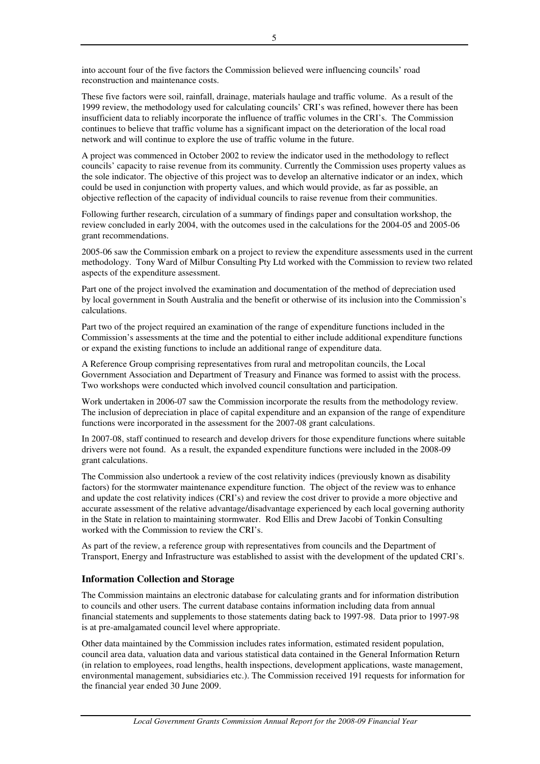into account four of the five factors the Commission believed were influencing councils' road reconstruction and maintenance costs.

These five factors were soil, rainfall, drainage, materials haulage and traffic volume. As a result of the 1999 review, the methodology used for calculating councils' CRI's was refined, however there has been insufficient data to reliably incorporate the influence of traffic volumes in the CRI's. The Commission continues to believe that traffic volume has a significant impact on the deterioration of the local road network and will continue to explore the use of traffic volume in the future.

A project was commenced in October 2002 to review the indicator used in the methodology to reflect councils' capacity to raise revenue from its community. Currently the Commission uses property values as the sole indicator. The objective of this project was to develop an alternative indicator or an index, which could be used in conjunction with property values, and which would provide, as far as possible, an objective reflection of the capacity of individual councils to raise revenue from their communities.

Following further research, circulation of a summary of findings paper and consultation workshop, the review concluded in early 2004, with the outcomes used in the calculations for the 2004-05 and 2005-06 grant recommendations.

2005-06 saw the Commission embark on a project to review the expenditure assessments used in the current methodology. Tony Ward of Milbur Consulting Pty Ltd worked with the Commission to review two related aspects of the expenditure assessment.

Part one of the project involved the examination and documentation of the method of depreciation used by local government in South Australia and the benefit or otherwise of its inclusion into the Commission's calculations.

Part two of the project required an examination of the range of expenditure functions included in the Commission's assessments at the time and the potential to either include additional expenditure functions or expand the existing functions to include an additional range of expenditure data.

A Reference Group comprising representatives from rural and metropolitan councils, the Local Government Association and Department of Treasury and Finance was formed to assist with the process. Two workshops were conducted which involved council consultation and participation.

Work undertaken in 2006-07 saw the Commission incorporate the results from the methodology review. The inclusion of depreciation in place of capital expenditure and an expansion of the range of expenditure functions were incorporated in the assessment for the 2007-08 grant calculations.

In 2007-08, staff continued to research and develop drivers for those expenditure functions where suitable drivers were not found. As a result, the expanded expenditure functions were included in the 2008-09 grant calculations.

The Commission also undertook a review of the cost relativity indices (previously known as disability factors) for the stormwater maintenance expenditure function. The object of the review was to enhance and update the cost relativity indices (CRI's) and review the cost driver to provide a more objective and accurate assessment of the relative advantage/disadvantage experienced by each local governing authority in the State in relation to maintaining stormwater. Rod Ellis and Drew Jacobi of Tonkin Consulting worked with the Commission to review the CRI's.

As part of the review, a reference group with representatives from councils and the Department of Transport, Energy and Infrastructure was established to assist with the development of the updated CRI's.

## Information Collection and Storage

The Commission maintains an electronic database for calculating grants and for information distribution to councils and other users. The current database contains information including data from annual financial statements and supplements to those statements dating back to 1997-98. Data prior to 1997-98 is at pre-amalgamated council level where appropriate.

Other data maintained by the Commission includes rates information, estimated resident population, council area data, valuation data and various statistical data contained in the General Information Return (in relation to employees, road lengths, health inspections, development applications, waste management, environmental management, subsidiaries etc.). The Commission received 191 requests for information for the financial year ended 30 June 2009.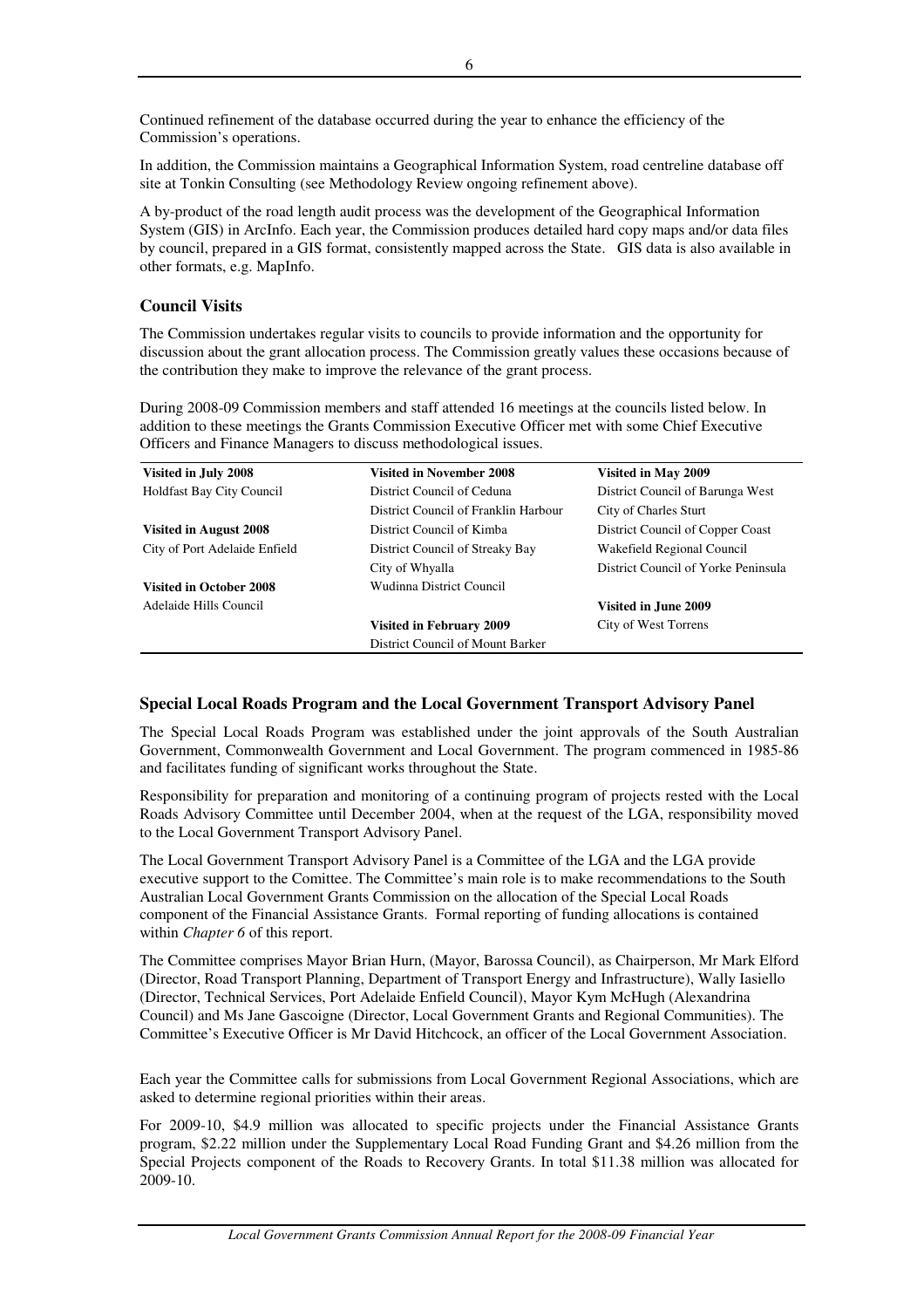Continued refinement of the database occurred during the year to enhance the efficiency of the Commission's operations.

In addition, the Commission maintains a Geographical Information System, road centreline database off site at Tonkin Consulting (see Methodology Review ongoing refinement above).

A by-product of the road length audit process was the development of the Geographical Information System (GIS) in ArcInfo. Each year, the Commission produces detailed hard copy maps and/or data files by council, prepared in a GIS format, consistently mapped across the State. GIS data is also available in other formats, e.g. MapInfo.

### Council Visits

The Commission undertakes regular visits to councils to provide information and the opportunity for discussion about the grant allocation process. The Commission greatly values these occasions because of the contribution they make to improve the relevance of the grant process.

During 2008-09 Commission members and staff attended 16 meetings at the councils listed below. In addition to these meetings the Grants Commission Executive Officer met with some Chief Executive Officers and Finance Managers to discuss methodological issues.

| **Visited in July 2008** | **Visited in November 2008** | **Visited in May 2009** |
|---|---|---|
| Holdfast Bay City Council | District Council of Ceduna | District Council of Barunga West |
| | District Council of Franklin Harbour | City of Charles Sturt |
| **Visited in August 2008** | District Council of Kimba | District Council of Copper Coast |
| City of Port Adelaide Enfield | District Council of Streaky Bay | Wakefield Regional Council |
| | City of Whyalla | District Council of Yorke Peninsula |
| **Visited in October 2008** | Wudinna District Council | |
| Adelaide Hills Council | | **Visited in June 2009** |
| | **Visited in February 2009** | City of West Torrens |
| | District Council of Mount Barker | |

### Special Local Roads Program and the Local Government Transport Advisory Panel

The Special Local Roads Program was established under the joint approvals of the South Australian Government, Commonwealth Government and Local Government. The program commenced in 1985-86 and facilitates funding of significant works throughout the State.

Responsibility for preparation and monitoring of a continuing program of projects rested with the Local Roads Advisory Committee until December 2004, when at the request of the LGA, responsibility moved to the Local Government Transport Advisory Panel.

The Local Government Transport Advisory Panel is a Committee of the LGA and the LGA provide executive support to the Comittee. The Committee's main role is to make recommendations to the South Australian Local Government Grants Commission on the allocation of the Special Local Roads component of the Financial Assistance Grants. Formal reporting of funding allocations is contained within *Chapter 6* of this report.

The Committee comprises Mayor Brian Hurn, (Mayor, Barossa Council), as Chairperson, Mr Mark Elford (Director, Road Transport Planning, Department of Transport Energy and Infrastructure), Wally Iasiello (Director, Technical Services, Port Adelaide Enfield Council), Mayor Kym McHugh (Alexandrina Council) and Ms Jane Gascoigne (Director, Local Government Grants and Regional Communities). The Committee's Executive Officer is Mr David Hitchcock, an officer of the Local Government Association.

Each year the Committee calls for submissions from Local Government Regional Associations, which are asked to determine regional priorities within their areas.

For 2009-10, $4.9 million was allocated to specific projects under the Financial Assistance Grants program, $2.22 million under the Supplementary Local Road Funding Grant and $4.26 million from the Special Projects component of the Roads to Recovery Grants. In total $11.38 million was allocated for 2009-10.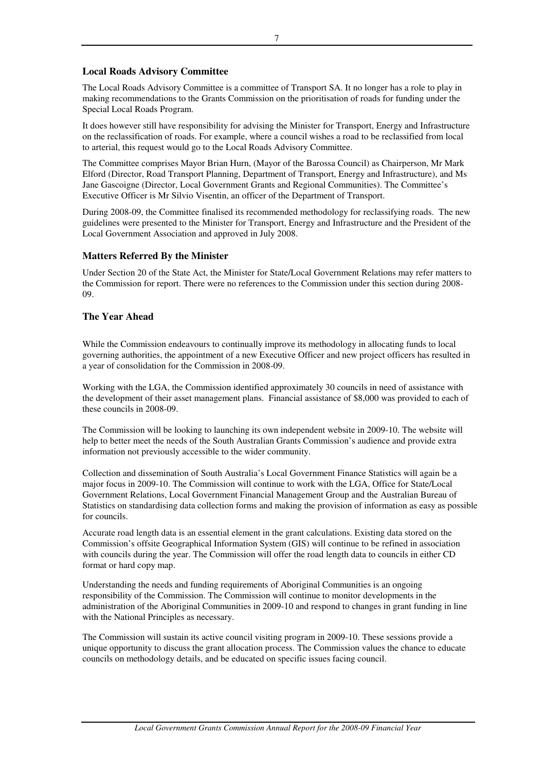### Local Roads Advisory Committee

The Local Roads Advisory Committee is a committee of Transport SA. It no longer has a role to play in making recommendations to the Grants Commission on the prioritisation of roads for funding under the Special Local Roads Program.

It does however still have responsibility for advising the Minister for Transport, Energy and Infrastructure on the reclassification of roads. For example, where a council wishes a road to be reclassified from local to arterial, this request would go to the Local Roads Advisory Committee.

The Committee comprises Mayor Brian Hurn, (Mayor of the Barossa Council) as Chairperson, Mr Mark Elford (Director, Road Transport Planning, Department of Transport, Energy and Infrastructure), and Ms Jane Gascoigne (Director, Local Government Grants and Regional Communities). The Committee's Executive Officer is Mr Silvio Visentin, an officer of the Department of Transport.

During 2008-09, the Committee finalised its recommended methodology for reclassifying roads. The new guidelines were presented to the Minister for Transport, Energy and Infrastructure and the President of the Local Government Association and approved in July 2008.

### Matters Referred By the Minister

Under Section 20 of the State Act, the Minister for State/Local Government Relations may refer matters to the Commission for report. There were no references to the Commission under this section during 2008-09.

### The Year Ahead

While the Commission endeavours to continually improve its methodology in allocating funds to local governing authorities, the appointment of a new Executive Officer and new project officers has resulted in a year of consolidation for the Commission in 2008-09.

Working with the LGA, the Commission identified approximately 30 councils in need of assistance with the development of their asset management plans. Financial assistance of $8,000 was provided to each of these councils in 2008-09.

The Commission will be looking to launching its own independent website in 2009-10. The website will help to better meet the needs of the South Australian Grants Commission's audience and provide extra information not previously accessible to the wider community.

Collection and dissemination of South Australia's Local Government Finance Statistics will again be a major focus in 2009-10. The Commission will continue to work with the LGA, Office for State/Local Government Relations, Local Government Financial Management Group and the Australian Bureau of Statistics on standardising data collection forms and making the provision of information as easy as possible for councils.

Accurate road length data is an essential element in the grant calculations. Existing data stored on the Commission's offsite Geographical Information System (GIS) will continue to be refined in association with councils during the year. The Commission will offer the road length data to councils in either CD format or hard copy map.

Understanding the needs and funding requirements of Aboriginal Communities is an ongoing responsibility of the Commission. The Commission will continue to monitor developments in the administration of the Aboriginal Communities in 2009-10 and respond to changes in grant funding in line with the National Principles as necessary.

The Commission will sustain its active council visiting program in 2009-10. These sessions provide a unique opportunity to discuss the grant allocation process. The Commission values the chance to educate councils on methodology details, and be educated on specific issues facing council.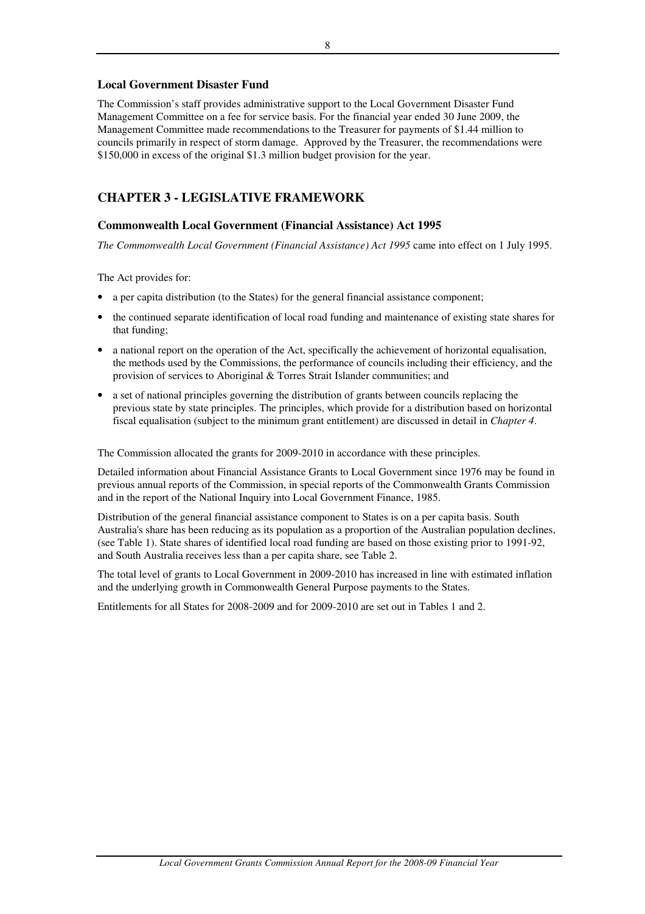### Local Government Disaster Fund

The Commission's staff provides administrative support to the Local Government Disaster Fund Management Committee on a fee for service basis. For the financial year ended 30 June 2009, the Management Committee made recommendations to the Treasurer for payments of $1.44 million to councils primarily in respect of storm damage. Approved by the Treasurer, the recommendations were $150,000 in excess of the original $1.3 million budget provision for the year.

## CHAPTER 3 - LEGISLATIVE FRAMEWORK

### Commonwealth Local Government (Financial Assistance) Act 1995

*The Commonwealth Local Government (Financial Assistance) Act 1995* came into effect on 1 July 1995.

The Act provides for:

- a per capita distribution (to the States) for the general financial assistance component;
- the continued separate identification of local road funding and maintenance of existing state shares for that funding;
- a national report on the operation of the Act, specifically the achievement of horizontal equalisation, the methods used by the Commissions, the performance of councils including their efficiency, and the provision of services to Aboriginal & Torres Strait Islander communities; and
- a set of national principles governing the distribution of grants between councils replacing the previous state by state principles. The principles, which provide for a distribution based on horizontal fiscal equalisation (subject to the minimum grant entitlement) are discussed in detail in *Chapter 4*.

The Commission allocated the grants for 2009-2010 in accordance with these principles.

Detailed information about Financial Assistance Grants to Local Government since 1976 may be found in previous annual reports of the Commission, in special reports of the Commonwealth Grants Commission and in the report of the National Inquiry into Local Government Finance, 1985.

Distribution of the general financial assistance component to States is on a per capita basis. South Australia's share has been reducing as its population as a proportion of the Australian population declines, (see Table 1). State shares of identified local road funding are based on those existing prior to 1991-92, and South Australia receives less than a per capita share, see Table 2.

The total level of grants to Local Government in 2009-2010 has increased in line with estimated inflation and the underlying growth in Commonwealth General Purpose payments to the States.

Entitlements for all States for 2008-2009 and for 2009-2010 are set out in Tables 1 and 2.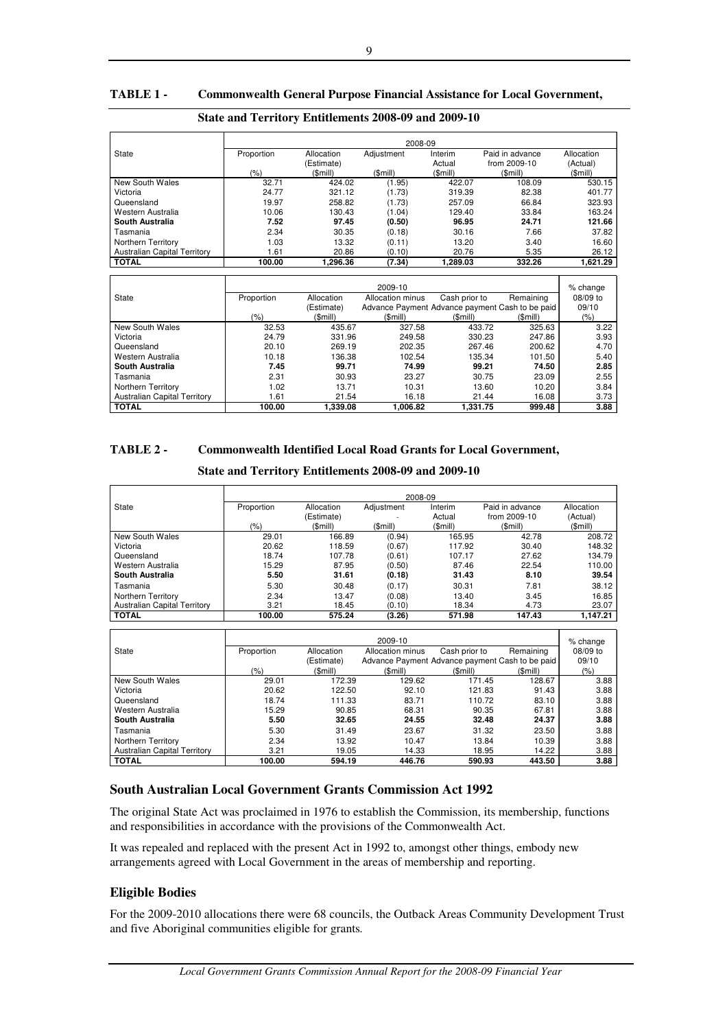## TABLE 1 - Commonwealth General Purpose Financial Assistance for Local Government, State and Territory Entitlements 2008-09 and 2009-10

| State | 2008-09 | | | | | |
|---|---|---|---|---|---|---|
| | Proportion (%) | Allocation (Estimate) ($mill) | Adjustment ($mill) | Interim Actual ($mill) | Paid in advance from 2009-10 ($mill) | Allocation (Actual) ($mill) |
| New South Wales | 32.71 | 424.02 | (1.95) | 422.07 | 108.09 | 530.15 |
| Victoria | 24.77 | 321.12 | (1.73) | 319.39 | 82.38 | 401.77 |
| Queensland | 19.97 | 258.82 | (1.73) | 257.09 | 66.84 | 323.93 |
| Western Australia | 10.06 | 130.43 | (1.04) | 129.40 | 33.84 | 163.24 |
| **South Australia** | **7.52** | **97.45** | **(0.50)** | **96.95** | **24.71** | **121.66** |
| Tasmania | 2.34 | 30.35 | (0.18) | 30.16 | 7.66 | 37.82 |
| Northern Territory | 1.03 | 13.32 | (0.11) | 13.20 | 3.40 | 16.60 |
| Australian Capital Territory | 1.61 | 20.86 | (0.10) | 20.76 | 5.35 | 26.12 |
| **TOTAL** | **100.00** | **1,296.36** | **(7.34)** | **1,289.03** | **332.26** | **1,621.29** |

| State | 2009-10 | | | | | % change |
|---|---|---|---|---|---|---|
| | Proportion (%) | Allocation (Estimate) ($mill) | Allocation minus Advance Payment ($mill) | Cash prior to Advance payment ($mill) | Remaining Cash to be paid ($mill) | 08/09 to 09/10 (%) |
| New South Wales | 32.53 | 435.67 | 327.58 | 433.72 | 325.63 | 3.22 |
| Victoria | 24.79 | 331.96 | 249.58 | 330.23 | 247.86 | 3.93 |
| Queensland | 20.10 | 269.19 | 202.35 | 267.46 | 200.62 | 4.70 |
| Western Australia | 10.18 | 136.38 | 102.54 | 135.34 | 101.50 | 5.40 |
| **South Australia** | **7.45** | **99.71** | **74.99** | **99.21** | **74.50** | **2.85** |
| Tasmania | 2.31 | 30.93 | 23.27 | 30.75 | 23.09 | 2.55 |
| Northern Territory | 1.02 | 13.71 | 10.31 | 13.60 | 10.20 | 3.84 |
| Australian Capital Territory | 1.61 | 21.54 | 16.18 | 21.44 | 16.08 | 3.73 |
| **TOTAL** | **100.00** | **1,339.08** | **1,006.82** | **1,331.75** | **999.48** | **3.88** |

## TABLE 2 - Commonwealth Identified Local Road Grants for Local Government, State and Territory Entitlements 2008-09 and 2009-10

| State | 2008-09 | | | | | |
|---|---|---|---|---|---|---|
| | Proportion (%) | Allocation (Estimate) ($mill) | Adjustment - ($mill) | Interim Actual ($mill) | Paid in advance from 2009-10 ($mill) | Allocation (Actual) ($mill) |
| New South Wales | 29.01 | 166.89 | (0.94) | 165.95 | 42.78 | 208.72 |
| Victoria | 20.62 | 118.59 | (0.67) | 117.92 | 30.40 | 148.32 |
| Queensland | 18.74 | 107.78 | (0.61) | 107.17 | 27.62 | 134.79 |
| Western Australia | 15.29 | 87.95 | (0.50) | 87.46 | 22.54 | 110.00 |
| **South Australia** | **5.50** | **31.61** | **(0.18)** | **31.43** | **8.10** | **39.54** |
| Tasmania | 5.30 | 30.48 | (0.17) | 30.31 | 7.81 | 38.12 |
| Northern Territory | 2.34 | 13.47 | (0.08) | 13.40 | 3.45 | 16.85 |
| Australian Capital Territory | 3.21 | 18.45 | (0.10) | 18.34 | 4.73 | 23.07 |
| **TOTAL** | **100.00** | **575.24** | **(3.26)** | **571.98** | **147.43** | **1,147.21** |

| State | 2009-10 | | | | | % change |
|---|---|---|---|---|---|---|
| | Proportion (%) | Allocation (Estimate) ($mill) | Allocation minus Advance Payment ($mill) | Cash prior to Advance payment ($mill) | Remaining Cash to be paid ($mill) | 08/09 to 09/10 (%) |
| New South Wales | 29.01 | 172.39 | 129.62 | 171.45 | 128.67 | 3.88 |
| Victoria | 20.62 | 122.50 | 92.10 | 121.83 | 91.43 | 3.88 |
| Queensland | 18.74 | 111.33 | 83.71 | 110.72 | 83.10 | 3.88 |
| Western Australia | 15.29 | 90.85 | 68.31 | 90.35 | 67.81 | 3.88 |
| **South Australia** | **5.50** | **32.65** | **24.55** | **32.48** | **24.37** | **3.88** |
| Tasmania | 5.30 | 31.49 | 23.67 | 31.32 | 23.50 | 3.88 |
| Northern Territory | 2.34 | 13.92 | 10.47 | 13.84 | 10.39 | 3.88 |
| Australian Capital Territory | 3.21 | 19.05 | 14.33 | 18.95 | 14.22 | 3.88 |
| **TOTAL** | **100.00** | **594.19** | **446.76** | **590.93** | **443.50** | **3.88** |

## South Australian Local Government Grants Commission Act 1992

The original State Act was proclaimed in 1976 to establish the Commission, its membership, functions and responsibilities in accordance with the provisions of the Commonwealth Act.

It was repealed and replaced with the present Act in 1992 to, amongst other things, embody new arrangements agreed with Local Government in the areas of membership and reporting.

## Eligible Bodies

For the 2009-2010 allocations there were 68 councils, the Outback Areas Community Development Trust and five Aboriginal communities eligible for grants.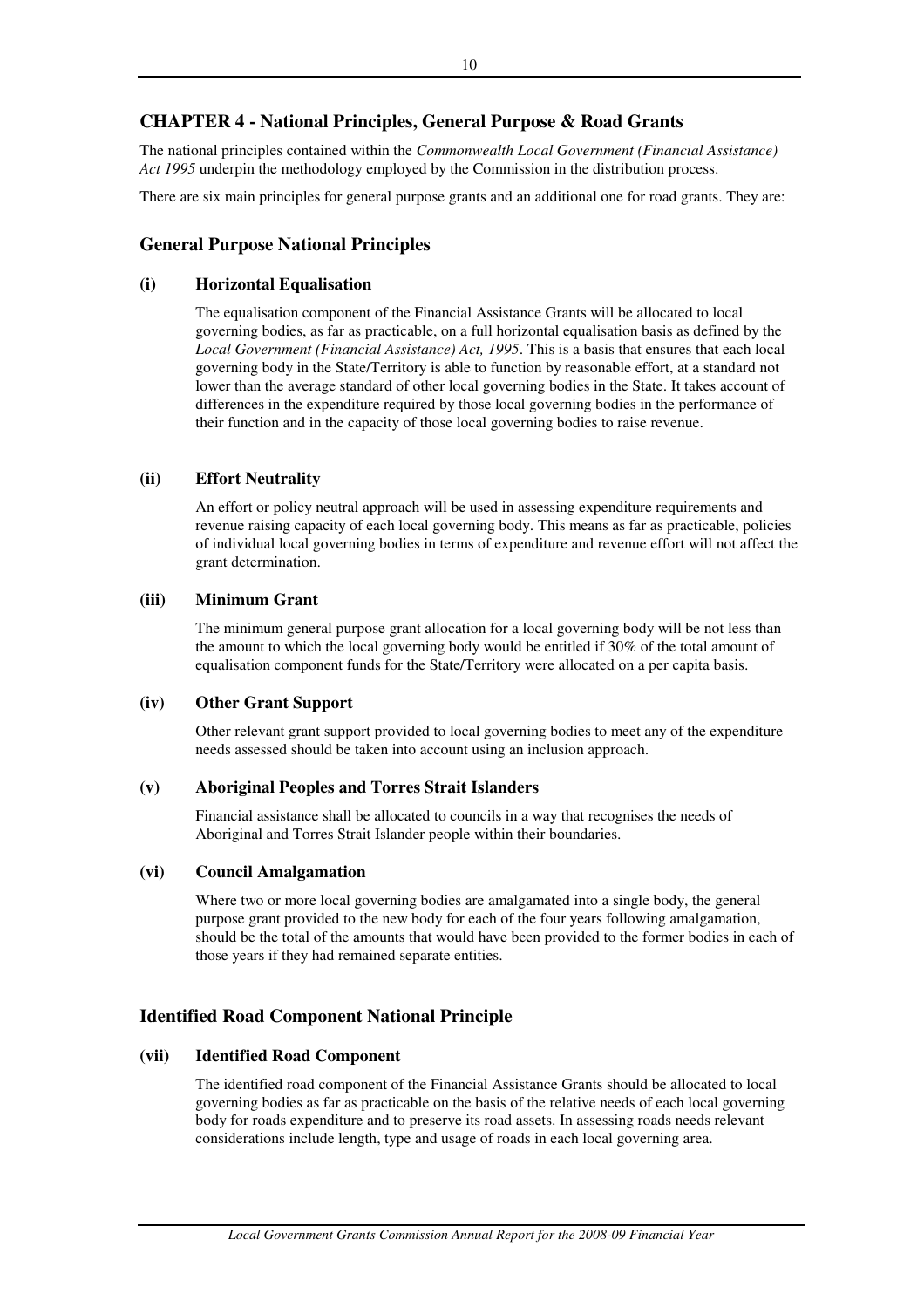## CHAPTER 4 - National Principles, General Purpose & Road Grants

The national principles contained within the *Commonwealth Local Government (Financial Assistance) Act 1995* underpin the methodology employed by the Commission in the distribution process.

There are six main principles for general purpose grants and an additional one for road grants. They are:

### General Purpose National Principles

#### (i) Horizontal Equalisation

The equalisation component of the Financial Assistance Grants will be allocated to local governing bodies, as far as practicable, on a full horizontal equalisation basis as defined by the *Local Government (Financial Assistance) Act, 1995*. This is a basis that ensures that each local governing body in the State/Territory is able to function by reasonable effort, at a standard not lower than the average standard of other local governing bodies in the State. It takes account of differences in the expenditure required by those local governing bodies in the performance of their function and in the capacity of those local governing bodies to raise revenue.

#### (ii) Effort Neutrality

An effort or policy neutral approach will be used in assessing expenditure requirements and revenue raising capacity of each local governing body. This means as far as practicable, policies of individual local governing bodies in terms of expenditure and revenue effort will not affect the grant determination.

#### (iii) Minimum Grant

The minimum general purpose grant allocation for a local governing body will be not less than the amount to which the local governing body would be entitled if 30% of the total amount of equalisation component funds for the State/Territory were allocated on a per capita basis.

#### (iv) Other Grant Support

Other relevant grant support provided to local governing bodies to meet any of the expenditure needs assessed should be taken into account using an inclusion approach.

#### (v) Aboriginal Peoples and Torres Strait Islanders

Financial assistance shall be allocated to councils in a way that recognises the needs of Aboriginal and Torres Strait Islander people within their boundaries.

#### (vi) Council Amalgamation

Where two or more local governing bodies are amalgamated into a single body, the general purpose grant provided to the new body for each of the four years following amalgamation, should be the total of the amounts that would have been provided to the former bodies in each of those years if they had remained separate entities.

### Identified Road Component National Principle

#### (vii) Identified Road Component

The identified road component of the Financial Assistance Grants should be allocated to local governing bodies as far as practicable on the basis of the relative needs of each local governing body for roads expenditure and to preserve its road assets. In assessing roads needs relevant considerations include length, type and usage of roads in each local governing area.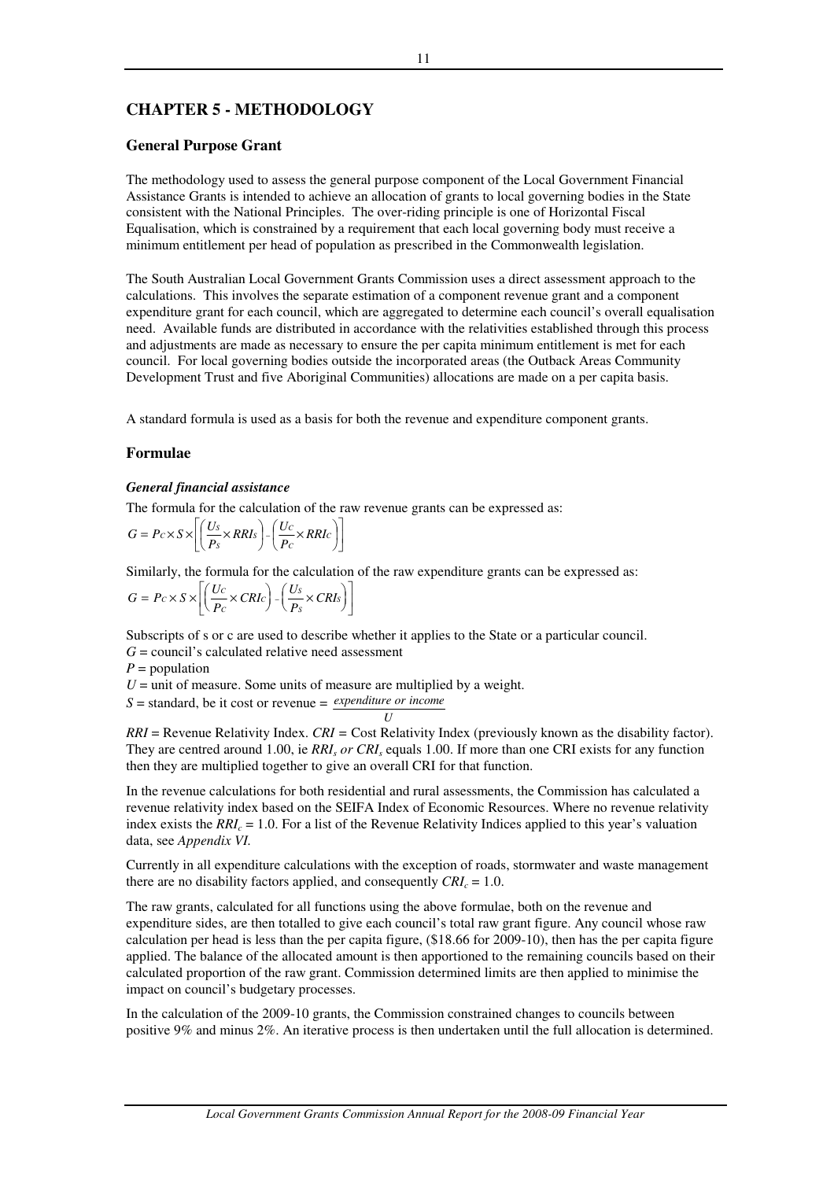# CHAPTER 5 - METHODOLOGY

## General Purpose Grant

The methodology used to assess the general purpose component of the Local Government Financial Assistance Grants is intended to achieve an allocation of grants to local governing bodies in the State consistent with the National Principles. The over-riding principle is one of Horizontal Fiscal Equalisation, which is constrained by a requirement that each local governing body must receive a minimum entitlement per head of population as prescribed in the Commonwealth legislation.

The South Australian Local Government Grants Commission uses a direct assessment approach to the calculations. This involves the separate estimation of a component revenue grant and a component expenditure grant for each council, which are aggregated to determine each council's overall equalisation need. Available funds are distributed in accordance with the relativities established through this process and adjustments are made as necessary to ensure the per capita minimum entitlement is met for each council. For local governing bodies outside the incorporated areas (the Outback Areas Community Development Trust and five Aboriginal Communities) allocations are made on a per capita basis.

A standard formula is used as a basis for both the revenue and expenditure component grants.

## Formulae

### *General financial assistance*

The formula for the calculation of the raw revenue grants can be expressed as:

$$G = P_C \times S \times \left[ \left( \frac{U_S}{P_S} \times RRI_S \right) - \left( \frac{U_C}{P_C} \times RRI_C \right) \right]$$

Similarly, the formula for the calculation of the raw expenditure grants can be expressed as:

$$G = P_C \times S \times \left[ \left( \frac{U_C}{P_C} \times CRI_C \right) - \left( \frac{U_S}{P_S} \times CRI_S \right) \right]$$

Subscripts of s or c are used to describe whether it applies to the State or a particular council.

$G$ = council's calculated relative need assessment

$P$ = population

$U$ = unit of measure. Some units of measure are multiplied by a weight.

$S$ = standard, be it cost or revenue = $\frac{\textit{expenditure or income}}{U}$

$RRI$ = Revenue Relativity Index. $CRI$ = Cost Relativity Index (previously known as the disability factor). They are centred around 1.00, ie $RRI_s$ *or* $CRI_s$ equals 1.00. If more than one CRI exists for any function then they are multiplied together to give an overall CRI for that function.

In the revenue calculations for both residential and rural assessments, the Commission has calculated a revenue relativity index based on the SEIFA Index of Economic Resources. Where no revenue relativity index exists the $RRI_c = 1.0$. For a list of the Revenue Relativity Indices applied to this year's valuation data, see *Appendix VI.*

Currently in all expenditure calculations with the exception of roads, stormwater and waste management there are no disability factors applied, and consequently $CRI_c = 1.0$.

The raw grants, calculated for all functions using the above formulae, both on the revenue and expenditure sides, are then totalled to give each council's total raw grant figure. Any council whose raw calculation per head is less than the per capita figure, ($18.66 for 2009-10), then has the per capita figure applied. The balance of the allocated amount is then apportioned to the remaining councils based on their calculated proportion of the raw grant. Commission determined limits are then applied to minimise the impact on council's budgetary processes.

In the calculation of the 2009-10 grants, the Commission constrained changes to councils between positive 9% and minus 2%. An iterative process is then undertaken until the full allocation is determined.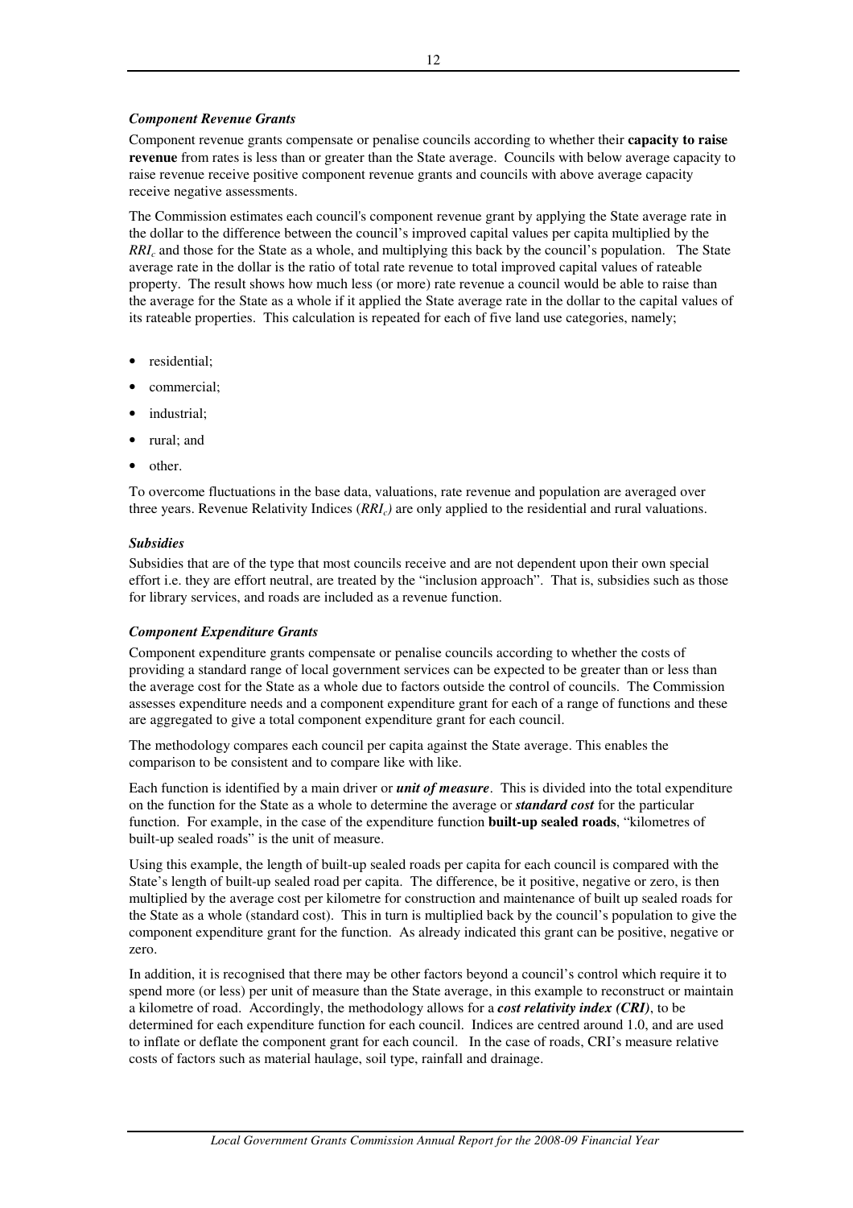### *Component Revenue Grants*

Component revenue grants compensate or penalise councils according to whether their **capacity to raise revenue** from rates is less than or greater than the State average. Councils with below average capacity to raise revenue receive positive component revenue grants and councils with above average capacity receive negative assessments.

The Commission estimates each council's component revenue grant by applying the State average rate in the dollar to the difference between the council's improved capital values per capita multiplied by the $RRI_c$ and those for the State as a whole, and multiplying this back by the council's population. The State average rate in the dollar is the ratio of total rate revenue to total improved capital values of rateable property. The result shows how much less (or more) rate revenue a council would be able to raise than the average for the State as a whole if it applied the State average rate in the dollar to the capital values of its rateable properties. This calculation is repeated for each of five land use categories, namely;

- residential;
- commercial;
- industrial;
- rural; and
- other.

To overcome fluctuations in the base data, valuations, rate revenue and population are averaged over three years. Revenue Relativity Indices ($RRI_c$) are only applied to the residential and rural valuations.

### *Subsidies*

Subsidies that are of the type that most councils receive and are not dependent upon their own special effort i.e. they are effort neutral, are treated by the "inclusion approach". That is, subsidies such as those for library services, and roads are included as a revenue function.

### *Component Expenditure Grants*

Component expenditure grants compensate or penalise councils according to whether the costs of providing a standard range of local government services can be expected to be greater than or less than the average cost for the State as a whole due to factors outside the control of councils. The Commission assesses expenditure needs and a component expenditure grant for each of a range of functions and these are aggregated to give a total component expenditure grant for each council.

The methodology compares each council per capita against the State average. This enables the comparison to be consistent and to compare like with like.

Each function is identified by a main driver or ***unit of measure***. This is divided into the total expenditure on the function for the State as a whole to determine the average or ***standard cost*** for the particular function. For example, in the case of the expenditure function **built-up sealed roads**, "kilometres of built-up sealed roads" is the unit of measure.

Using this example, the length of built-up sealed roads per capita for each council is compared with the State's length of built-up sealed road per capita. The difference, be it positive, negative or zero, is then multiplied by the average cost per kilometre for construction and maintenance of built up sealed roads for the State as a whole (standard cost). This in turn is multiplied back by the council's population to give the component expenditure grant for the function. As already indicated this grant can be positive, negative or zero.

In addition, it is recognised that there may be other factors beyond a council's control which require it to spend more (or less) per unit of measure than the State average, in this example to reconstruct or maintain a kilometre of road. Accordingly, the methodology allows for a ***cost relativity index (CRI)***, to be determined for each expenditure function for each council. Indices are centred around 1.0, and are used to inflate or deflate the component grant for each council. In the case of roads, CRI's measure relative costs of factors such as material haulage, soil type, rainfall and drainage.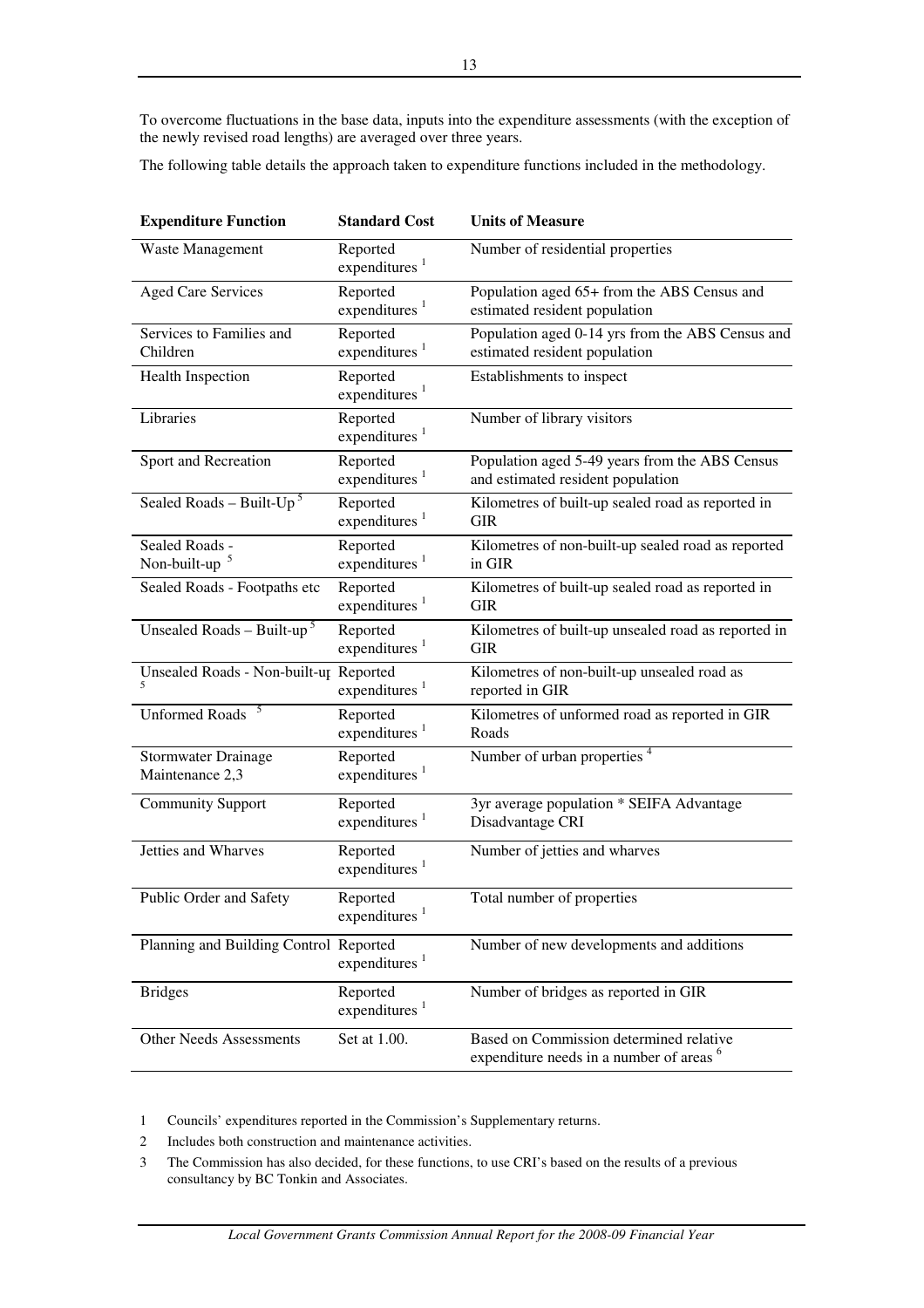To overcome fluctuations in the base data, inputs into the expenditure assessments (with the exception of the newly revised road lengths) are averaged over three years.

The following table details the approach taken to expenditure functions included in the methodology.

| **Expenditure Function** | **Standard Cost** | **Units of Measure** |
|---|---|---|
| Waste Management | Reported expenditures [1] | Number of residential properties |
| Aged Care Services | Reported expenditures [1] | Population aged 65+ from the ABS Census and estimated resident population |
| Services to Families and Children | Reported expenditures [1] | Population aged 0-14 yrs from the ABS Census and estimated resident population |
| Health Inspection | Reported expenditures [1] | Establishments to inspect |
| Libraries | Reported expenditures [1] | Number of library visitors |
| Sport and Recreation | Reported expenditures [1] | Population aged 5-49 years from the ABS Census and estimated resident population |
| Sealed Roads – Built-Up [5] | Reported expenditures [1] | Kilometres of built-up sealed road as reported in GIR |
| Sealed Roads - Non-built-up [5] | Reported expenditures [1] | Kilometres of non-built-up sealed road as reported in GIR |
| Sealed Roads - Footpaths etc | Reported expenditures [1] | Kilometres of built-up sealed road as reported in GIR |
| Unsealed Roads – Built-up [5] | Reported expenditures [1] | Kilometres of built-up unsealed road as reported in GIR |
| Unsealed Roads - Non-built-up [5] | Reported expenditures [1] | Kilometres of non-built-up unsealed road as reported in GIR |
| Unformed Roads [5] | Reported expenditures [1] | Kilometres of unformed road as reported in GIR Roads |
| Stormwater Drainage Maintenance 2,3 | Reported expenditures [1] | Number of urban properties [4] |
| Community Support | Reported expenditures [1] | 3yr average population * SEIFA Advantage Disadvantage CRI |
| Jetties and Wharves | Reported expenditures [1] | Number of jetties and wharves |
| Public Order and Safety | Reported expenditures [1] | Total number of properties |
| Planning and Building Control | Reported expenditures [1] | Number of new developments and additions |
| Bridges | Reported expenditures [1] | Number of bridges as reported in GIR |
| Other Needs Assessments | Set at 1.00. | Based on Commission determined relative expenditure needs in a number of areas [6] |

1 Councils' expenditures reported in the Commission's Supplementary returns.

2 Includes both construction and maintenance activities.

3 The Commission has also decided, for these functions, to use CRI's based on the results of a previous consultancy by BC Tonkin and Associates.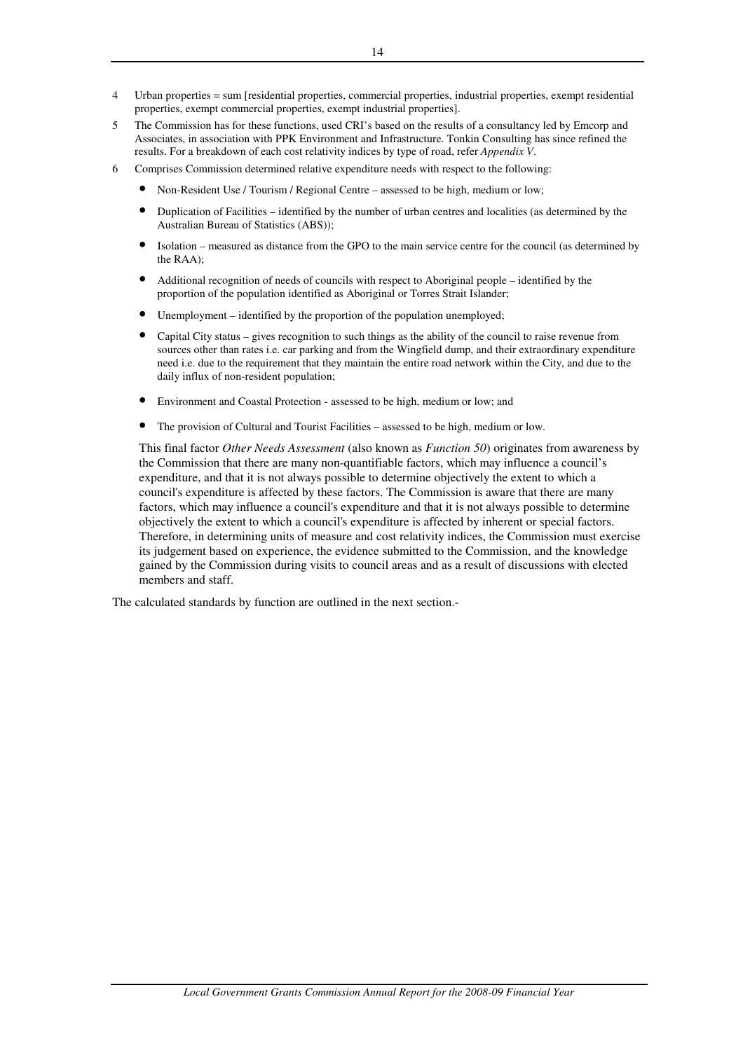4 Urban properties = sum [residential properties, commercial properties, industrial properties, exempt residential properties, exempt commercial properties, exempt industrial properties].

5 The Commission has for these functions, used CRI's based on the results of a consultancy led by Emcorp and Associates, in association with PPK Environment and Infrastructure. Tonkin Consulting has since refined the results. For a breakdown of each cost relativity indices by type of road, refer *Appendix V*.

6 Comprises Commission determined relative expenditure needs with respect to the following:

- Non-Resident Use / Tourism / Regional Centre – assessed to be high, medium or low;
- Duplication of Facilities – identified by the number of urban centres and localities (as determined by the Australian Bureau of Statistics (ABS));
- Isolation – measured as distance from the GPO to the main service centre for the council (as determined by the RAA);
- Additional recognition of needs of councils with respect to Aboriginal people – identified by the proportion of the population identified as Aboriginal or Torres Strait Islander;
- Unemployment – identified by the proportion of the population unemployed;
- Capital City status – gives recognition to such things as the ability of the council to raise revenue from sources other than rates i.e. car parking and from the Wingfield dump, and their extraordinary expenditure need i.e. due to the requirement that they maintain the entire road network within the City, and due to the daily influx of non-resident population;
- Environment and Coastal Protection - assessed to be high, medium or low; and
- The provision of Cultural and Tourist Facilities – assessed to be high, medium or low.

This final factor *Other Needs Assessment* (also known as *Function 50*) originates from awareness by the Commission that there are many non-quantifiable factors, which may influence a council's expenditure, and that it is not always possible to determine objectively the extent to which a council's expenditure is affected by these factors. The Commission is aware that there are many factors, which may influence a council's expenditure and that it is not always possible to determine objectively the extent to which a council's expenditure is affected by inherent or special factors. Therefore, in determining units of measure and cost relativity indices, the Commission must exercise its judgement based on experience, the evidence submitted to the Commission, and the knowledge gained by the Commission during visits to council areas and as a result of discussions with elected members and staff.

The calculated standards by function are outlined in the next section.-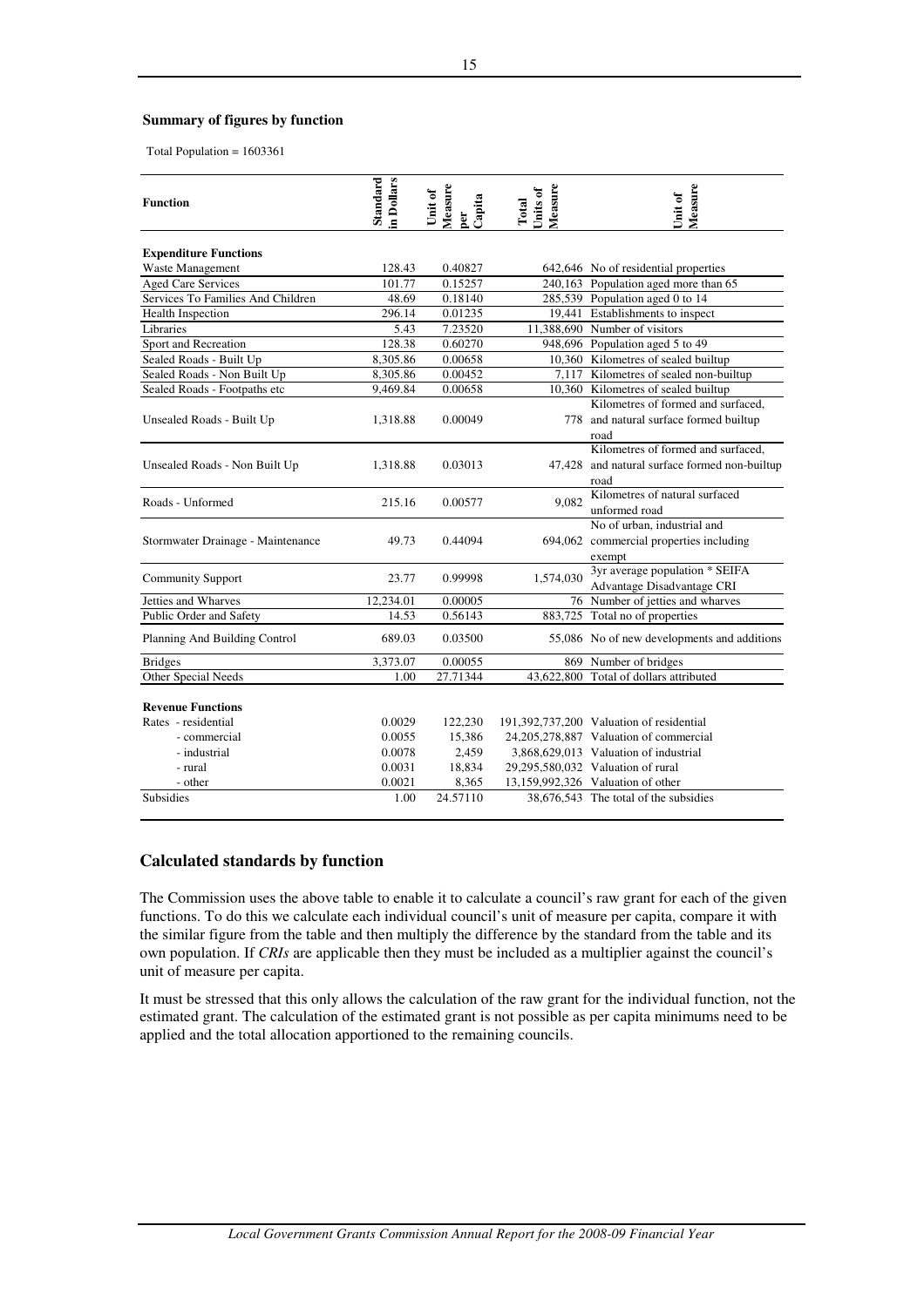### Summary of figures by function

Total Population = 1603361

| Function | Standard in Dollars | Unit of Measure per Capita | Total Units of Measure | Unit of Measure |
|---|---|---|---|---|
| **Expenditure Functions** | | | | |
| Waste Management | 128.43 | 0.40827 | 642,646 | No of residential properties |
| Aged Care Services | 101.77 | 0.15257 | 240,163 | Population aged more than 65 |
| Services To Families And Children | 48.69 | 0.18140 | 285,539 | Population aged 0 to 14 |
| Health Inspection | 296.14 | 0.01235 | 19,441 | Establishments to inspect |
| Libraries | 5.43 | 7.23520 | 11,388,690 | Number of visitors |
| Sport and Recreation | 128.38 | 0.60270 | 948,696 | Population aged 5 to 49 |
| Sealed Roads - Built Up | 8,305.86 | 0.00658 | 10,360 | Kilometres of sealed builtup |
| Sealed Roads - Non Built Up | 8,305.86 | 0.00452 | 7,117 | Kilometres of sealed non-builtup |
| Sealed Roads - Footpaths etc | 9,469.84 | 0.00658 | 10,360 | Kilometres of sealed builtup |
| Unsealed Roads - Built Up | 1,318.88 | 0.00049 | 778 | Kilometres of formed and surfaced, and natural surface formed builtup road |
| Unsealed Roads - Non Built Up | 1,318.88 | 0.03013 | 47,428 | Kilometres of formed and surfaced, and natural surface formed non-builtup road |
| Roads - Unformed | 215.16 | 0.00577 | 9,082 | Kilometres of natural surfaced unformed road |
| Stormwater Drainage - Maintenance | 49.73 | 0.44094 | 694,062 | No of urban, industrial and commercial properties including exempt |
| Community Support | 23.77 | 0.99998 | 1,574,030 | 3yr average population * SEIFA Advantage Disadvantage CRI |
| Jetties and Wharves | 12,234.01 | 0.00005 | 76 | Number of jetties and wharves |
| Public Order and Safety | 14.53 | 0.56143 | 883,725 | Total no of properties |
| Planning And Building Control | 689.03 | 0.03500 | 55,086 | No of new developments and additions |
| Bridges | 3,373.07 | 0.00055 | 869 | Number of bridges |
| Other Special Needs | 1.00 | 27.71344 | 43,622,800 | Total of dollars attributed |
| **Revenue Functions** | | | | |
| Rates - residential | 0.0029 | 122,230 | 191,392,737,200 | Valuation of residential |
| - commercial | 0.0055 | 15,386 | 24,205,278,887 | Valuation of commercial |
| - industrial | 0.0078 | 2,459 | 3,868,629,013 | Valuation of industrial |
| - rural | 0.0031 | 18,834 | 29,295,580,032 | Valuation of rural |
| - other | 0.0021 | 8,365 | 13,159,992,326 | Valuation of other |
| Subsidies | 1.00 | 24.57110 | 38,676,543 | The total of the subsidies |

## Calculated standards by function

The Commission uses the above table to enable it to calculate a council's raw grant for each of the given functions. To do this we calculate each individual council's unit of measure per capita, compare it with the similar figure from the table and then multiply the difference by the standard from the table and its own population. If *CRIs* are applicable then they must be included as a multiplier against the council's unit of measure per capita.

It must be stressed that this only allows the calculation of the raw grant for the individual function, not the estimated grant. The calculation of the estimated grant is not possible as per capita minimums need to be applied and the total allocation apportioned to the remaining councils.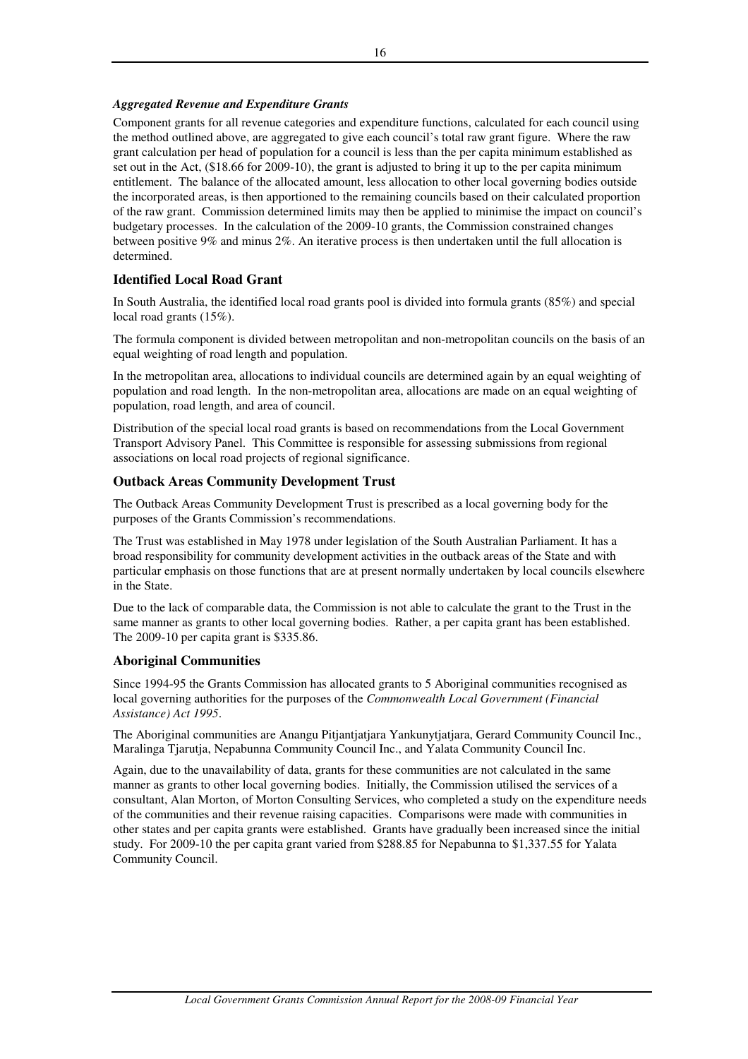***Aggregated Revenue and Expenditure Grants***

Component grants for all revenue categories and expenditure functions, calculated for each council using the method outlined above, are aggregated to give each council's total raw grant figure. Where the raw grant calculation per head of population for a council is less than the per capita minimum established as set out in the Act, ($18.66 for 2009-10), the grant is adjusted to bring it up to the per capita minimum entitlement. The balance of the allocated amount, less allocation to other local governing bodies outside the incorporated areas, is then apportioned to the remaining councils based on their calculated proportion of the raw grant. Commission determined limits may then be applied to minimise the impact on council's budgetary processes. In the calculation of the 2009-10 grants, the Commission constrained changes between positive 9% and minus 2%. An iterative process is then undertaken until the full allocation is determined.

## Identified Local Road Grant

In South Australia, the identified local road grants pool is divided into formula grants (85%) and special local road grants (15%).

The formula component is divided between metropolitan and non-metropolitan councils on the basis of an equal weighting of road length and population.

In the metropolitan area, allocations to individual councils are determined again by an equal weighting of population and road length. In the non-metropolitan area, allocations are made on an equal weighting of population, road length, and area of council.

Distribution of the special local road grants is based on recommendations from the Local Government Transport Advisory Panel. This Committee is responsible for assessing submissions from regional associations on local road projects of regional significance.

## Outback Areas Community Development Trust

The Outback Areas Community Development Trust is prescribed as a local governing body for the purposes of the Grants Commission's recommendations.

The Trust was established in May 1978 under legislation of the South Australian Parliament. It has a broad responsibility for community development activities in the outback areas of the State and with particular emphasis on those functions that are at present normally undertaken by local councils elsewhere in the State.

Due to the lack of comparable data, the Commission is not able to calculate the grant to the Trust in the same manner as grants to other local governing bodies. Rather, a per capita grant has been established. The 2009-10 per capita grant is $335.86.

## Aboriginal Communities

Since 1994-95 the Grants Commission has allocated grants to 5 Aboriginal communities recognised as local governing authorities for the purposes of the *Commonwealth Local Government (Financial Assistance) Act 1995*.

The Aboriginal communities are Anangu Pitjantjatjara Yankunytjatjara, Gerard Community Council Inc., Maralinga Tjarutja, Nepabunna Community Council Inc., and Yalata Community Council Inc.

Again, due to the unavailability of data, grants for these communities are not calculated in the same manner as grants to other local governing bodies. Initially, the Commission utilised the services of a consultant, Alan Morton, of Morton Consulting Services, who completed a study on the expenditure needs of the communities and their revenue raising capacities. Comparisons were made with communities in other states and per capita grants were established. Grants have gradually been increased since the initial study. For 2009-10 the per capita grant varied from $288.85 for Nepabunna to $1,337.55 for Yalata Community Council.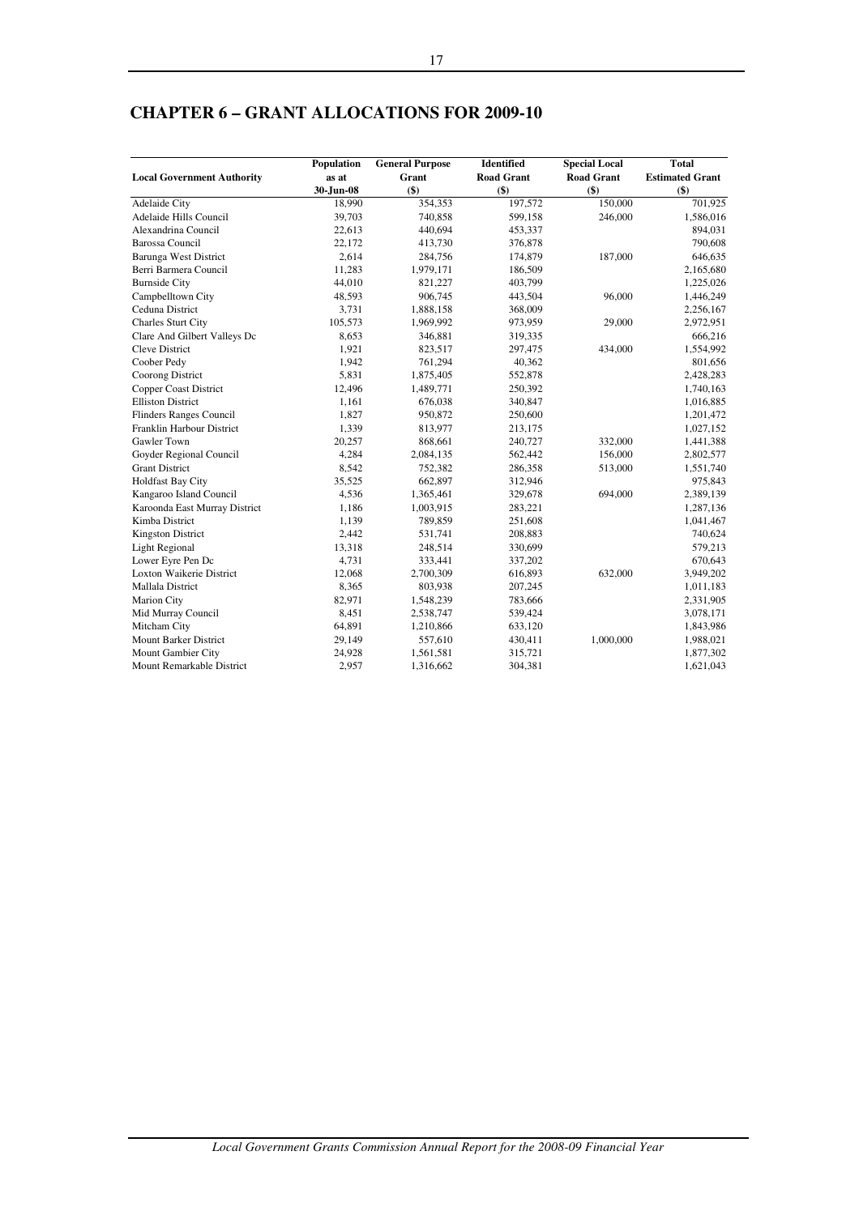# CHAPTER 6 – GRANT ALLOCATIONS FOR 2009-10

| Local Government Authority | Population as at 30-Jun-08 | General Purpose Grant ($) | Identified Road Grant ($) | Special Local Road Grant ($) | Total Estimated Grant ($) |
|---|---|---|---|---|---|
| Adelaide City | 18,990 | 354,353 | 197,572 | 150,000 | 701,925 |
| Adelaide Hills Council | 39,703 | 740,858 | 599,158 | 246,000 | 1,586,016 |
| Alexandrina Council | 22,613 | 440,694 | 453,337 | | 894,031 |
| Barossa Council | 22,172 | 413,730 | 376,878 | | 790,608 |
| Barunga West District | 2,614 | 284,756 | 174,879 | 187,000 | 646,635 |
| Berri Barmera Council | 11,283 | 1,979,171 | 186,509 | | 2,165,680 |
| Burnside City | 44,010 | 821,227 | 403,799 | | 1,225,026 |
| Campbelltown City | 48,593 | 906,745 | 443,504 | 96,000 | 1,446,249 |
| Ceduna District | 3,731 | 1,888,158 | 368,009 | | 2,256,167 |
| Charles Sturt City | 105,573 | 1,969,992 | 973,959 | 29,000 | 2,972,951 |
| Clare And Gilbert Valleys Dc | 8,653 | 346,881 | 319,335 | | 666,216 |
| Cleve District | 1,921 | 823,517 | 297,475 | 434,000 | 1,554,992 |
| Coober Pedy | 1,942 | 761,294 | 40,362 | | 801,656 |
| Coorong District | 5,831 | 1,875,405 | 552,878 | | 2,428,283 |
| Copper Coast District | 12,496 | 1,489,771 | 250,392 | | 1,740,163 |
| Elliston District | 1,161 | 676,038 | 340,847 | | 1,016,885 |
| Flinders Ranges Council | 1,827 | 950,872 | 250,600 | | 1,201,472 |
| Franklin Harbour District | 1,339 | 813,977 | 213,175 | | 1,027,152 |
| Gawler Town | 20,257 | 868,661 | 240,727 | 332,000 | 1,441,388 |
| Goyder Regional Council | 4,284 | 2,084,135 | 562,442 | 156,000 | 2,802,577 |
| Grant District | 8,542 | 752,382 | 286,358 | 513,000 | 1,551,740 |
| Holdfast Bay City | 35,525 | 662,897 | 312,946 | | 975,843 |
| Kangaroo Island Council | 4,536 | 1,365,461 | 329,678 | 694,000 | 2,389,139 |
| Karoonda East Murray District | 1,186 | 1,003,915 | 283,221 | | 1,287,136 |
| Kimba District | 1,139 | 789,859 | 251,608 | | 1,041,467 |
| Kingston District | 2,442 | 531,741 | 208,883 | | 740,624 |
| Light Regional | 13,318 | 248,514 | 330,699 | | 579,213 |
| Lower Eyre Pen Dc | 4,731 | 333,441 | 337,202 | | 670,643 |
| Loxton Waikerie District | 12,068 | 2,700,309 | 616,893 | 632,000 | 3,949,202 |
| Mallala District | 8,365 | 803,938 | 207,245 | | 1,011,183 |
| Marion City | 82,971 | 1,548,239 | 783,666 | | 2,331,905 |
| Mid Murray Council | 8,451 | 2,538,747 | 539,424 | | 3,078,171 |
| Mitcham City | 64,891 | 1,210,866 | 633,120 | | 1,843,986 |
| Mount Barker District | 29,149 | 557,610 | 430,411 | 1,000,000 | 1,988,021 |
| Mount Gambier City | 24,928 | 1,561,581 | 315,721 | | 1,877,302 |
| Mount Remarkable District | 2,957 | 1,316,662 | 304,381 | | 1,621,043 |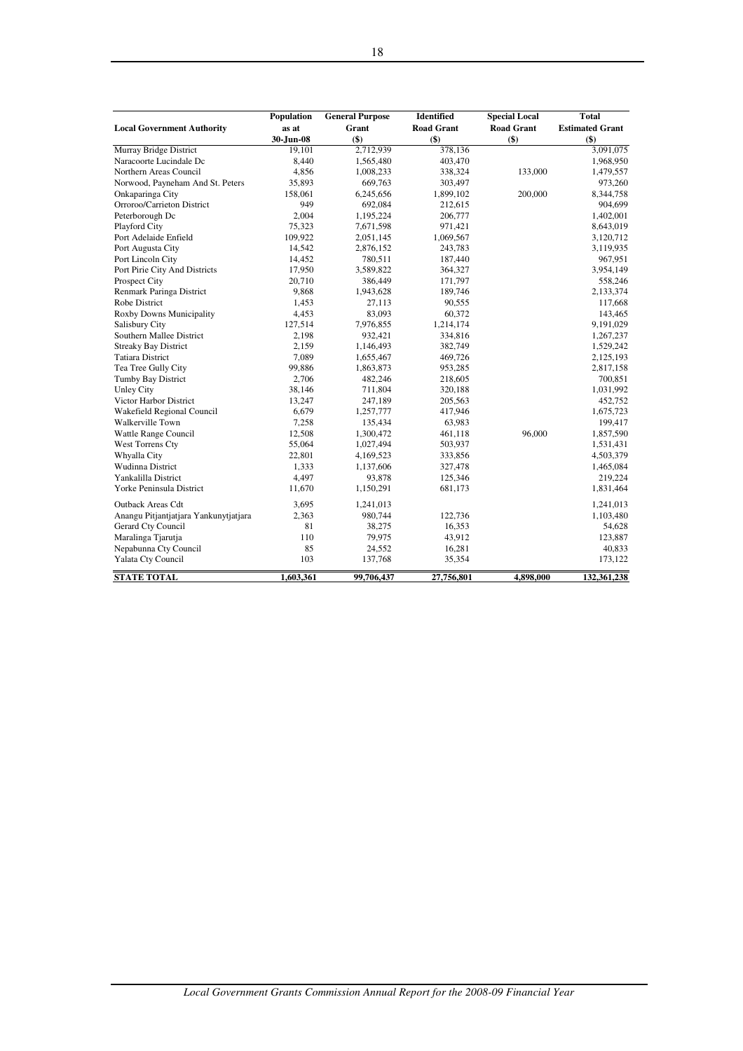| Local Government Authority | Population as at 30-Jun-08 | General Purpose Grant ($) | Identified Road Grant ($) | Special Local Road Grant ($) | Total Estimated Grant ($) |
|---|---|---|---|---|---|
| Murray Bridge District | 19,101 | 2,712,939 | 378,136 | | 3,091,075 |
| Naracoorte Lucindale Dc | 8,440 | 1,565,480 | 403,470 | | 1,968,950 |
| Northern Areas Council | 4,856 | 1,008,233 | 338,324 | 133,000 | 1,479,557 |
| Norwood, Payneham And St. Peters | 35,893 | 669,763 | 303,497 | | 973,260 |
| Onkaparinga City | 158,061 | 6,245,656 | 1,899,102 | 200,000 | 8,344,758 |
| Orroroo/Carrieton District | 949 | 692,084 | 212,615 | | 904,699 |
| Peterborough Dc | 2,004 | 1,195,224 | 206,777 | | 1,402,001 |
| Playford City | 75,323 | 7,671,598 | 971,421 | | 8,643,019 |
| Port Adelaide Enfield | 109,922 | 2,051,145 | 1,069,567 | | 3,120,712 |
| Port Augusta City | 14,542 | 2,876,152 | 243,783 | | 3,119,935 |
| Port Lincoln City | 14,452 | 780,511 | 187,440 | | 967,951 |
| Port Pirie City And Districts | 17,950 | 3,589,822 | 364,327 | | 3,954,149 |
| Prospect City | 20,710 | 386,449 | 171,797 | | 558,246 |
| Renmark Paringa District | 9,868 | 1,943,628 | 189,746 | | 2,133,374 |
| Robe District | 1,453 | 27,113 | 90,555 | | 117,668 |
| Roxby Downs Municipality | 4,453 | 83,093 | 60,372 | | 143,465 |
| Salisbury City | 127,514 | 7,976,855 | 1,214,174 | | 9,191,029 |
| Southern Mallee District | 2,198 | 932,421 | 334,816 | | 1,267,237 |
| Streaky Bay District | 2,159 | 1,146,493 | 382,749 | | 1,529,242 |
| Tatiara District | 7,089 | 1,655,467 | 469,726 | | 2,125,193 |
| Tea Tree Gully City | 99,886 | 1,863,873 | 953,285 | | 2,817,158 |
| Tumby Bay District | 2,706 | 482,246 | 218,605 | | 700,851 |
| Unley City | 38,146 | 711,804 | 320,188 | | 1,031,992 |
| Victor Harbor District | 13,247 | 247,189 | 205,563 | | 452,752 |
| Wakefield Regional Council | 6,679 | 1,257,777 | 417,946 | | 1,675,723 |
| Walkerville Town | 7,258 | 135,434 | 63,983 | | 199,417 |
| Wattle Range Council | 12,508 | 1,300,472 | 461,118 | 96,000 | 1,857,590 |
| West Torrens Cty | 55,064 | 1,027,494 | 503,937 | | 1,531,431 |
| Whyalla City | 22,801 | 4,169,523 | 333,856 | | 4,503,379 |
| Wudinna District | 1,333 | 1,137,606 | 327,478 | | 1,465,084 |
| Yankalilla District | 4,497 | 93,878 | 125,346 | | 219,224 |
| Yorke Peninsula District | 11,670 | 1,150,291 | 681,173 | | 1,831,464 |
| Outback Areas Cdt | 3,695 | 1,241,013 | | | 1,241,013 |
| Anangu Pitjantjatjara Yankunytjatjara | 2,363 | 980,744 | 122,736 | | 1,103,480 |
| Gerard Cty Council | 81 | 38,275 | 16,353 | | 54,628 |
| Maralinga Tjarutja | 110 | 79,975 | 43,912 | | 123,887 |
| Nepabunna Cty Council | 85 | 24,552 | 16,281 | | 40,833 |
| Yalata Cty Council | 103 | 137,768 | 35,354 | | 173,122 |
| **STATE TOTAL** | **1,603,361** | **99,706,437** | **27,756,801** | **4,898,000** | **132,361,238** |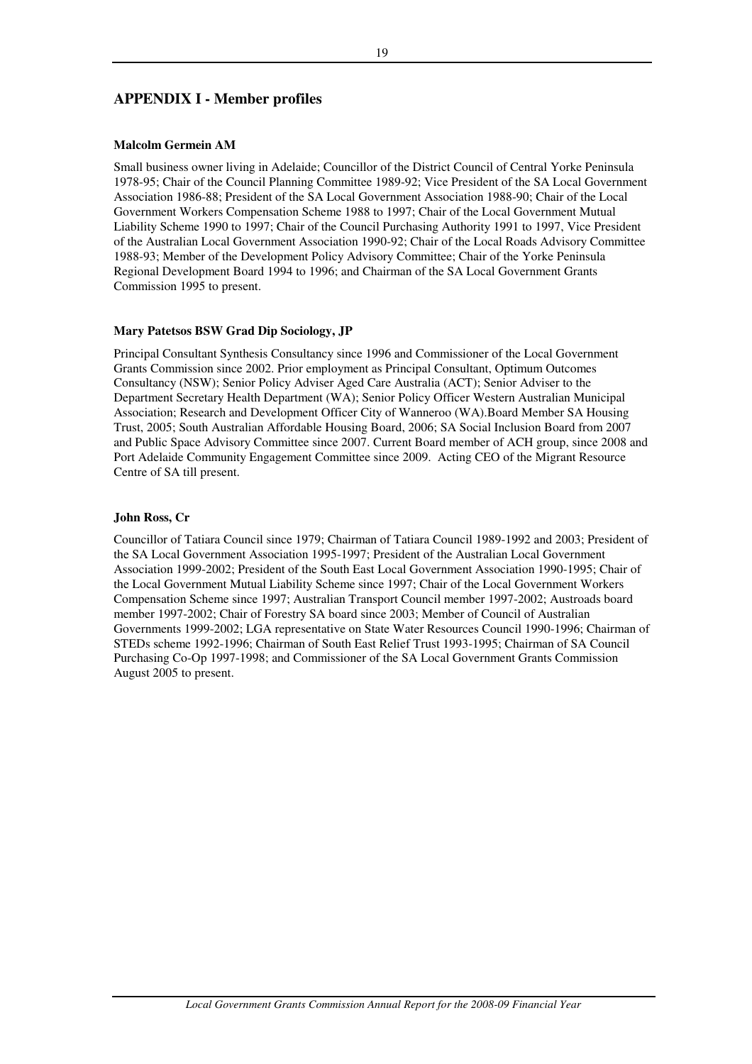## APPENDIX I - Member profiles

**Malcolm Germein AM**

Small business owner living in Adelaide; Councillor of the District Council of Central Yorke Peninsula 1978-95; Chair of the Council Planning Committee 1989-92; Vice President of the SA Local Government Association 1986-88; President of the SA Local Government Association 1988-90; Chair of the Local Government Workers Compensation Scheme 1988 to 1997; Chair of the Local Government Mutual Liability Scheme 1990 to 1997; Chair of the Council Purchasing Authority 1991 to 1997, Vice President of the Australian Local Government Association 1990-92; Chair of the Local Roads Advisory Committee 1988-93; Member of the Development Policy Advisory Committee; Chair of the Yorke Peninsula Regional Development Board 1994 to 1996; and Chairman of the SA Local Government Grants Commission 1995 to present.

**Mary Patetsos BSW Grad Dip Sociology, JP**

Principal Consultant Synthesis Consultancy since 1996 and Commissioner of the Local Government Grants Commission since 2002. Prior employment as Principal Consultant, Optimum Outcomes Consultancy (NSW); Senior Policy Adviser Aged Care Australia (ACT); Senior Adviser to the Department Secretary Health Department (WA); Senior Policy Officer Western Australian Municipal Association; Research and Development Officer City of Wanneroo (WA).Board Member SA Housing Trust, 2005; South Australian Affordable Housing Board, 2006; SA Social Inclusion Board from 2007 and Public Space Advisory Committee since 2007. Current Board member of ACH group, since 2008 and Port Adelaide Community Engagement Committee since 2009. Acting CEO of the Migrant Resource Centre of SA till present.

**John Ross, Cr**

Councillor of Tatiara Council since 1979; Chairman of Tatiara Council 1989-1992 and 2003; President of the SA Local Government Association 1995-1997; President of the Australian Local Government Association 1999-2002; President of the South East Local Government Association 1990-1995; Chair of the Local Government Mutual Liability Scheme since 1997; Chair of the Local Government Workers Compensation Scheme since 1997; Australian Transport Council member 1997-2002; Austroads board member 1997-2002; Chair of Forestry SA board since 2003; Member of Council of Australian Governments 1999-2002; LGA representative on State Water Resources Council 1990-1996; Chairman of STEDs scheme 1992-1996; Chairman of South East Relief Trust 1993-1995; Chairman of SA Council Purchasing Co-Op 1997-1998; and Commissioner of the SA Local Government Grants Commission August 2005 to present.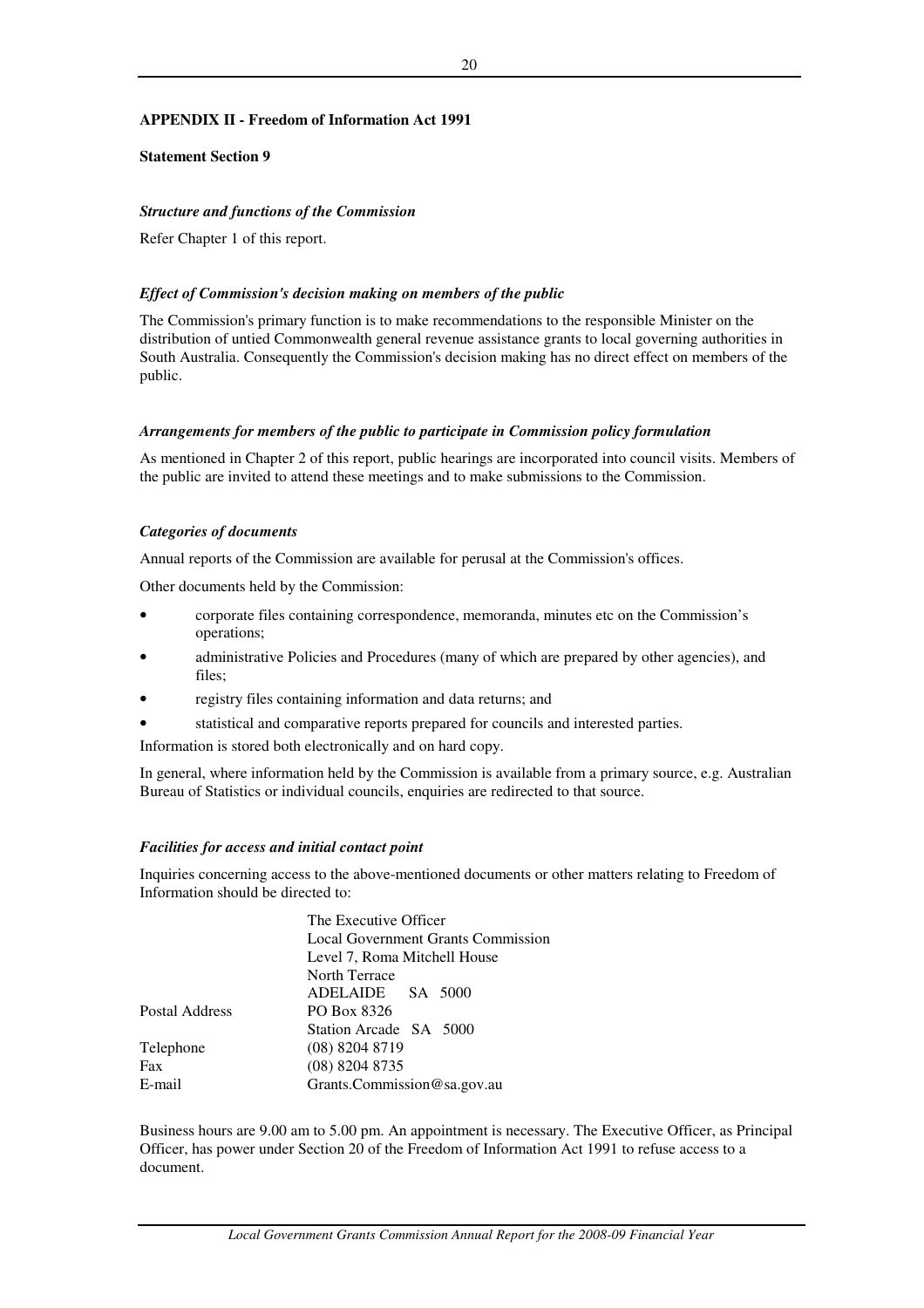**APPENDIX II - Freedom of Information Act 1991**

**Statement Section 9**

***Structure and functions of the Commission***

Refer Chapter 1 of this report.

***Effect of Commission's decision making on members of the public***

The Commission's primary function is to make recommendations to the responsible Minister on the distribution of untied Commonwealth general revenue assistance grants to local governing authorities in South Australia. Consequently the Commission's decision making has no direct effect on members of the public.

***Arrangements for members of the public to participate in Commission policy formulation***

As mentioned in Chapter 2 of this report, public hearings are incorporated into council visits. Members of the public are invited to attend these meetings and to make submissions to the Commission.

***Categories of documents***

Annual reports of the Commission are available for perusal at the Commission's offices.

Other documents held by the Commission:

- corporate files containing correspondence, memoranda, minutes etc on the Commission's operations;
- administrative Policies and Procedures (many of which are prepared by other agencies), and files;
- registry files containing information and data returns; and
- statistical and comparative reports prepared for councils and interested parties.

Information is stored both electronically and on hard copy.

In general, where information held by the Commission is available from a primary source, e.g. Australian Bureau of Statistics or individual councils, enquiries are redirected to that source.

***Facilities for access and initial contact point***

Inquiries concerning access to the above-mentioned documents or other matters relating to Freedom of Information should be directed to:

| | |
|---|---|
| | The Executive Officer<br>Local Government Grants Commission<br>Level 7, Roma Mitchell House<br>North Terrace<br>ADELAIDE SA 5000 |
| Postal Address | PO Box 8326<br>Station Arcade SA 5000 |
| Telephone | (08) 8204 8719 |
| Fax | (08) 8204 8735 |
| E-mail | Grants.Commission@sa.gov.au |

Business hours are 9.00 am to 5.00 pm. An appointment is necessary. The Executive Officer, as Principal Officer, has power under Section 20 of the Freedom of Information Act 1991 to refuse access to a document.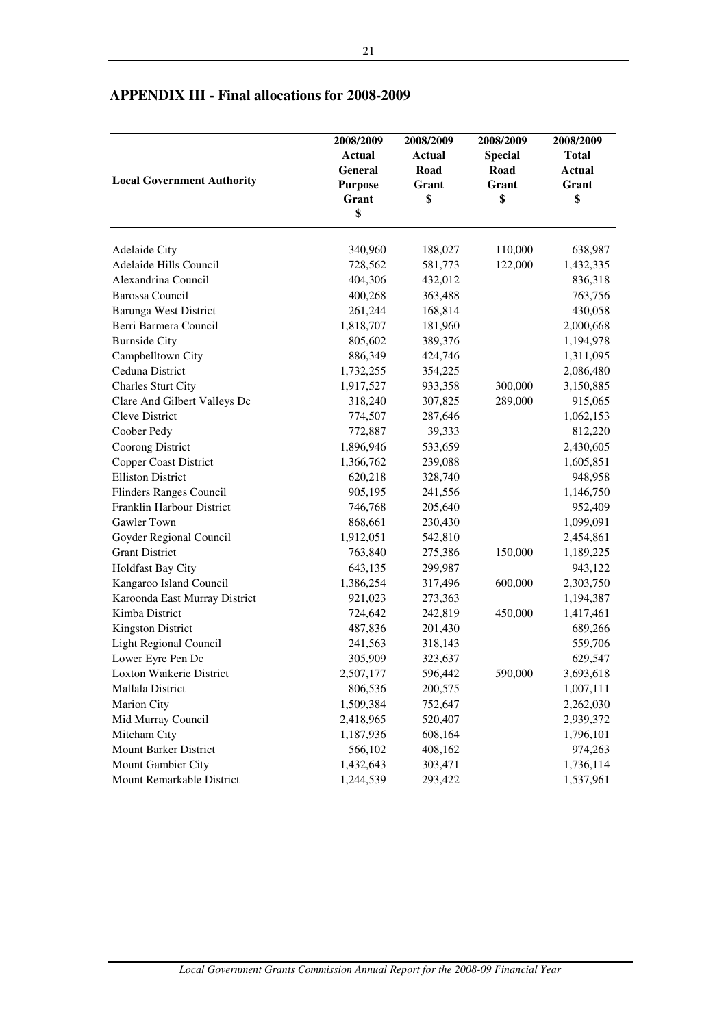## APPENDIX III - Final allocations for 2008-2009

| Local Government Authority | 2008/2009 Actual General Purpose Grant $ | 2008/2009 Actual Road Grant $ | 2008/2009 Special Road Grant $ | 2008/2009 Total Actual Grant $ |
|---|---|---|---|---|
| Adelaide City | 340,960 | 188,027 | 110,000 | 638,987 |
| Adelaide Hills Council | 728,562 | 581,773 | 122,000 | 1,432,335 |
| Alexandrina Council | 404,306 | 432,012 | | 836,318 |
| Barossa Council | 400,268 | 363,488 | | 763,756 |
| Barunga West District | 261,244 | 168,814 | | 430,058 |
| Berri Barmera Council | 1,818,707 | 181,960 | | 2,000,668 |
| Burnside City | 805,602 | 389,376 | | 1,194,978 |
| Campbelltown City | 886,349 | 424,746 | | 1,311,095 |
| Ceduna District | 1,732,255 | 354,225 | | 2,086,480 |
| Charles Sturt City | 1,917,527 | 933,358 | 300,000 | 3,150,885 |
| Clare And Gilbert Valleys Dc | 318,240 | 307,825 | 289,000 | 915,065 |
| Cleve District | 774,507 | 287,646 | | 1,062,153 |
| Coober Pedy | 772,887 | 39,333 | | 812,220 |
| Coorong District | 1,896,946 | 533,659 | | 2,430,605 |
| Copper Coast District | 1,366,762 | 239,088 | | 1,605,851 |
| Elliston District | 620,218 | 328,740 | | 948,958 |
| Flinders Ranges Council | 905,195 | 241,556 | | 1,146,750 |
| Franklin Harbour District | 746,768 | 205,640 | | 952,409 |
| Gawler Town | 868,661 | 230,430 | | 1,099,091 |
| Goyder Regional Council | 1,912,051 | 542,810 | | 2,454,861 |
| Grant District | 763,840 | 275,386 | 150,000 | 1,189,225 |
| Holdfast Bay City | 643,135 | 299,987 | | 943,122 |
| Kangaroo Island Council | 1,386,254 | 317,496 | 600,000 | 2,303,750 |
| Karoonda East Murray District | 921,023 | 273,363 | | 1,194,387 |
| Kimba District | 724,642 | 242,819 | 450,000 | 1,417,461 |
| Kingston District | 487,836 | 201,430 | | 689,266 |
| Light Regional Council | 241,563 | 318,143 | | 559,706 |
| Lower Eyre Pen Dc | 305,909 | 323,637 | | 629,547 |
| Loxton Waikerie District | 2,507,177 | 596,442 | 590,000 | 3,693,618 |
| Mallala District | 806,536 | 200,575 | | 1,007,111 |
| Marion City | 1,509,384 | 752,647 | | 2,262,030 |
| Mid Murray Council | 2,418,965 | 520,407 | | 2,939,372 |
| Mitcham City | 1,187,936 | 608,164 | | 1,796,101 |
| Mount Barker District | 566,102 | 408,162 | | 974,263 |
| Mount Gambier City | 1,432,643 | 303,471 | | 1,736,114 |
| Mount Remarkable District | 1,244,539 | 293,422 | | 1,537,961 |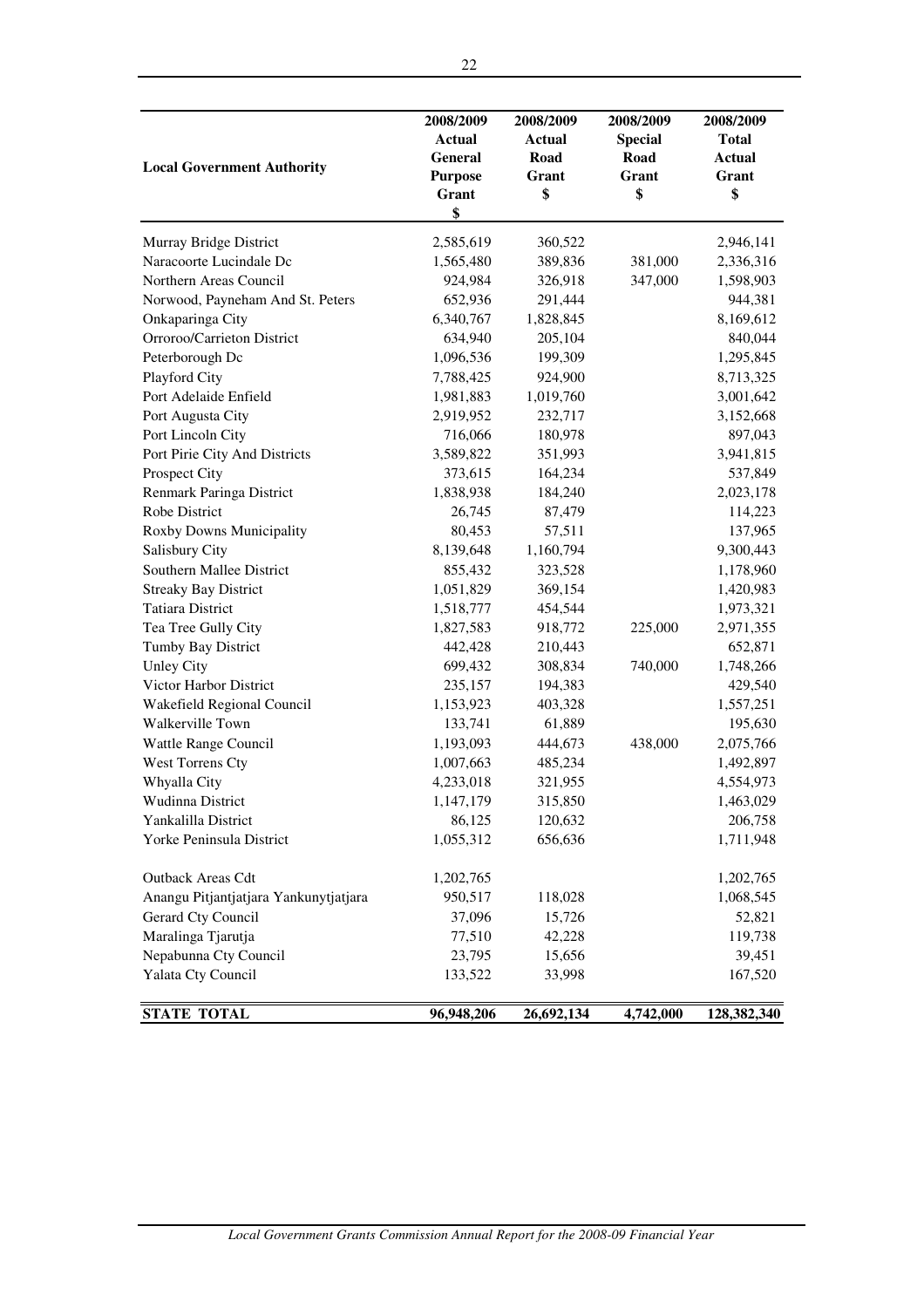| Local Government Authority | 2008/2009 Actual General Purpose Grant $ | 2008/2009 Actual Road Grant $ | 2008/2009 Special Road Grant $ | 2008/2009 Total Actual Grant $ |
|---|---|---|---|---|
| Murray Bridge District | 2,585,619 | 360,522 | | 2,946,141 |
| Naracoorte Lucindale Dc | 1,565,480 | 389,836 | 381,000 | 2,336,316 |
| Northern Areas Council | 924,984 | 326,918 | 347,000 | 1,598,903 |
| Norwood, Payneham And St. Peters | 652,936 | 291,444 | | 944,381 |
| Onkaparinga City | 6,340,767 | 1,828,845 | | 8,169,612 |
| Orroroo/Carrieton District | 634,940 | 205,104 | | 840,044 |
| Peterborough Dc | 1,096,536 | 199,309 | | 1,295,845 |
| Playford City | 7,788,425 | 924,900 | | 8,713,325 |
| Port Adelaide Enfield | 1,981,883 | 1,019,760 | | 3,001,642 |
| Port Augusta City | 2,919,952 | 232,717 | | 3,152,668 |
| Port Lincoln City | 716,066 | 180,978 | | 897,043 |
| Port Pirie City And Districts | 3,589,822 | 351,993 | | 3,941,815 |
| Prospect City | 373,615 | 164,234 | | 537,849 |
| Renmark Paringa District | 1,838,938 | 184,240 | | 2,023,178 |
| Robe District | 26,745 | 87,479 | | 114,223 |
| Roxby Downs Municipality | 80,453 | 57,511 | | 137,965 |
| Salisbury City | 8,139,648 | 1,160,794 | | 9,300,443 |
| Southern Mallee District | 855,432 | 323,528 | | 1,178,960 |
| Streaky Bay District | 1,051,829 | 369,154 | | 1,420,983 |
| Tatiara District | 1,518,777 | 454,544 | | 1,973,321 |
| Tea Tree Gully City | 1,827,583 | 918,772 | 225,000 | 2,971,355 |
| Tumby Bay District | 442,428 | 210,443 | | 652,871 |
| Unley City | 699,432 | 308,834 | 740,000 | 1,748,266 |
| Victor Harbor District | 235,157 | 194,383 | | 429,540 |
| Wakefield Regional Council | 1,153,923 | 403,328 | | 1,557,251 |
| Walkerville Town | 133,741 | 61,889 | | 195,630 |
| Wattle Range Council | 1,193,093 | 444,673 | 438,000 | 2,075,766 |
| West Torrens Cty | 1,007,663 | 485,234 | | 1,492,897 |
| Whyalla City | 4,233,018 | 321,955 | | 4,554,973 |
| Wudinna District | 1,147,179 | 315,850 | | 1,463,029 |
| Yankalilla District | 86,125 | 120,632 | | 206,758 |
| Yorke Peninsula District | 1,055,312 | 656,636 | | 1,711,948 |
| | | | | |
| Outback Areas Cdt | 1,202,765 | | | 1,202,765 |
| Anangu Pitjantjatjara Yankunytjatjara | 950,517 | 118,028 | | 1,068,545 |
| Gerard Cty Council | 37,096 | 15,726 | | 52,821 |
| Maralinga Tjarutja | 77,510 | 42,228 | | 119,738 |
| Nepabunna Cty Council | 23,795 | 15,656 | | 39,451 |
| Yalata Cty Council | 133,522 | 33,998 | | 167,520 |
| **STATE TOTAL** | **96,948,206** | **26,692,134** | **4,742,000** | **128,382,340** |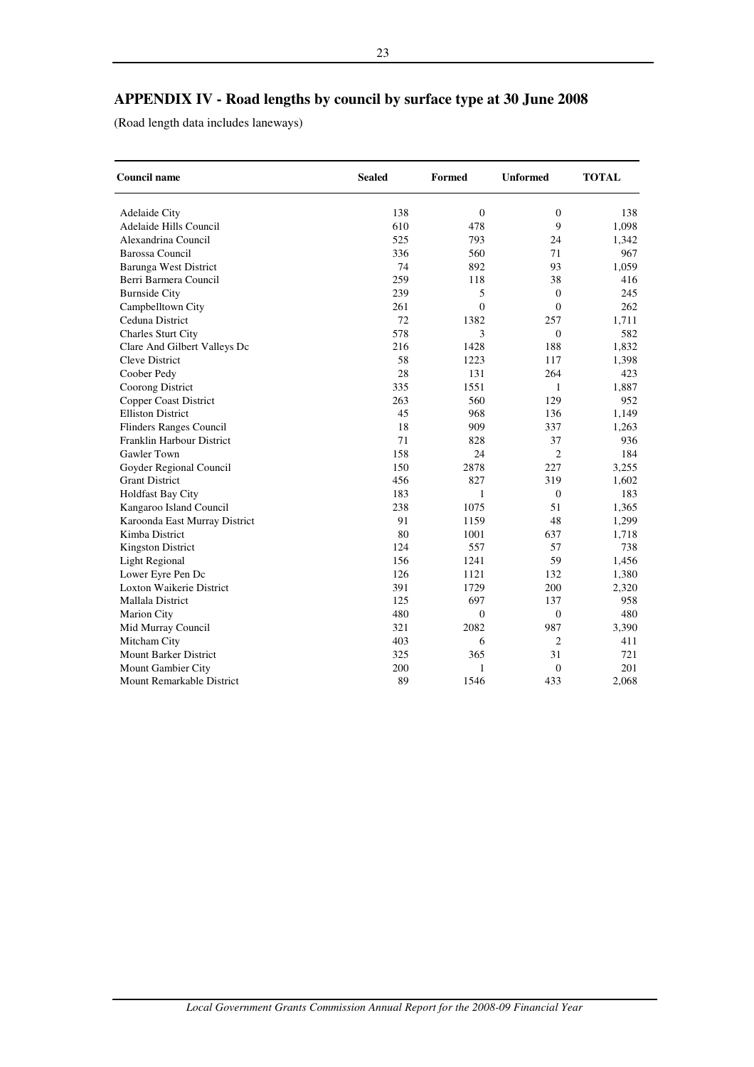## APPENDIX IV - Road lengths by council by surface type at 30 June 2008

(Road length data includes laneways)

| Council name | Sealed | Formed | Unformed | TOTAL |
|---|---|---|---|---|
| Adelaide City | 138 | 0 | 0 | 138 |
| Adelaide Hills Council | 610 | 478 | 9 | 1,098 |
| Alexandrina Council | 525 | 793 | 24 | 1,342 |
| Barossa Council | 336 | 560 | 71 | 967 |
| Barunga West District | 74 | 892 | 93 | 1,059 |
| Berri Barmera Council | 259 | 118 | 38 | 416 |
| Burnside City | 239 | 5 | 0 | 245 |
| Campbelltown City | 261 | 0 | 0 | 262 |
| Ceduna District | 72 | 1382 | 257 | 1,711 |
| Charles Sturt City | 578 | 3 | 0 | 582 |
| Clare And Gilbert Valleys Dc | 216 | 1428 | 188 | 1,832 |
| Cleve District | 58 | 1223 | 117 | 1,398 |
| Coober Pedy | 28 | 131 | 264 | 423 |
| Coorong District | 335 | 1551 | 1 | 1,887 |
| Copper Coast District | 263 | 560 | 129 | 952 |
| Elliston District | 45 | 968 | 136 | 1,149 |
| Flinders Ranges Council | 18 | 909 | 337 | 1,263 |
| Franklin Harbour District | 71 | 828 | 37 | 936 |
| Gawler Town | 158 | 24 | 2 | 184 |
| Goyder Regional Council | 150 | 2878 | 227 | 3,255 |
| Grant District | 456 | 827 | 319 | 1,602 |
| Holdfast Bay City | 183 | 1 | 0 | 183 |
| Kangaroo Island Council | 238 | 1075 | 51 | 1,365 |
| Karoonda East Murray District | 91 | 1159 | 48 | 1,299 |
| Kimba District | 80 | 1001 | 637 | 1,718 |
| Kingston District | 124 | 557 | 57 | 738 |
| Light Regional | 156 | 1241 | 59 | 1,456 |
| Lower Eyre Pen Dc | 126 | 1121 | 132 | 1,380 |
| Loxton Waikerie District | 391 | 1729 | 200 | 2,320 |
| Mallala District | 125 | 697 | 137 | 958 |
| Marion City | 480 | 0 | 0 | 480 |
| Mid Murray Council | 321 | 2082 | 987 | 3,390 |
| Mitcham City | 403 | 6 | 2 | 411 |
| Mount Barker District | 325 | 365 | 31 | 721 |
| Mount Gambier City | 200 | 1 | 0 | 201 |
| Mount Remarkable District | 89 | 1546 | 433 | 2,068 |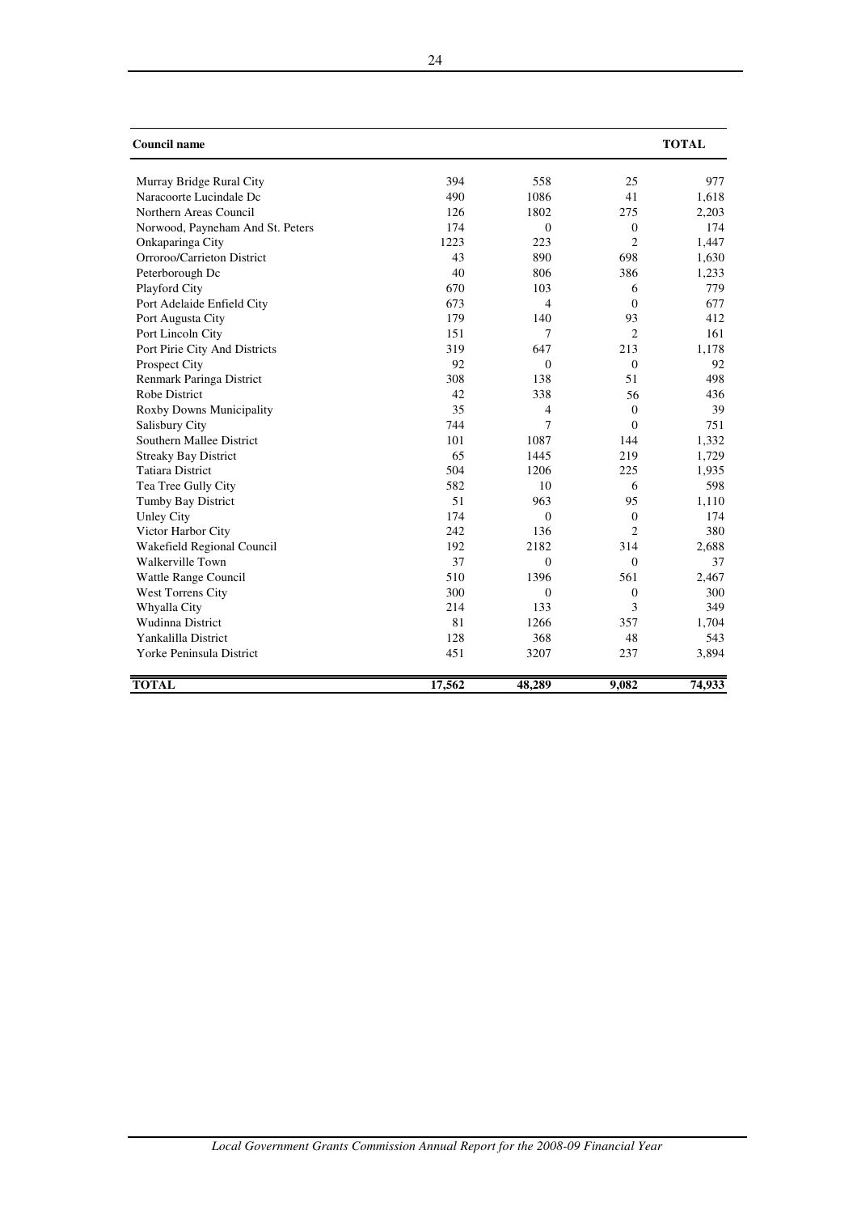| Council name | | | | TOTAL |
|---|---|---|---|---|
| Murray Bridge Rural City | 394 | 558 | 25 | 977 |
| Naracoorte Lucindale Dc | 490 | 1086 | 41 | 1,618 |
| Northern Areas Council | 126 | 1802 | 275 | 2,203 |
| Norwood, Payneham And St. Peters | 174 | 0 | 0 | 174 |
| Onkaparinga City | 1223 | 223 | 2 | 1,447 |
| Orroroo/Carrieton District | 43 | 890 | 698 | 1,630 |
| Peterborough Dc | 40 | 806 | 386 | 1,233 |
| Playford City | 670 | 103 | 6 | 779 |
| Port Adelaide Enfield City | 673 | 4 | 0 | 677 |
| Port Augusta City | 179 | 140 | 93 | 412 |
| Port Lincoln City | 151 | 7 | 2 | 161 |
| Port Pirie City And Districts | 319 | 647 | 213 | 1,178 |
| Prospect City | 92 | 0 | 0 | 92 |
| Renmark Paringa District | 308 | 138 | 51 | 498 |
| Robe District | 42 | 338 | 56 | 436 |
| Roxby Downs Municipality | 35 | 4 | 0 | 39 |
| Salisbury City | 744 | 7 | 0 | 751 |
| Southern Mallee District | 101 | 1087 | 144 | 1,332 |
| Streaky Bay District | 65 | 1445 | 219 | 1,729 |
| Tatiara District | 504 | 1206 | 225 | 1,935 |
| Tea Tree Gully City | 582 | 10 | 6 | 598 |
| Tumby Bay District | 51 | 963 | 95 | 1,110 |
| Unley City | 174 | 0 | 0 | 174 |
| Victor Harbor City | 242 | 136 | 2 | 380 |
| Wakefield Regional Council | 192 | 2182 | 314 | 2,688 |
| Walkerville Town | 37 | 0 | 0 | 37 |
| Wattle Range Council | 510 | 1396 | 561 | 2,467 |
| West Torrens City | 300 | 0 | 0 | 300 |
| Whyalla City | 214 | 133 | 3 | 349 |
| Wudinna District | 81 | 1266 | 357 | 1,704 |
| Yankalilla District | 128 | 368 | 48 | 543 |
| Yorke Peninsula District | 451 | 3207 | 237 | 3,894 |
| **TOTAL** | **17,562** | **48,289** | **9,082** | **74,933** |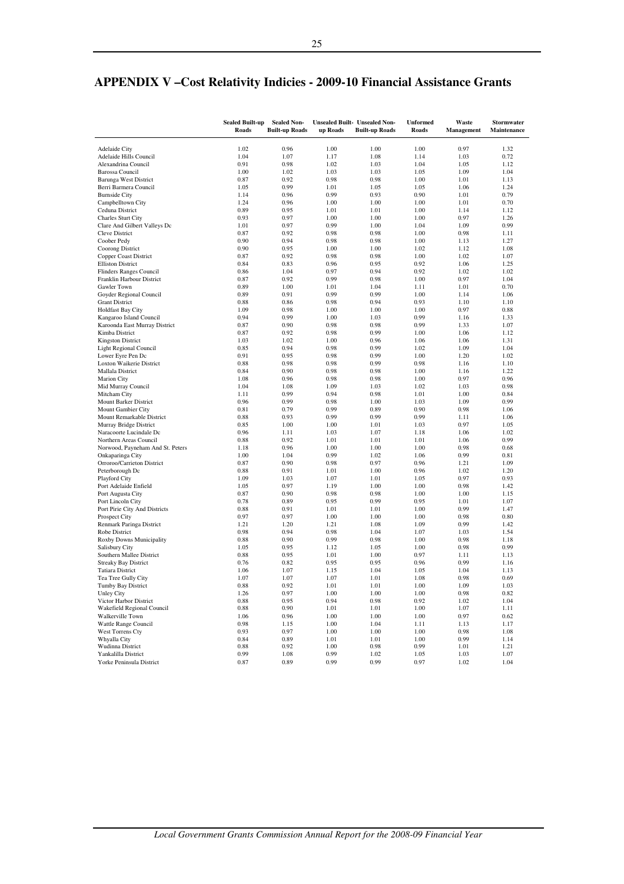## APPENDIX V –Cost Relativity Indicies - 2009-10 Financial Assistance Grants

| | Sealed Built-up Roads | Sealed Non-Built-up Roads | Unsealed Built-up Roads | Unsealed Non-Built-up Roads | Unformed Roads | Waste Management | Stormwater Maintenance |
|---|---|---|---|---|---|---|---|
| Adelaide City | 1.02 | 0.96 | 1.00 | 1.00 | 1.00 | 0.97 | 1.32 |
| Adelaide Hills Council | 1.04 | 1.07 | 1.17 | 1.08 | 1.14 | 1.03 | 0.72 |
| Alexandrina Council | 0.91 | 0.98 | 1.02 | 1.03 | 1.04 | 1.05 | 1.12 |
| Barossa Council | 1.00 | 1.02 | 1.03 | 1.03 | 1.05 | 1.09 | 1.04 |
| Barunga West District | 0.87 | 0.92 | 0.98 | 0.98 | 1.00 | 1.01 | 1.13 |
| Berri Barmera Council | 1.05 | 0.99 | 1.01 | 1.05 | 1.05 | 1.06 | 1.24 |
| Burnside City | 1.14 | 0.96 | 0.99 | 0.93 | 0.90 | 1.01 | 0.79 |
| Campbelltown City | 1.24 | 0.96 | 1.00 | 1.00 | 1.00 | 1.01 | 0.70 |
| Ceduna District | 0.89 | 0.95 | 1.01 | 1.01 | 1.00 | 1.14 | 1.12 |
| Charles Sturt City | 0.93 | 0.97 | 1.00 | 1.00 | 1.00 | 0.97 | 1.26 |
| Clare And Gilbert Valleys Dc | 1.01 | 0.97 | 0.99 | 1.00 | 1.04 | 1.09 | 0.99 |
| Cleve District | 0.87 | 0.92 | 0.98 | 0.98 | 1.00 | 0.98 | 1.11 |
| Coober Pedy | 0.90 | 0.94 | 0.98 | 0.98 | 1.00 | 1.13 | 1.27 |
| Coorong District | 0.90 | 0.95 | 1.00 | 1.00 | 1.02 | 1.12 | 1.08 |
| Copper Coast District | 0.87 | 0.92 | 0.98 | 0.98 | 1.00 | 1.02 | 1.07 |
| Elliston District | 0.84 | 0.83 | 0.96 | 0.95 | 0.92 | 1.06 | 1.25 |
| Flinders Ranges Council | 0.86 | 1.04 | 0.97 | 0.94 | 0.92 | 1.02 | 1.02 |
| Franklin Harbour District | 0.87 | 0.92 | 0.99 | 0.98 | 1.00 | 0.97 | 1.04 |
| Gawler Town | 0.89 | 1.00 | 1.01 | 1.04 | 1.11 | 1.01 | 0.70 |
| Goyder Regional Council | 0.89 | 0.91 | 0.99 | 0.99 | 1.00 | 1.14 | 1.06 |
| Grant District | 0.88 | 0.86 | 0.98 | 0.94 | 0.93 | 1.10 | 1.10 |
| Holdfast Bay City | 1.09 | 0.98 | 1.00 | 1.00 | 1.00 | 0.97 | 0.88 |
| Kangaroo Island Council | 0.94 | 0.99 | 1.00 | 1.03 | 0.99 | 1.16 | 1.33 |
| Karoonda East Murray District | 0.87 | 0.90 | 0.98 | 0.98 | 0.99 | 1.33 | 1.07 |
| Kimba District | 0.87 | 0.92 | 0.98 | 0.99 | 1.00 | 1.06 | 1.12 |
| Kingston District | 1.03 | 1.02 | 1.00 | 0.96 | 1.06 | 1.06 | 1.31 |
| Light Regional Council | 0.85 | 0.94 | 0.98 | 0.99 | 1.02 | 1.09 | 1.04 |
| Lower Eyre Pen Dc | 0.91 | 0.95 | 0.98 | 0.99 | 1.00 | 1.20 | 1.02 |
| Loxton Waikerie District | 0.88 | 0.98 | 0.98 | 0.99 | 0.98 | 1.16 | 1.10 |
| Mallala District | 0.84 | 0.90 | 0.98 | 0.98 | 1.00 | 1.16 | 1.22 |
| Marion City | 1.08 | 0.96 | 0.98 | 0.98 | 1.00 | 0.97 | 0.96 |
| Mid Murray Council | 1.04 | 1.08 | 1.09 | 1.03 | 1.02 | 1.03 | 0.98 |
| Mitcham City | 1.11 | 0.99 | 0.94 | 0.98 | 1.01 | 1.00 | 0.84 |
| Mount Barker District | 0.96 | 0.99 | 0.98 | 1.00 | 1.03 | 1.09 | 0.99 |
| Mount Gambier City | 0.81 | 0.79 | 0.99 | 0.89 | 0.90 | 0.98 | 1.06 |
| Mount Remarkable District | 0.88 | 0.93 | 0.99 | 0.99 | 0.99 | 1.11 | 1.06 |
| Murray Bridge District | 0.85 | 1.00 | 1.00 | 1.01 | 1.03 | 0.97 | 1.05 |
| Naracoorte Lucindale Dc | 0.96 | 1.11 | 1.03 | 1.07 | 1.18 | 1.06 | 1.02 |
| Northern Areas Council | 0.88 | 0.92 | 1.01 | 1.01 | 1.01 | 1.06 | 0.99 |
| Norwood, Payneham And St. Peters | 1.18 | 0.96 | 1.00 | 1.00 | 1.00 | 0.98 | 0.68 |
| Onkaparinga City | 1.00 | 1.04 | 0.99 | 1.02 | 1.06 | 0.99 | 0.81 |
| Orroroo/Carrieton District | 0.87 | 0.90 | 0.98 | 0.97 | 0.96 | 1.21 | 1.09 |
| Peterborough Dc | 0.88 | 0.91 | 1.01 | 1.00 | 0.96 | 1.02 | 1.20 |
| Playford City | 1.09 | 1.03 | 1.07 | 1.01 | 1.05 | 0.97 | 0.93 |
| Port Adelaide Enfield | 1.05 | 0.97 | 1.19 | 1.00 | 1.00 | 0.98 | 1.42 |
| Port Augusta City | 0.87 | 0.90 | 0.98 | 0.98 | 1.00 | 1.00 | 1.15 |
| Port Lincoln City | 0.78 | 0.89 | 0.95 | 0.99 | 0.95 | 1.01 | 1.07 |
| Port Pirie City And Districts | 0.88 | 0.91 | 1.01 | 1.01 | 1.00 | 0.99 | 1.47 |
| Prospect City | 0.97 | 0.97 | 1.00 | 1.00 | 1.00 | 0.98 | 0.80 |
| Renmark Paringa District | 1.21 | 1.20 | 1.21 | 1.08 | 1.09 | 0.99 | 1.42 |
| Robe District | 0.98 | 0.94 | 0.98 | 1.04 | 1.07 | 1.03 | 1.54 |
| Roxby Downs Municipality | 0.88 | 0.90 | 0.99 | 0.98 | 1.00 | 0.98 | 1.18 |
| Salisbury City | 1.05 | 0.95 | 1.12 | 1.05 | 1.00 | 0.98 | 0.99 |
| Southern Mallee District | 0.88 | 0.95 | 1.01 | 1.00 | 0.97 | 1.11 | 1.13 |
| Streaky Bay District | 0.76 | 0.82 | 0.95 | 0.95 | 0.96 | 0.99 | 1.16 |
| Tatiara District | 1.06 | 1.07 | 1.15 | 1.04 | 1.05 | 1.04 | 1.13 |
| Tea Tree Gully City | 1.07 | 1.07 | 1.07 | 1.01 | 1.08 | 0.98 | 0.69 |
| Tumby Bay District | 0.88 | 0.92 | 1.01 | 1.01 | 1.00 | 1.09 | 1.03 |
| Unley City | 1.26 | 0.97 | 1.00 | 1.00 | 1.00 | 0.98 | 0.82 |
| Victor Harbor District | 0.88 | 0.95 | 0.94 | 0.98 | 0.92 | 1.02 | 1.04 |
| Wakefield Regional Council | 0.88 | 0.90 | 1.01 | 1.01 | 1.00 | 1.07 | 1.11 |
| Walkerville Town | 1.06 | 0.96 | 1.00 | 1.00 | 1.00 | 0.97 | 0.62 |
| Wattle Range Council | 0.98 | 1.15 | 1.00 | 1.04 | 1.11 | 1.13 | 1.17 |
| West Torrens Cty | 0.93 | 0.97 | 1.00 | 1.00 | 1.00 | 0.98 | 1.08 |
| Whyalla City | 0.84 | 0.89 | 1.01 | 1.01 | 1.00 | 0.99 | 1.14 |
| Wudinna District | 0.88 | 0.92 | 1.00 | 0.98 | 0.99 | 1.01 | 1.21 |
| Yankalilla District | 0.99 | 1.08 | 0.99 | 1.02 | 1.05 | 1.03 | 1.07 |
| Yorke Peninsula District | 0.87 | 0.89 | 0.99 | 0.99 | 0.97 | 1.02 | 1.04 |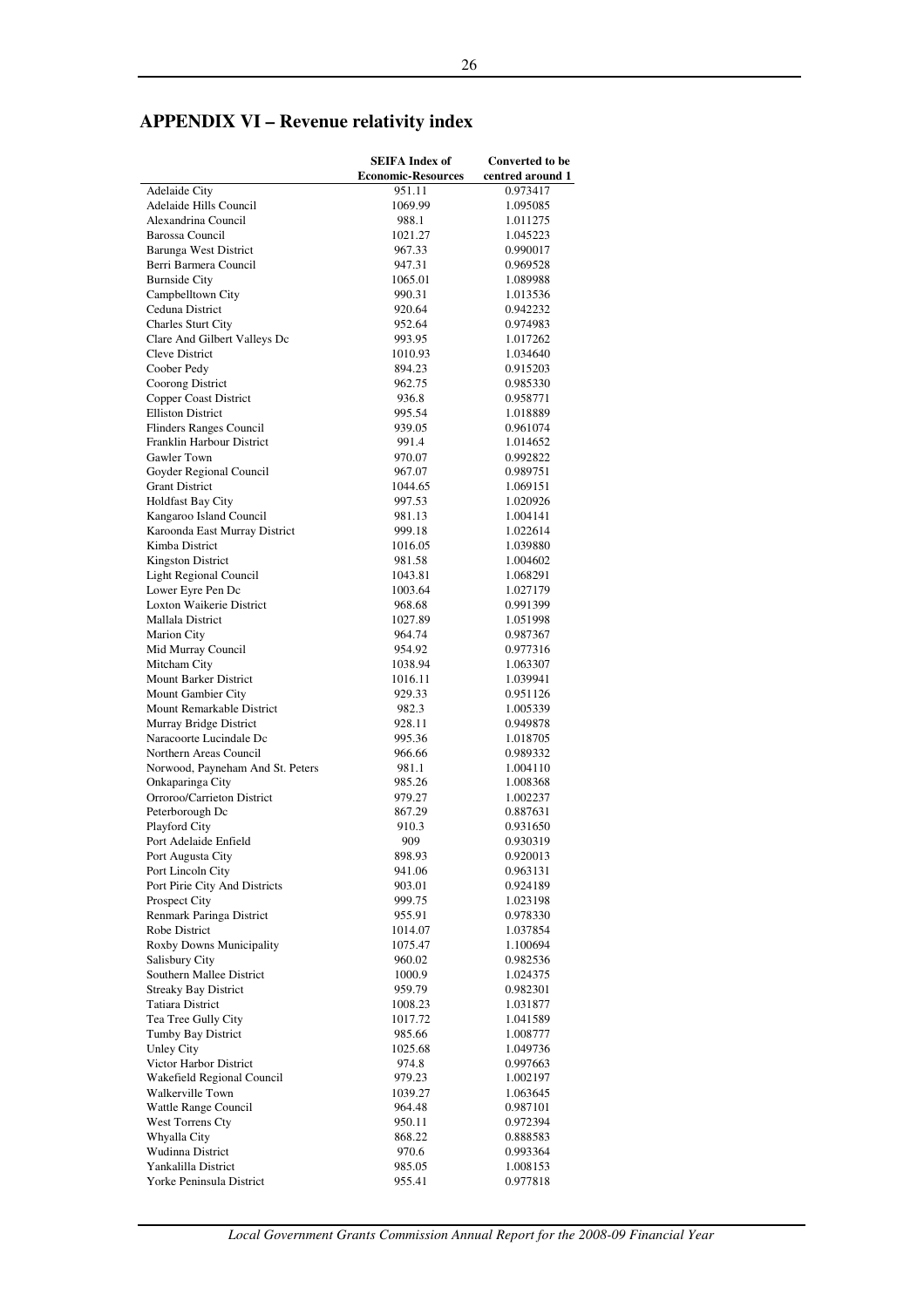## APPENDIX VI – Revenue relativity index

| | SEIFA Index of Economic-Resources | Converted to be centred around 1 |
|---|---|---|
| Adelaide City | 951.11 | 0.973417 |
| Adelaide Hills Council | 1069.99 | 1.095085 |
| Alexandrina Council | 988.1 | 1.011275 |
| Barossa Council | 1021.27 | 1.045223 |
| Barunga West District | 967.33 | 0.990017 |
| Berri Barmera Council | 947.31 | 0.969528 |
| Burnside City | 1065.01 | 1.089988 |
| Campbelltown City | 990.31 | 1.013536 |
| Ceduna District | 920.64 | 0.942232 |
| Charles Sturt City | 952.64 | 0.974983 |
| Clare And Gilbert Valleys Dc | 993.95 | 1.017262 |
| Cleve District | 1010.93 | 1.034640 |
| Coober Pedy | 894.23 | 0.915203 |
| Coorong District | 962.75 | 0.985330 |
| Copper Coast District | 936.8 | 0.958771 |
| Elliston District | 995.54 | 1.018889 |
| Flinders Ranges Council | 939.05 | 0.961074 |
| Franklin Harbour District | 991.4 | 1.014652 |
| Gawler Town | 970.07 | 0.992822 |
| Goyder Regional Council | 967.07 | 0.989751 |
| Grant District | 1044.65 | 1.069151 |
| Holdfast Bay City | 997.53 | 1.020926 |
| Kangaroo Island Council | 981.13 | 1.004141 |
| Karoonda East Murray District | 999.18 | 1.022614 |
| Kimba District | 1016.05 | 1.039880 |
| Kingston District | 981.58 | 1.004602 |
| Light Regional Council | 1043.81 | 1.068291 |
| Lower Eyre Pen Dc | 1003.64 | 1.027179 |
| Loxton Waikerie District | 968.68 | 0.991399 |
| Mallala District | 1027.89 | 1.051998 |
| Marion City | 964.74 | 0.987367 |
| Mid Murray Council | 954.92 | 0.977316 |
| Mitcham City | 1038.94 | 1.063307 |
| Mount Barker District | 1016.11 | 1.039941 |
| Mount Gambier City | 929.33 | 0.951126 |
| Mount Remarkable District | 982.3 | 1.005339 |
| Murray Bridge District | 928.11 | 0.949878 |
| Naracoorte Lucindale Dc | 995.36 | 1.018705 |
| Northern Areas Council | 966.66 | 0.989332 |
| Norwood, Payneham And St. Peters | 981.1 | 1.004110 |
| Onkaparinga City | 985.26 | 1.008368 |
| Orroroo/Carrieton District | 979.27 | 1.002237 |
| Peterborough Dc | 867.29 | 0.887631 |
| Playford City | 910.3 | 0.931650 |
| Port Adelaide Enfield | 909 | 0.930319 |
| Port Augusta City | 898.93 | 0.920013 |
| Port Lincoln City | 941.06 | 0.963131 |
| Port Pirie City And Districts | 903.01 | 0.924189 |
| Prospect City | 999.75 | 1.023198 |
| Renmark Paringa District | 955.91 | 0.978330 |
| Robe District | 1014.07 | 1.037854 |
| Roxby Downs Municipality | 1075.47 | 1.100694 |
| Salisbury City | 960.02 | 0.982536 |
| Southern Mallee District | 1000.9 | 1.024375 |
| Streaky Bay District | 959.79 | 0.982301 |
| Tatiara District | 1008.23 | 1.031877 |
| Tea Tree Gully City | 1017.72 | 1.041589 |
| Tumby Bay District | 985.66 | 1.008777 |
| Unley City | 1025.68 | 1.049736 |
| Victor Harbor District | 974.8 | 0.997663 |
| Wakefield Regional Council | 979.23 | 1.002197 |
| Walkerville Town | 1039.27 | 1.063645 |
| Wattle Range Council | 964.48 | 0.987101 |
| West Torrens Cty | 950.11 | 0.972394 |
| Whyalla City | 868.22 | 0.888583 |
| Wudinna District | 970.6 | 0.993364 |
| Yankalilla District | 985.05 | 1.008153 |
| Yorke Peninsula District | 955.41 | 0.977818 |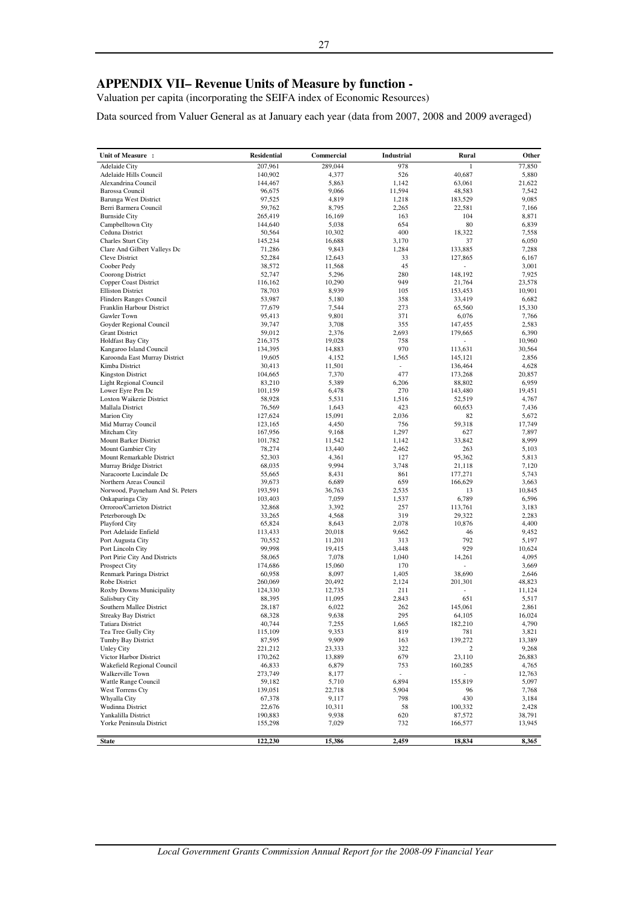## APPENDIX VII– Revenue Units of Measure by function -

Valuation per capita (incorporating the SEIFA index of Economic Resources)

Data sourced from Valuer General as at January each year (data from 2007, 2008 and 2009 averaged)

| Unit of Measure : | Residential | Commercial | Industrial | Rural | Other |
|---|---|---|---|---|---|
| Adelaide City | 207,961 | 289,044 | 978 | 1 | 77,850 |
| Adelaide Hills Council | 140,902 | 4,377 | 526 | 40,687 | 5,880 |
| Alexandrina Council | 144,467 | 5,863 | 1,142 | 63,061 | 21,622 |
| Barossa Council | 96,675 | 9,066 | 11,594 | 48,583 | 7,542 |
| Barunga West District | 97,525 | 4,819 | 1,218 | 183,529 | 9,085 |
| Berri Barmera Council | 59,762 | 8,795 | 2,265 | 22,581 | 7,166 |
| Burnside City | 265,419 | 16,169 | 163 | 104 | 8,871 |
| Campbelltown City | 144,640 | 5,038 | 654 | 80 | 6,839 |
| Ceduna District | 50,564 | 10,302 | 400 | 18,322 | 7,558 |
| Charles Sturt City | 145,234 | 16,688 | 3,170 | 37 | 6,050 |
| Clare And Gilbert Valleys Dc | 71,286 | 9,843 | 1,284 | 133,885 | 7,288 |
| Cleve District | 52,284 | 12,643 | 33 | 127,865 | 6,167 |
| Coober Pedy | 38,572 | 11,568 | 45 | - | 3,001 |
| Coorong District | 52,747 | 5,296 | 280 | 148,192 | 7,925 |
| Copper Coast District | 116,162 | 10,290 | 949 | 21,764 | 23,578 |
| Elliston District | 78,703 | 8,939 | 105 | 153,453 | 10,901 |
| Flinders Ranges Council | 53,987 | 5,180 | 358 | 33,419 | 6,682 |
| Franklin Harbour District | 77,679 | 7,544 | 273 | 65,560 | 15,330 |
| Gawler Town | 95,413 | 9,801 | 371 | 6,076 | 7,766 |
| Goyder Regional Council | 39,747 | 3,708 | 355 | 147,455 | 2,583 |
| Grant District | 59,012 | 2,376 | 2,693 | 179,665 | 6,390 |
| Holdfast Bay City | 216,375 | 19,028 | 758 | - | 10,960 |
| Kangaroo Island Council | 134,395 | 14,883 | 970 | 113,631 | 30,564 |
| Karoonda East Murray District | 19,605 | 4,152 | 1,565 | 145,121 | 2,856 |
| Kimba District | 30,413 | 11,501 | - | 136,464 | 4,628 |
| Kingston District | 104,665 | 7,370 | 477 | 173,268 | 20,857 |
| Light Regional Council | 83,210 | 5,389 | 6,206 | 88,802 | 6,959 |
| Lower Eyre Pen Dc | 101,159 | 6,478 | 270 | 143,480 | 19,451 |
| Loxton Waikerie District | 58,928 | 5,531 | 1,516 | 52,519 | 4,767 |
| Mallala District | 76,569 | 1,643 | 423 | 60,653 | 7,436 |
| Marion City | 127,624 | 15,091 | 2,036 | 82 | 5,672 |
| Mid Murray Council | 123,165 | 4,450 | 756 | 59,318 | 17,749 |
| Mitcham City | 167,956 | 9,168 | 1,297 | 627 | 7,897 |
| Mount Barker District | 101,782 | 11,542 | 1,142 | 33,842 | 8,999 |
| Mount Gambier City | 78,274 | 13,440 | 2,462 | 263 | 5,103 |
| Mount Remarkable District | 52,303 | 4,361 | 127 | 95,362 | 5,813 |
| Murray Bridge District | 68,035 | 9,994 | 3,748 | 21,118 | 7,120 |
| Naracoorte Lucindale Dc | 55,665 | 8,431 | 861 | 177,271 | 5,743 |
| Northern Areas Council | 39,673 | 6,689 | 659 | 166,629 | 3,663 |
| Norwood, Payneham And St. Peters | 193,591 | 36,763 | 2,535 | 13 | 10,845 |
| Onkaparinga City | 103,403 | 7,059 | 1,537 | 6,789 | 6,596 |
| Orroroo/Carrieton District | 32,868 | 3,392 | 257 | 113,761 | 3,183 |
| Peterborough Dc | 33,265 | 4,568 | 319 | 29,322 | 2,283 |
| Playford City | 65,824 | 8,643 | 2,078 | 10,876 | 4,400 |
| Port Adelaide Enfield | 113,433 | 20,018 | 9,662 | 46 | 9,452 |
| Port Augusta City | 70,552 | 11,201 | 313 | 792 | 5,197 |
| Port Lincoln City | 99,998 | 19,415 | 3,448 | 929 | 10,624 |
| Port Pirie City And Districts | 58,065 | 7,078 | 1,040 | 14,261 | 4,095 |
| Prospect City | 174,686 | 15,060 | 170 | - | 3,669 |
| Renmark Paringa District | 60,958 | 8,097 | 1,405 | 38,690 | 2,646 |
| Robe District | 260,069 | 20,492 | 2,124 | 201,301 | 48,823 |
| Roxby Downs Municipality | 124,330 | 12,735 | 211 | - | 11,124 |
| Salisbury City | 88,395 | 11,095 | 2,843 | 651 | 5,517 |
| Southern Mallee District | 28,187 | 6,022 | 262 | 145,061 | 2,861 |
| Streaky Bay District | 68,328 | 9,638 | 295 | 64,105 | 16,024 |
| Tatiara District | 40,744 | 7,255 | 1,665 | 182,210 | 4,790 |
| Tea Tree Gully City | 115,109 | 9,353 | 819 | 781 | 3,821 |
| Tumby Bay District | 87,595 | 9,909 | 163 | 139,272 | 13,389 |
| Unley City | 221,212 | 23,333 | 322 | 2 | 9,268 |
| Victor Harbor District | 170,262 | 13,889 | 679 | 23,110 | 26,883 |
| Wakefield Regional Council | 46,833 | 6,879 | 753 | 160,285 | 4,765 |
| Walkerville Town | 273,749 | 8,177 | - | - | 12,763 |
| Wattle Range Council | 59,182 | 5,710 | 6,894 | 155,819 | 5,097 |
| West Torrens Cty | 139,051 | 22,718 | 5,904 | 96 | 7,768 |
| Whyalla City | 67,378 | 9,117 | 798 | 430 | 3,184 |
| Wudinna District | 22,676 | 10,311 | 58 | 100,332 | 2,428 |
| Yankalilla District | 190,883 | 9,938 | 620 | 87,572 | 38,791 |
| Yorke Peninsula District | 155,298 | 7,029 | 732 | 166,577 | 13,945 |
| **State** | **122,230** | **15,386** | **2,459** | **18,834** | **8,365** |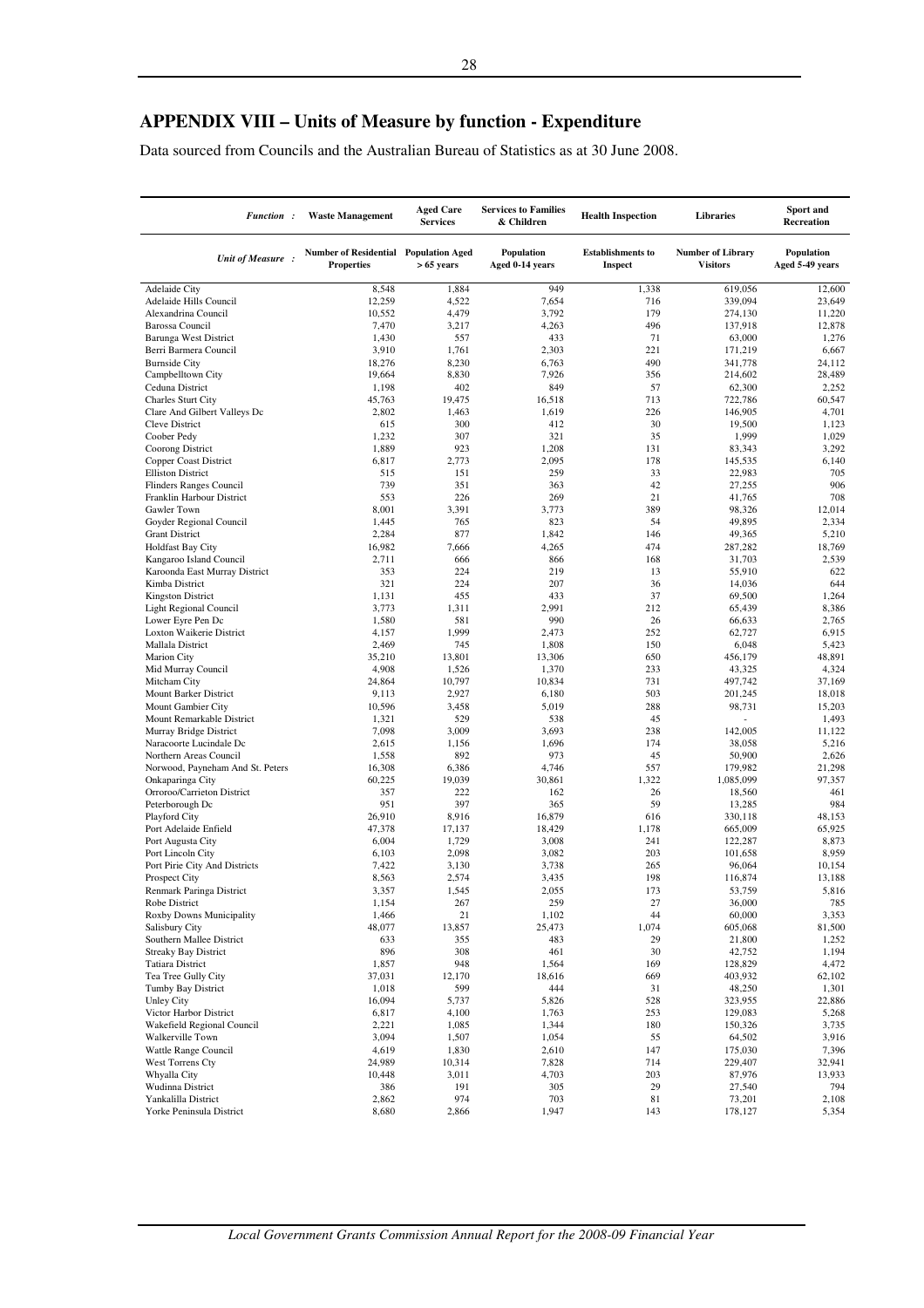## APPENDIX VIII – Units of Measure by function - Expenditure

Data sourced from Councils and the Australian Bureau of Statistics as at 30 June 2008.

| *Function :* | Waste Management | Aged Care Services | Services to Families & Children | Health Inspection | Libraries | Sport and Recreation |
|---|---|---|---|---|---|---|
| *Unit of Measure :* | Number of Residential Properties | Population Aged > 65 years | Population Aged 0-14 years | Establishments to Inspect | Number of Library Visitors | Population Aged 5-49 years |
| Adelaide City | 8,548 | 1,884 | 949 | 1,338 | 619,056 | 12,600 |
| Adelaide Hills Council | 12,259 | 4,522 | 7,654 | 716 | 339,094 | 23,649 |
| Alexandrina Council | 10,552 | 4,479 | 3,792 | 179 | 274,130 | 11,220 |
| Barossa Council | 7,470 | 3,217 | 4,263 | 496 | 137,918 | 12,878 |
| Barunga West District | 1,430 | 557 | 433 | 71 | 63,000 | 1,276 |
| Berri Barmera Council | 3,910 | 1,761 | 2,303 | 221 | 171,219 | 6,667 |
| Burnside City | 18,276 | 8,230 | 6,763 | 490 | 341,778 | 24,112 |
| Campbelltown City | 19,664 | 8,830 | 7,926 | 356 | 214,602 | 28,489 |
| Ceduna District | 1,198 | 402 | 849 | 57 | 62,300 | 2,252 |
| Charles Sturt City | 45,763 | 19,475 | 16,518 | 713 | 722,786 | 60,547 |
| Clare And Gilbert Valleys Dc | 2,802 | 1,463 | 1,619 | 226 | 146,905 | 4,701 |
| Cleve District | 615 | 300 | 412 | 30 | 19,500 | 1,123 |
| Coober Pedy | 1,232 | 307 | 321 | 35 | 1,999 | 1,029 |
| Coorong District | 1,889 | 923 | 1,208 | 131 | 83,343 | 3,292 |
| Copper Coast District | 6,817 | 2,773 | 2,095 | 178 | 145,535 | 6,140 |
| Elliston District | 515 | 151 | 259 | 33 | 22,983 | 705 |
| Flinders Ranges Council | 739 | 351 | 363 | 42 | 27,255 | 906 |
| Franklin Harbour District | 553 | 226 | 269 | 21 | 41,765 | 708 |
| Gawler Town | 8,001 | 3,391 | 3,773 | 389 | 98,326 | 12,014 |
| Goyder Regional Council | 1,445 | 765 | 823 | 54 | 49,895 | 2,334 |
| Grant District | 2,284 | 877 | 1,842 | 146 | 49,365 | 5,210 |
| Holdfast Bay City | 16,982 | 7,666 | 4,265 | 474 | 287,282 | 18,769 |
| Kangaroo Island Council | 2,711 | 666 | 866 | 168 | 31,703 | 2,539 |
| Karoonda East Murray District | 353 | 224 | 219 | 13 | 55,910 | 622 |
| Kimba District | 321 | 224 | 207 | 36 | 14,036 | 644 |
| Kingston District | 1,131 | 455 | 433 | 37 | 69,500 | 1,264 |
| Light Regional Council | 3,773 | 1,311 | 2,991 | 212 | 65,439 | 8,386 |
| Lower Eyre Pen Dc | 1,580 | 581 | 990 | 26 | 66,633 | 2,765 |
| Loxton Waikerie District | 4,157 | 1,999 | 2,473 | 252 | 62,727 | 6,915 |
| Mallala District | 2,469 | 745 | 1,808 | 150 | 6,048 | 5,423 |
| Marion City | 35,210 | 13,801 | 13,306 | 650 | 456,179 | 48,891 |
| Mid Murray Council | 4,908 | 1,526 | 1,370 | 233 | 43,325 | 4,324 |
| Mitcham City | 24,864 | 10,797 | 10,834 | 731 | 497,742 | 37,169 |
| Mount Barker District | 9,113 | 2,927 | 6,180 | 503 | 201,245 | 18,018 |
| Mount Gambier City | 10,596 | 3,458 | 5,019 | 288 | 98,731 | 15,203 |
| Mount Remarkable District | 1,321 | 529 | 538 | 45 | - | 1,493 |
| Murray Bridge District | 7,098 | 3,009 | 3,693 | 238 | 142,005 | 11,122 |
| Naracoorte Lucindale Dc | 2,615 | 1,156 | 1,696 | 174 | 38,058 | 5,216 |
| Northern Areas Council | 1,558 | 892 | 973 | 45 | 50,900 | 2,626 |
| Norwood, Payneham And St. Peters | 16,308 | 6,386 | 4,746 | 557 | 179,982 | 21,298 |
| Onkaparinga City | 60,225 | 19,039 | 30,861 | 1,322 | 1,085,099 | 97,357 |
| Orroroo/Carrieton District | 357 | 222 | 162 | 26 | 18,560 | 461 |
| Peterborough Dc | 951 | 397 | 365 | 59 | 13,285 | 984 |
| Playford City | 26,910 | 8,916 | 16,879 | 616 | 330,118 | 48,153 |
| Port Adelaide Enfield | 47,378 | 17,137 | 18,429 | 1,178 | 665,009 | 65,925 |
| Port Augusta City | 6,004 | 1,729 | 3,008 | 241 | 122,287 | 8,873 |
| Port Lincoln City | 6,103 | 2,098 | 3,082 | 203 | 101,658 | 8,959 |
| Port Pirie City And Districts | 7,422 | 3,130 | 3,738 | 265 | 96,064 | 10,154 |
| Prospect City | 8,563 | 2,574 | 3,435 | 198 | 116,874 | 13,188 |
| Renmark Paringa District | 3,357 | 1,545 | 2,055 | 173 | 53,759 | 5,816 |
| Robe District | 1,154 | 267 | 259 | 27 | 36,000 | 785 |
| Roxby Downs Municipality | 1,466 | 21 | 1,102 | 44 | 60,000 | 3,353 |
| Salisbury City | 48,077 | 13,857 | 25,473 | 1,074 | 605,068 | 81,500 |
| Southern Mallee District | 633 | 355 | 483 | 29 | 21,800 | 1,252 |
| Streaky Bay District | 896 | 308 | 461 | 30 | 42,752 | 1,194 |
| Tatiara District | 1,857 | 948 | 1,564 | 169 | 128,829 | 4,472 |
| Tea Tree Gully City | 37,031 | 12,170 | 18,616 | 669 | 403,932 | 62,102 |
| Tumby Bay District | 1,018 | 599 | 444 | 31 | 48,250 | 1,301 |
| Unley City | 16,094 | 5,737 | 5,826 | 528 | 323,955 | 22,886 |
| Victor Harbor District | 6,817 | 4,100 | 1,763 | 253 | 129,083 | 5,268 |
| Wakefield Regional Council | 2,221 | 1,085 | 1,344 | 180 | 150,326 | 3,735 |
| Walkerville Town | 3,094 | 1,507 | 1,054 | 55 | 64,502 | 3,916 |
| Wattle Range Council | 4,619 | 1,830 | 2,610 | 147 | 175,030 | 7,396 |
| West Torrens Cty | 24,989 | 10,314 | 7,828 | 714 | 229,407 | 32,941 |
| Whyalla City | 10,448 | 3,011 | 4,703 | 203 | 87,976 | 13,933 |
| Wudinna District | 386 | 191 | 305 | 29 | 27,540 | 794 |
| Yankalilla District | 2,862 | 974 | 703 | 81 | 73,201 | 2,108 |
| Yorke Peninsula District | 8,680 | 2,866 | 1,947 | 143 | 178,127 | 5,354 |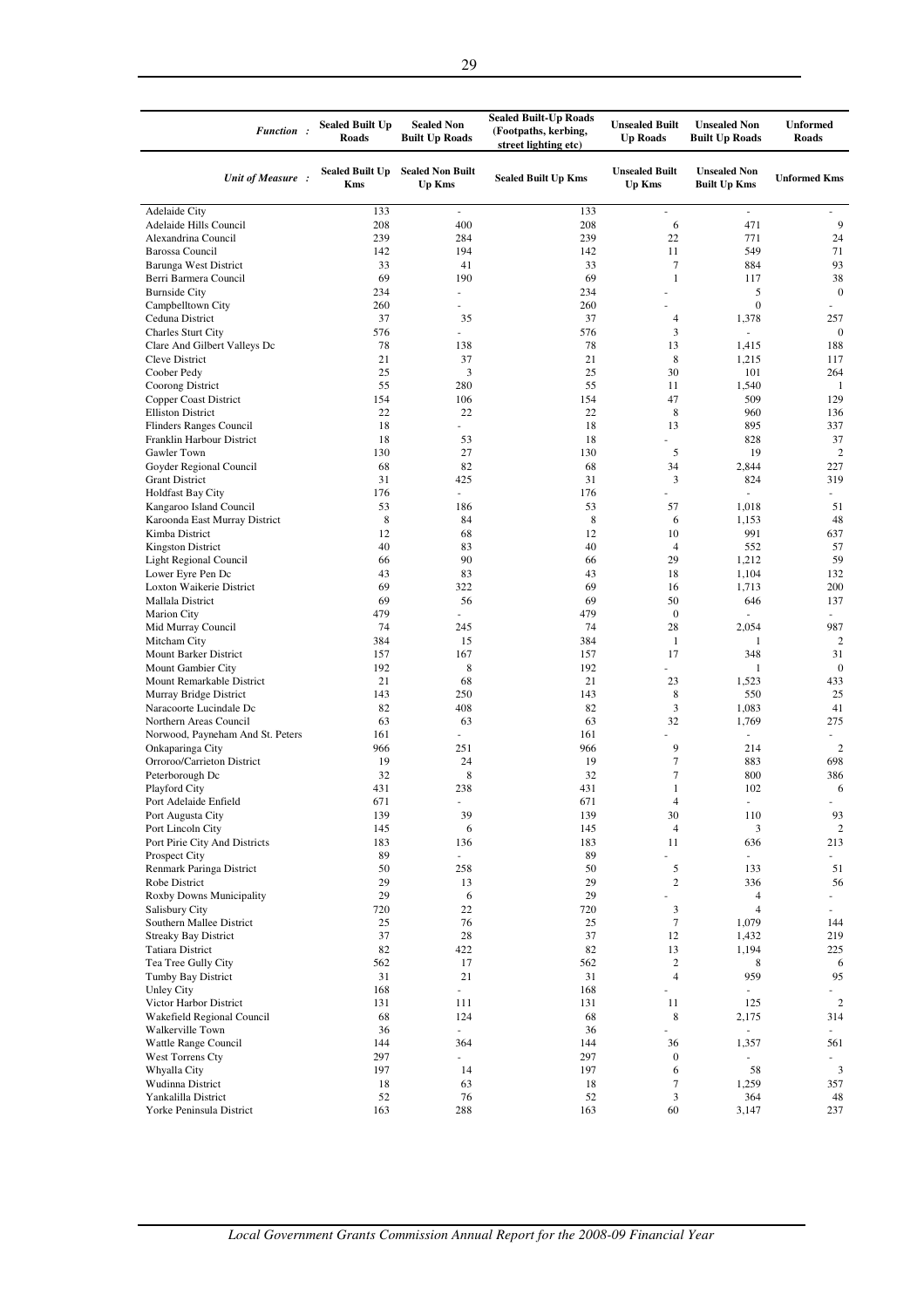| *Function :* | Sealed Built Up Roads | Sealed Non Built Up Roads | Sealed Built-Up Roads (Footpaths, kerbing, street lighting etc) | Unsealed Built Up Roads | Unsealed Non Built Up Roads | Unformed Roads |
|---|---|---|---|---|---|---|
| *Unit of Measure :* | Sealed Built Up Kms | Sealed Non Built Up Kms | Sealed Built Up Kms | Unsealed Built Up Kms | Unsealed Non Built Up Kms | Unformed Kms |
| Adelaide City | 133 | - | 133 | - | - | - |
| Adelaide Hills Council | 208 | 400 | 208 | 6 | 471 | 9 |
| Alexandrina Council | 239 | 284 | 239 | 22 | 771 | 24 |
| Barossa Council | 142 | 194 | 142 | 11 | 549 | 71 |
| Barunga West District | 33 | 41 | 33 | 7 | 884 | 93 |
| Berri Barmera Council | 69 | 190 | 69 | 1 | 117 | 38 |
| Burnside City | 234 | - | 234 | - | 5 | 0 |
| Campbelltown City | 260 | - | 260 | - | 0 | - |
| Ceduna District | 37 | 35 | 37 | 4 | 1,378 | 257 |
| Charles Sturt City | 576 | - | 576 | 3 | - | 0 |
| Clare And Gilbert Valleys Dc | 78 | 138 | 78 | 13 | 1,415 | 188 |
| Cleve District | 21 | 37 | 21 | 8 | 1,215 | 117 |
| Coober Pedy | 25 | 3 | 25 | 30 | 101 | 264 |
| Coorong District | 55 | 280 | 55 | 11 | 1,540 | 1 |
| Copper Coast District | 154 | 106 | 154 | 47 | 509 | 129 |
| Elliston District | 22 | 22 | 22 | 8 | 960 | 136 |
| Flinders Ranges Council | 18 | - | 18 | 13 | 895 | 337 |
| Franklin Harbour District | 18 | 53 | 18 | - | 828 | 37 |
| Gawler Town | 130 | 27 | 130 | 5 | 19 | 2 |
| Goyder Regional Council | 68 | 82 | 68 | 34 | 2,844 | 227 |
| Grant District | 31 | 425 | 31 | 3 | 824 | 319 |
| Holdfast Bay City | 176 | - | 176 | - | - | - |
| Kangaroo Island Council | 53 | 186 | 53 | 57 | 1,018 | 51 |
| Karoonda East Murray District | 8 | 84 | 8 | 6 | 1,153 | 48 |
| Kimba District | 12 | 68 | 12 | 10 | 991 | 637 |
| Kingston District | 40 | 83 | 40 | 4 | 552 | 57 |
| Light Regional Council | 66 | 90 | 66 | 29 | 1,212 | 59 |
| Lower Eyre Pen Dc | 43 | 83 | 43 | 18 | 1,104 | 132 |
| Loxton Waikerie District | 69 | 322 | 69 | 16 | 1,713 | 200 |
| Mallala District | 69 | 56 | 69 | 50 | 646 | 137 |
| Marion City | 479 | - | 479 | 0 | - | - |
| Mid Murray Council | 74 | 245 | 74 | 28 | 2,054 | 987 |
| Mitcham City | 384 | 15 | 384 | 1 | 1 | 2 |
| Mount Barker District | 157 | 167 | 157 | 17 | 348 | 31 |
| Mount Gambier City | 192 | 8 | 192 | - | 1 | 0 |
| Mount Remarkable District | 21 | 68 | 21 | 23 | 1,523 | 433 |
| Murray Bridge District | 143 | 250 | 143 | 8 | 550 | 25 |
| Naracoorte Lucindale Dc | 82 | 408 | 82 | 3 | 1,083 | 41 |
| Northern Areas Council | 63 | 63 | 63 | 32 | 1,769 | 275 |
| Norwood, Payneham And St. Peters | 161 | - | 161 | - | - | - |
| Onkaparinga City | 966 | 251 | 966 | 9 | 214 | 2 |
| Orroroo/Carrieton District | 19 | 24 | 19 | 7 | 883 | 698 |
| Peterborough Dc | 32 | 8 | 32 | 7 | 800 | 386 |
| Playford City | 431 | 238 | 431 | 1 | 102 | 6 |
| Port Adelaide Enfield | 671 | - | 671 | 4 | - | - |
| Port Augusta City | 139 | 39 | 139 | 30 | 110 | 93 |
| Port Lincoln City | 145 | 6 | 145 | 4 | 3 | 2 |
| Port Pirie City And Districts | 183 | 136 | 183 | 11 | 636 | 213 |
| Prospect City | 89 | - | 89 | - | - | - |
| Renmark Paringa District | 50 | 258 | 50 | 5 | 133 | 51 |
| Robe District | 29 | 13 | 29 | 2 | 336 | 56 |
| Roxby Downs Municipality | 29 | 6 | 29 | - | 4 | - |
| Salisbury City | 720 | 22 | 720 | 3 | 4 | - |
| Southern Mallee District | 25 | 76 | 25 | 7 | 1,079 | 144 |
| Streaky Bay District | 37 | 28 | 37 | 12 | 1,432 | 219 |
| Tatiara District | 82 | 422 | 82 | 13 | 1,194 | 225 |
| Tea Tree Gully City | 562 | 17 | 562 | 2 | 8 | 6 |
| Tumby Bay District | 31 | 21 | 31 | 4 | 959 | 95 |
| Unley City | 168 | - | 168 | - | - | - |
| Victor Harbor District | 131 | 111 | 131 | 11 | 125 | 2 |
| Wakefield Regional Council | 68 | 124 | 68 | 8 | 2,175 | 314 |
| Walkerville Town | 36 | - | 36 | - | - | - |
| Wattle Range Council | 144 | 364 | 144 | 36 | 1,357 | 561 |
| West Torrens Cty | 297 | - | 297 | 0 | - | - |
| Whyalla City | 197 | 14 | 197 | 6 | 58 | 3 |
| Wudinna District | 18 | 63 | 18 | 7 | 1,259 | 357 |
| Yankalilla District | 52 | 76 | 52 | 3 | 364 | 48 |
| Yorke Peninsula District | 163 | 288 | 163 | 60 | 3,147 | 237 |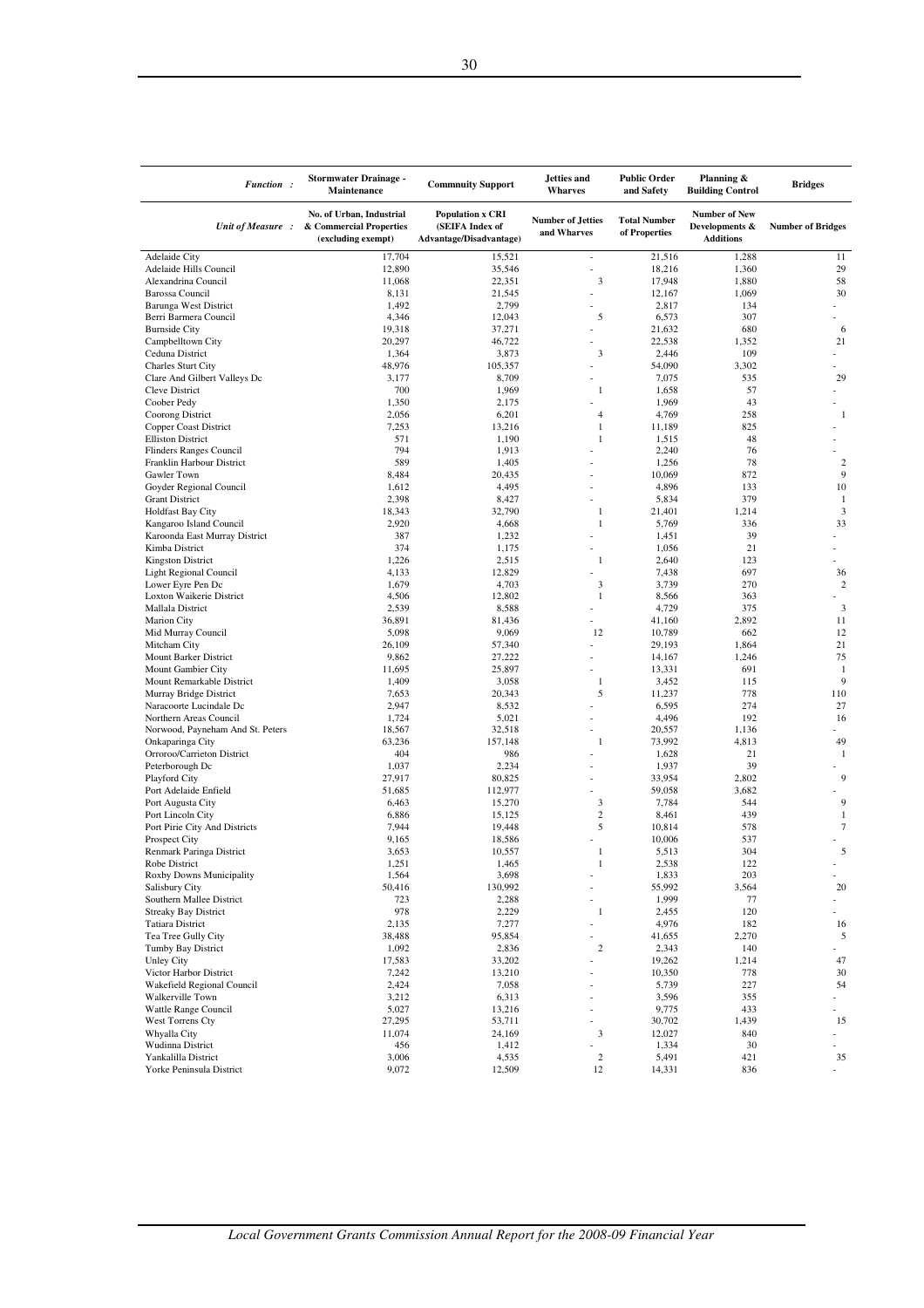| Function : | Stormwater Drainage - Maintenance | Community Support | Jetties and Wharves | Public Order and Safety | Planning & Building Control | Bridges |
|---|---|---|---|---|---|---|
| Unit of Measure : | No. of Urban, Industrial & Commercial Properties (excluding exempt) | Population x CRI (SEIFA Index of Advantage/Disadvantage) | Number of Jetties and Wharves | Total Number of Properties | Number of New Developments & Additions | Number of Bridges |
| Adelaide City | 17,704 | 15,521 | - | 21,516 | 1,288 | 11 |
| Adelaide Hills Council | 12,890 | 35,546 | - | 18,216 | 1,360 | 29 |
| Alexandrina Council | 11,068 | 22,351 | 3 | 17,948 | 1,880 | 58 |
| Barossa Council | 8,131 | 21,545 | - | 12,167 | 1,069 | 30 |
| Barunga West District | 1,492 | 2,799 | - | 2,817 | 134 | - |
| Berri Barmera Council | 4,346 | 12,043 | 5 | 6,573 | 307 | - |
| Burnside City | 19,318 | 37,271 | - | 21,632 | 680 | 6 |
| Campbelltown City | 20,297 | 46,722 | - | 22,538 | 1,352 | 21 |
| Ceduna District | 1,364 | 3,873 | 3 | 2,446 | 109 | - |
| Charles Sturt City | 48,976 | 105,357 | - | 54,090 | 3,302 | - |
| Clare And Gilbert Valleys Dc | 3,177 | 8,709 | - | 7,075 | 535 | 29 |
| Cleve District | 700 | 1,969 | 1 | 1,658 | 57 | - |
| Coober Pedy | 1,350 | 2,175 | - | 1,969 | 43 | - |
| Coorong District | 2,056 | 6,201 | 4 | 4,769 | 258 | 1 |
| Copper Coast District | 7,253 | 13,216 | 1 | 11,189 | 825 | - |
| Elliston District | 571 | 1,190 | 1 | 1,515 | 48 | - |
| Flinders Ranges Council | 794 | 1,913 | - | 2,240 | 76 | - |
| Franklin Harbour District | 589 | 1,405 | - | 1,256 | 78 | 2 |
| Gawler Town | 8,484 | 20,435 | - | 10,069 | 872 | 9 |
| Goyder Regional Council | 1,612 | 4,495 | - | 4,896 | 133 | 10 |
| Grant District | 2,398 | 8,427 | - | 5,834 | 379 | 1 |
| Holdfast Bay City | 18,343 | 32,790 | 1 | 21,401 | 1,214 | 3 |
| Kangaroo Island Council | 2,920 | 4,668 | 1 | 5,769 | 336 | 33 |
| Karoonda East Murray District | 387 | 1,232 | - | 1,451 | 39 | - |
| Kimba District | 374 | 1,175 | - | 1,056 | 21 | - |
| Kingston District | 1,226 | 2,515 | 1 | 2,640 | 123 | - |
| Light Regional Council | 4,133 | 12,829 | - | 7,438 | 697 | 36 |
| Lower Eyre Pen Dc | 1,679 | 4,703 | 3 | 3,739 | 270 | 2 |
| Loxton Waikerie District | 4,506 | 12,802 | 1 | 8,566 | 363 | - |
| Mallala District | 2,539 | 8,588 | - | 4,729 | 375 | 3 |
| Marion City | 36,891 | 81,436 | - | 41,160 | 2,892 | 11 |
| Mid Murray Council | 5,098 | 9,069 | 12 | 10,789 | 662 | 12 |
| Mitcham City | 26,109 | 57,340 | - | 29,193 | 1,864 | 21 |
| Mount Barker District | 9,862 | 27,222 | - | 14,167 | 1,246 | 75 |
| Mount Gambier City | 11,695 | 25,897 | - | 13,331 | 691 | 1 |
| Mount Remarkable District | 1,409 | 3,058 | 1 | 3,452 | 115 | 9 |
| Murray Bridge District | 7,653 | 20,343 | 5 | 11,237 | 778 | 110 |
| Naracoorte Lucindale Dc | 2,947 | 8,532 | - | 6,595 | 274 | 27 |
| Northern Areas Council | 1,724 | 5,021 | - | 4,496 | 192 | 16 |
| Norwood, Payneham And St. Peters | 18,567 | 32,518 | - | 20,557 | 1,136 | - |
| Onkaparinga City | 63,236 | 157,148 | 1 | 73,992 | 4,813 | 49 |
| Orroroo/Carrieton District | 404 | 986 | - | 1,628 | 21 | 1 |
| Peterborough Dc | 1,037 | 2,234 | - | 1,937 | 39 | - |
| Playford City | 27,917 | 80,825 | - | 33,954 | 2,802 | 9 |
| Port Adelaide Enfield | 51,685 | 112,977 | - | 59,058 | 3,682 | - |
| Port Augusta City | 6,463 | 15,270 | 3 | 7,784 | 544 | 9 |
| Port Lincoln City | 6,886 | 15,125 | 2 | 8,461 | 439 | 1 |
| Port Pirie City And Districts | 7,944 | 19,448 | 5 | 10,814 | 578 | 7 |
| Prospect City | 9,165 | 18,586 | - | 10,006 | 537 | - |
| Renmark Paringa District | 3,653 | 10,557 | 1 | 5,513 | 304 | 5 |
| Robe District | 1,251 | 1,465 | 1 | 2,538 | 122 | - |
| Roxby Downs Municipality | 1,564 | 3,698 | - | 1,833 | 203 | - |
| Salisbury City | 50,416 | 130,992 | - | 55,992 | 3,564 | 20 |
| Southern Mallee District | 723 | 2,288 | - | 1,999 | 77 | - |
| Streaky Bay District | 978 | 2,229 | 1 | 2,455 | 120 | - |
| Tatiara District | 2,135 | 7,277 | - | 4,976 | 182 | 16 |
| Tea Tree Gully City | 38,488 | 95,854 | - | 41,655 | 2,270 | 5 |
| Tumby Bay District | 1,092 | 2,836 | 2 | 2,343 | 140 | - |
| Unley City | 17,583 | 33,202 | - | 19,262 | 1,214 | 47 |
| Victor Harbor District | 7,242 | 13,210 | - | 10,350 | 778 | 30 |
| Wakefield Regional Council | 2,424 | 7,058 | - | 5,739 | 227 | 54 |
| Walkerville Town | 3,212 | 6,313 | - | 3,596 | 355 | - |
| Wattle Range Council | 5,027 | 13,216 | - | 9,775 | 433 | - |
| West Torrens Cty | 27,295 | 53,711 | - | 30,702 | 1,439 | 15 |
| Whyalla City | 11,074 | 24,169 | 3 | 12,027 | 840 | - |
| Wudinna District | 456 | 1,412 | - | 1,334 | 30 | - |
| Yankalilla District | 3,006 | 4,535 | 2 | 5,491 | 421 | 35 |
| Yorke Peninsula District | 9,072 | 12,509 | 12 | 14,331 | 836 | - |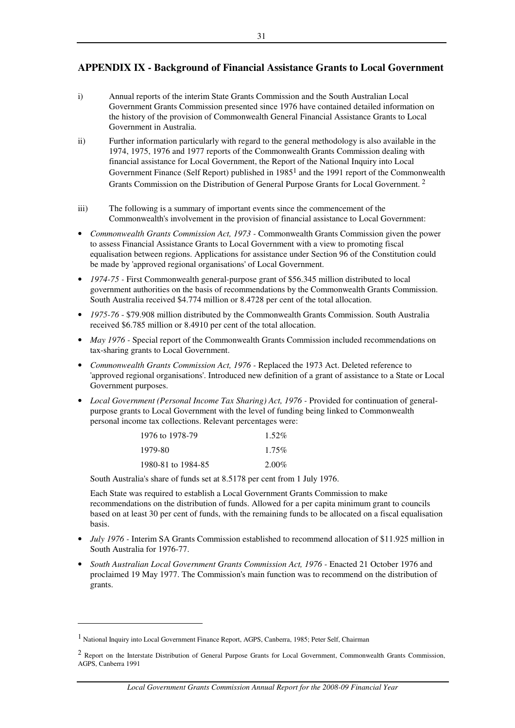## APPENDIX IX - Background of Financial Assistance Grants to Local Government

i) Annual reports of the interim State Grants Commission and the South Australian Local Government Grants Commission presented since 1976 have contained detailed information on the history of the provision of Commonwealth General Financial Assistance Grants to Local Government in Australia.

ii) Further information particularly with regard to the general methodology is also available in the 1974, 1975, 1976 and 1977 reports of the Commonwealth Grants Commission dealing with financial assistance for Local Government, the Report of the National Inquiry into Local Government Finance (Self Report) published in 1985[1] and the 1991 report of the Commonwealth Grants Commission on the Distribution of General Purpose Grants for Local Government. [2]

iii) The following is a summary of important events since the commencement of the Commonwealth's involvement in the provision of financial assistance to Local Government:

- *Commonwealth Grants Commission Act, 1973* - Commonwealth Grants Commission given the power to assess Financial Assistance Grants to Local Government with a view to promoting fiscal equalisation between regions. Applications for assistance under Section 96 of the Constitution could be made by 'approved regional organisations' of Local Government.
- *1974-75* - First Commonwealth general-purpose grant of $56.345 million distributed to local government authorities on the basis of recommendations by the Commonwealth Grants Commission. South Australia received $4.774 million or 8.4728 per cent of the total allocation.
- *1975-76* - $79.908 million distributed by the Commonwealth Grants Commission. South Australia received $6.785 million or 8.4910 per cent of the total allocation.
- *May 1976* - Special report of the Commonwealth Grants Commission included recommendations on tax-sharing grants to Local Government.
- *Commonwealth Grants Commission Act, 1976* - Replaced the 1973 Act. Deleted reference to 'approved regional organisations'. Introduced new definition of a grant of assistance to a State or Local Government purposes.
- *Local Government (Personal Income Tax Sharing) Act, 1976* - Provided for continuation of general-purpose grants to Local Government with the level of funding being linked to Commonwealth personal income tax collections. Relevant percentages were:

| | |
|---|---|
| 1976 to 1978-79 | 1.52% |
| 1979-80 | 1.75% |
| 1980-81 to 1984-85 | 2.00% |

  South Australia's share of funds set at 8.5178 per cent from 1 July 1976.

  Each State was required to establish a Local Government Grants Commission to make recommendations on the distribution of funds. Allowed for a per capita minimum grant to councils based on at least 30 per cent of funds, with the remaining funds to be allocated on a fiscal equalisation basis.

- *July 1976* - Interim SA Grants Commission established to recommend allocation of $11.925 million in South Australia for 1976-77.
- *South Australian Local Government Grants Commission Act, 1976* - Enacted 21 October 1976 and proclaimed 19 May 1977. The Commission's main function was to recommend on the distribution of grants.

---

[1] National Inquiry into Local Government Finance Report, AGPS, Canberra, 1985; Peter Self, Chairman

[2] Report on the Interstate Distribution of General Purpose Grants for Local Government, Commonwealth Grants Commission, AGPS, Canberra 1991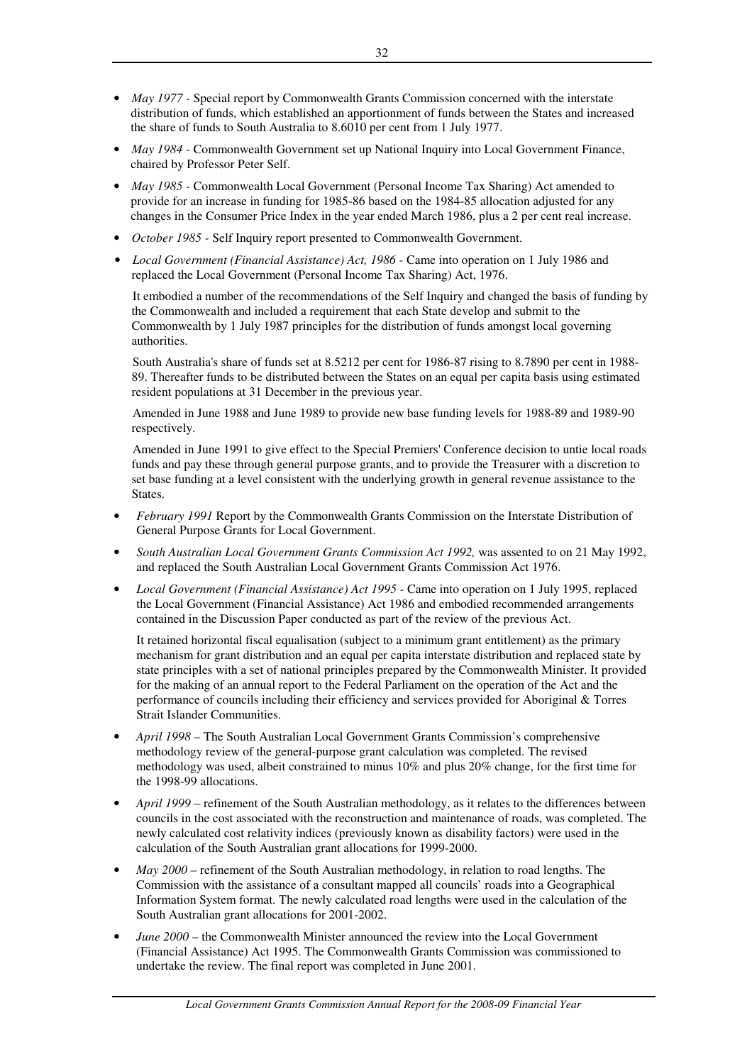- *May 1977* - Special report by Commonwealth Grants Commission concerned with the interstate distribution of funds, which established an apportionment of funds between the States and increased the share of funds to South Australia to 8.6010 per cent from 1 July 1977.

- *May 1984* - Commonwealth Government set up National Inquiry into Local Government Finance, chaired by Professor Peter Self.

- *May 1985* - Commonwealth Local Government (Personal Income Tax Sharing) Act amended to provide for an increase in funding for 1985-86 based on the 1984-85 allocation adjusted for any changes in the Consumer Price Index in the year ended March 1986, plus a 2 per cent real increase.

- *October 1985* - Self Inquiry report presented to Commonwealth Government.

- *Local Government (Financial Assistance) Act, 1986* - Came into operation on 1 July 1986 and replaced the Local Government (Personal Income Tax Sharing) Act, 1976.

  It embodied a number of the recommendations of the Self Inquiry and changed the basis of funding by the Commonwealth and included a requirement that each State develop and submit to the Commonwealth by 1 July 1987 principles for the distribution of funds amongst local governing authorities.

  South Australia's share of funds set at 8.5212 per cent for 1986-87 rising to 8.7890 per cent in 1988-89. Thereafter funds to be distributed between the States on an equal per capita basis using estimated resident populations at 31 December in the previous year.

  Amended in June 1988 and June 1989 to provide new base funding levels for 1988-89 and 1989-90 respectively.

  Amended in June 1991 to give effect to the Special Premiers' Conference decision to untie local roads funds and pay these through general purpose grants, and to provide the Treasurer with a discretion to set base funding at a level consistent with the underlying growth in general revenue assistance to the States.

- *February 1991* Report by the Commonwealth Grants Commission on the Interstate Distribution of General Purpose Grants for Local Government.

- *South Australian Local Government Grants Commission Act 1992,* was assented to on 21 May 1992, and replaced the South Australian Local Government Grants Commission Act 1976.

- *Local Government (Financial Assistance) Act 1995* - Came into operation on 1 July 1995, replaced the Local Government (Financial Assistance) Act 1986 and embodied recommended arrangements contained in the Discussion Paper conducted as part of the review of the previous Act.

  It retained horizontal fiscal equalisation (subject to a minimum grant entitlement) as the primary mechanism for grant distribution and an equal per capita interstate distribution and replaced state by state principles with a set of national principles prepared by the Commonwealth Minister. It provided for the making of an annual report to the Federal Parliament on the operation of the Act and the performance of councils including their efficiency and services provided for Aboriginal & Torres Strait Islander Communities.

- *April 1998* – The South Australian Local Government Grants Commission's comprehensive methodology review of the general-purpose grant calculation was completed. The revised methodology was used, albeit constrained to minus 10% and plus 20% change, for the first time for the 1998-99 allocations.

- *April 1999* – refinement of the South Australian methodology, as it relates to the differences between councils in the cost associated with the reconstruction and maintenance of roads, was completed. The newly calculated cost relativity indices (previously known as disability factors) were used in the calculation of the South Australian grant allocations for 1999-2000.

- *May 2000* – refinement of the South Australian methodology, in relation to road lengths. The Commission with the assistance of a consultant mapped all councils' roads into a Geographical Information System format. The newly calculated road lengths were used in the calculation of the South Australian grant allocations for 2001-2002.

- *June 2000* – the Commonwealth Minister announced the review into the Local Government (Financial Assistance) Act 1995. The Commonwealth Grants Commission was commissioned to undertake the review. The final report was completed in June 2001.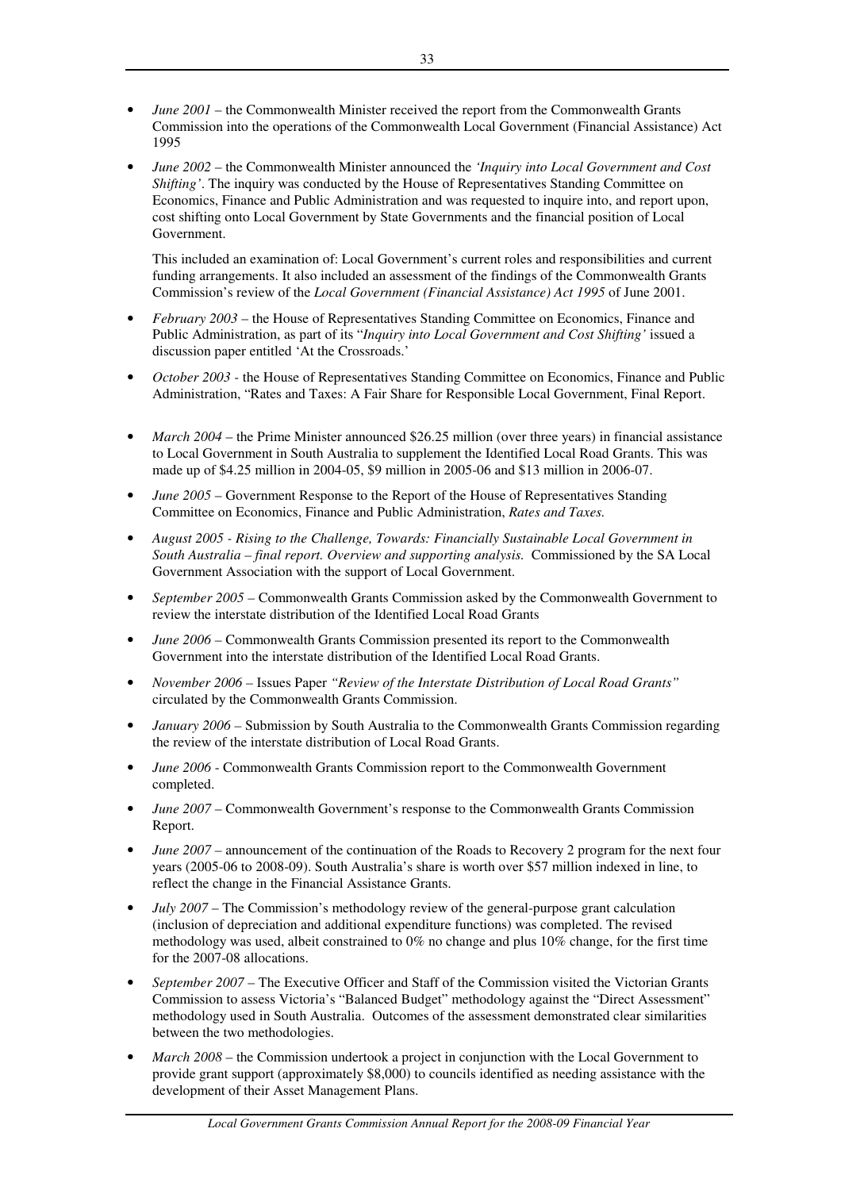- *June 2001* – the Commonwealth Minister received the report from the Commonwealth Grants Commission into the operations of the Commonwealth Local Government (Financial Assistance) Act 1995

- *June 2002* – the Commonwealth Minister announced the *'Inquiry into Local Government and Cost Shifting'*. The inquiry was conducted by the House of Representatives Standing Committee on Economics, Finance and Public Administration and was requested to inquire into, and report upon, cost shifting onto Local Government by State Governments and the financial position of Local Government.

  This included an examination of: Local Government's current roles and responsibilities and current funding arrangements. It also included an assessment of the findings of the Commonwealth Grants Commission's review of the *Local Government (Financial Assistance) Act 1995* of June 2001.

- *February 2003* – the House of Representatives Standing Committee on Economics, Finance and Public Administration, as part of its "*Inquiry into Local Government and Cost Shifting'* issued a discussion paper entitled 'At the Crossroads.'

- *October 2003* - the House of Representatives Standing Committee on Economics, Finance and Public Administration, "Rates and Taxes: A Fair Share for Responsible Local Government, Final Report.

- *March 2004* – the Prime Minister announced $26.25 million (over three years) in financial assistance to Local Government in South Australia to supplement the Identified Local Road Grants. This was made up of $4.25 million in 2004-05, $9 million in 2005-06 and $13 million in 2006-07.

- *June 2005* – Government Response to the Report of the House of Representatives Standing Committee on Economics, Finance and Public Administration, *Rates and Taxes.*

- *August 2005 - Rising to the Challenge, Towards: Financially Sustainable Local Government in South Australia – final report. Overview and supporting analysis.* Commissioned by the SA Local Government Association with the support of Local Government.

- *September 2005* – Commonwealth Grants Commission asked by the Commonwealth Government to review the interstate distribution of the Identified Local Road Grants

- *June 2006* – Commonwealth Grants Commission presented its report to the Commonwealth Government into the interstate distribution of the Identified Local Road Grants.

- *November 2006* – Issues Paper *"Review of the Interstate Distribution of Local Road Grants"* circulated by the Commonwealth Grants Commission.

- *January 2006* – Submission by South Australia to the Commonwealth Grants Commission regarding the review of the interstate distribution of Local Road Grants.

- *June 2006* - Commonwealth Grants Commission report to the Commonwealth Government completed.

- *June 2007* – Commonwealth Government's response to the Commonwealth Grants Commission Report.

- *June 2007* – announcement of the continuation of the Roads to Recovery 2 program for the next four years (2005-06 to 2008-09). South Australia's share is worth over $57 million indexed in line, to reflect the change in the Financial Assistance Grants.

- *July 2007* – The Commission's methodology review of the general-purpose grant calculation (inclusion of depreciation and additional expenditure functions) was completed. The revised methodology was used, albeit constrained to 0% no change and plus 10% change, for the first time for the 2007-08 allocations.

- *September 2007* – The Executive Officer and Staff of the Commission visited the Victorian Grants Commission to assess Victoria's "Balanced Budget" methodology against the "Direct Assessment" methodology used in South Australia. Outcomes of the assessment demonstrated clear similarities between the two methodologies.

- *March 2008* – the Commission undertook a project in conjunction with the Local Government to provide grant support (approximately $8,000) to councils identified as needing assistance with the development of their Asset Management Plans.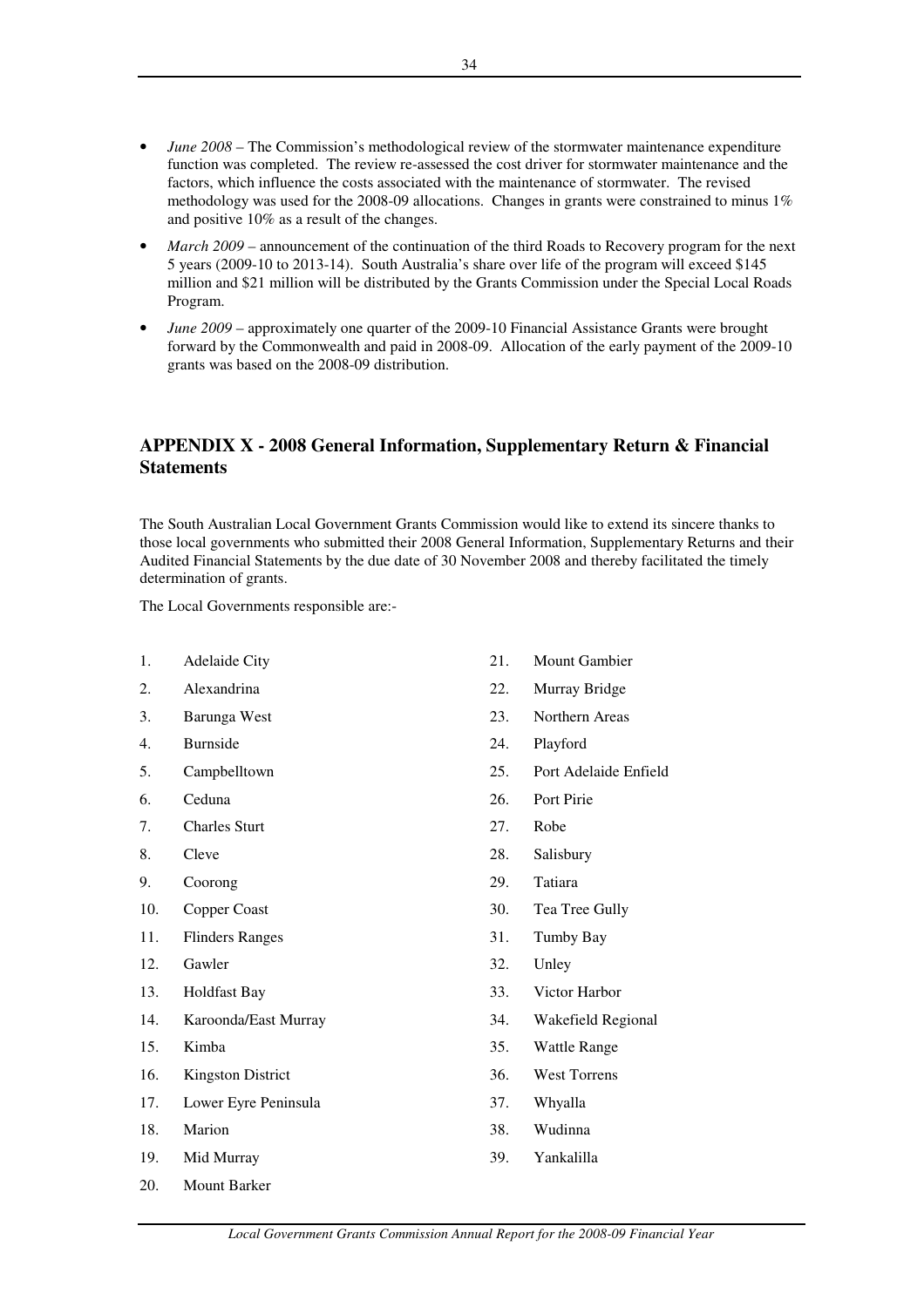- *June 2008* – The Commission's methodological review of the stormwater maintenance expenditure function was completed. The review re-assessed the cost driver for stormwater maintenance and the factors, which influence the costs associated with the maintenance of stormwater. The revised methodology was used for the 2008-09 allocations. Changes in grants were constrained to minus 1% and positive 10% as a result of the changes.
- *March 2009* – announcement of the continuation of the third Roads to Recovery program for the next 5 years (2009-10 to 2013-14). South Australia's share over life of the program will exceed $145 million and $21 million will be distributed by the Grants Commission under the Special Local Roads Program.
- *June 2009* – approximately one quarter of the 2009-10 Financial Assistance Grants were brought forward by the Commonwealth and paid in 2008-09. Allocation of the early payment of the 2009-10 grants was based on the 2008-09 distribution.

## APPENDIX X - 2008 General Information, Supplementary Return & Financial Statements

The South Australian Local Government Grants Commission would like to extend its sincere thanks to those local governments who submitted their 2008 General Information, Supplementary Returns and their Audited Financial Statements by the due date of 30 November 2008 and thereby facilitated the timely determination of grants.

The Local Governments responsible are:-

1. Adelaide City
2. Alexandrina
3. Barunga West
4. Burnside
5. Campbelltown
6. Ceduna
7. Charles Sturt
8. Cleve
9. Coorong
10. Copper Coast
11. Flinders Ranges
12. Gawler
13. Holdfast Bay
14. Karoonda/East Murray
15. Kimba
16. Kingston District
17. Lower Eyre Peninsula
18. Marion
19. Mid Murray
20. Mount Barker
21. Mount Gambier
22. Murray Bridge
23. Northern Areas
24. Playford
25. Port Adelaide Enfield
26. Port Pirie
27. Robe
28. Salisbury
29. Tatiara
30. Tea Tree Gully
31. Tumby Bay
32. Unley
33. Victor Harbor
34. Wakefield Regional
35. Wattle Range
36. West Torrens
37. Whyalla
38. Wudinna
39. Yankalilla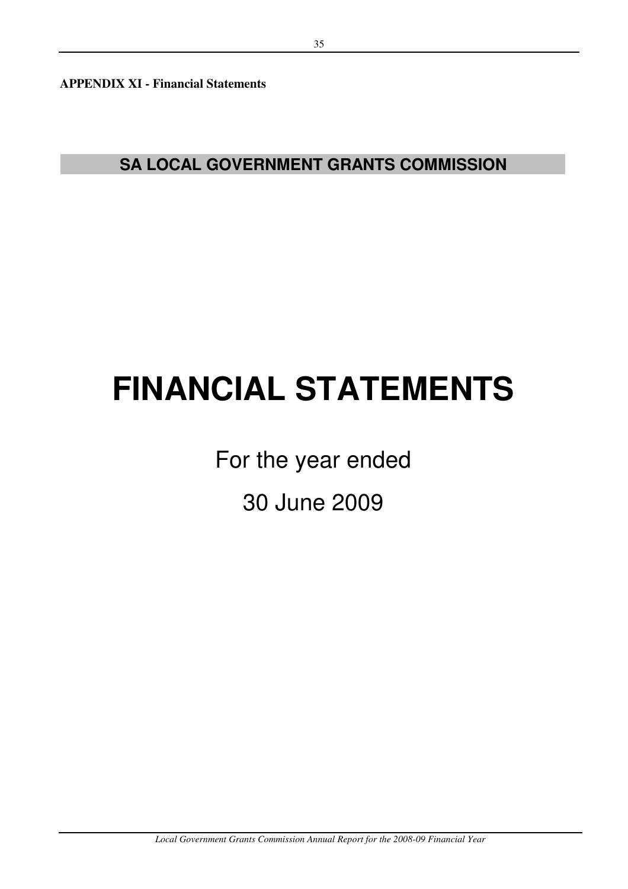**APPENDIX XI - Financial Statements**

## SA LOCAL GOVERNMENT GRANTS COMMISSION

# FINANCIAL STATEMENTS

For the year ended

30 June 2009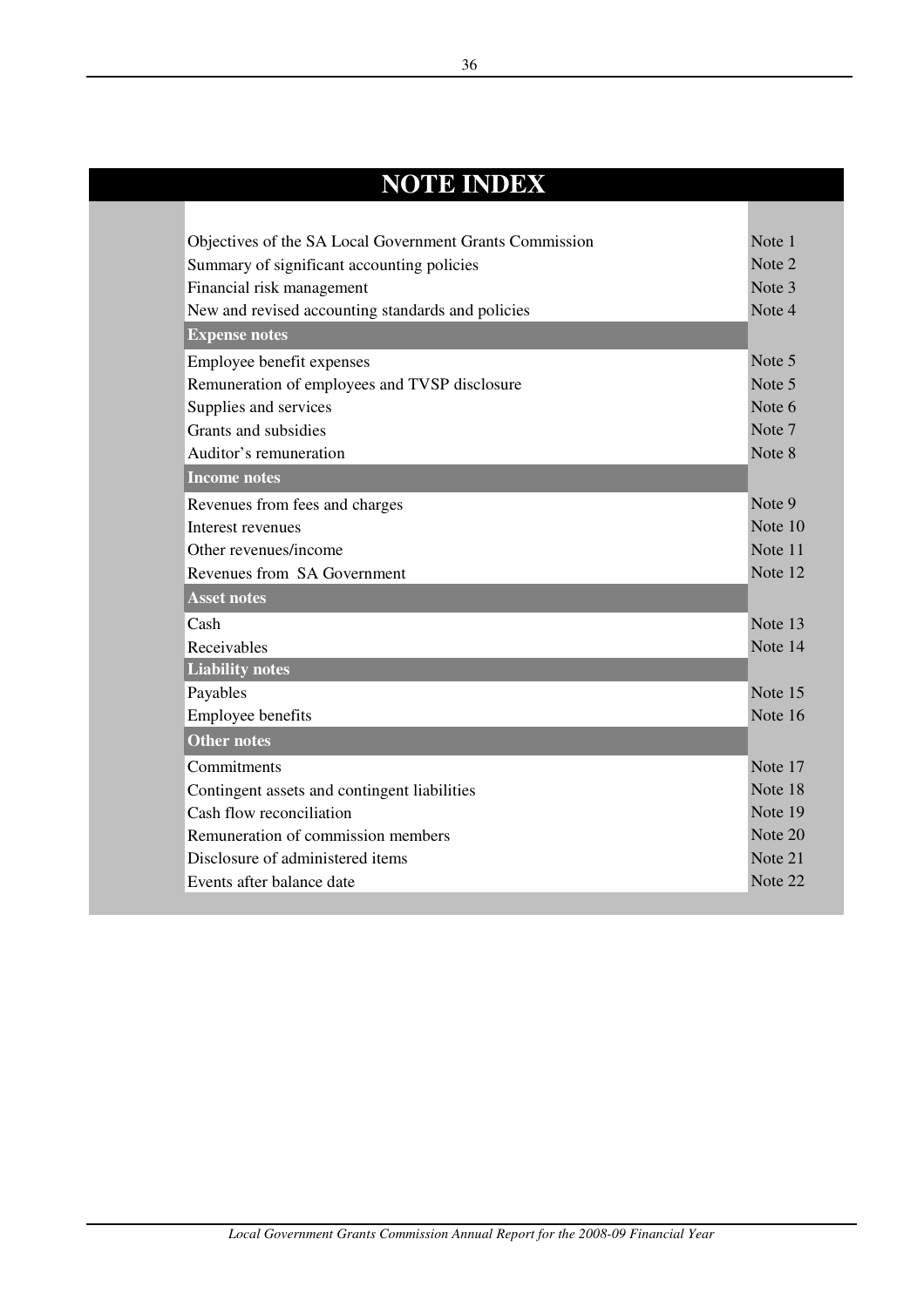# NOTE INDEX

| | |
|---|---|
| Objectives of the SA Local Government Grants Commission | Note 1 |
| Summary of significant accounting policies | Note 2 |
| Financial risk management | Note 3 |
| New and revised accounting standards and policies | Note 4 |
| **Expense notes** | |
| Employee benefit expenses | Note 5 |
| Remuneration of employees and TVSP disclosure | Note 5 |
| Supplies and services | Note 6 |
| Grants and subsidies | Note 7 |
| Auditor's remuneration | Note 8 |
| **Income notes** | |
| Revenues from fees and charges | Note 9 |
| Interest revenues | Note 10 |
| Other revenues/income | Note 11 |
| Revenues from SA Government | Note 12 |
| **Asset notes** | |
| Cash | Note 13 |
| Receivables | Note 14 |
| **Liability notes** | |
| Payables | Note 15 |
| Employee benefits | Note 16 |
| **Other notes** | |
| Commitments | Note 17 |
| Contingent assets and contingent liabilities | Note 18 |
| Cash flow reconciliation | Note 19 |
| Remuneration of commission members | Note 20 |
| Disclosure of administered items | Note 21 |
| Events after balance date | Note 22 |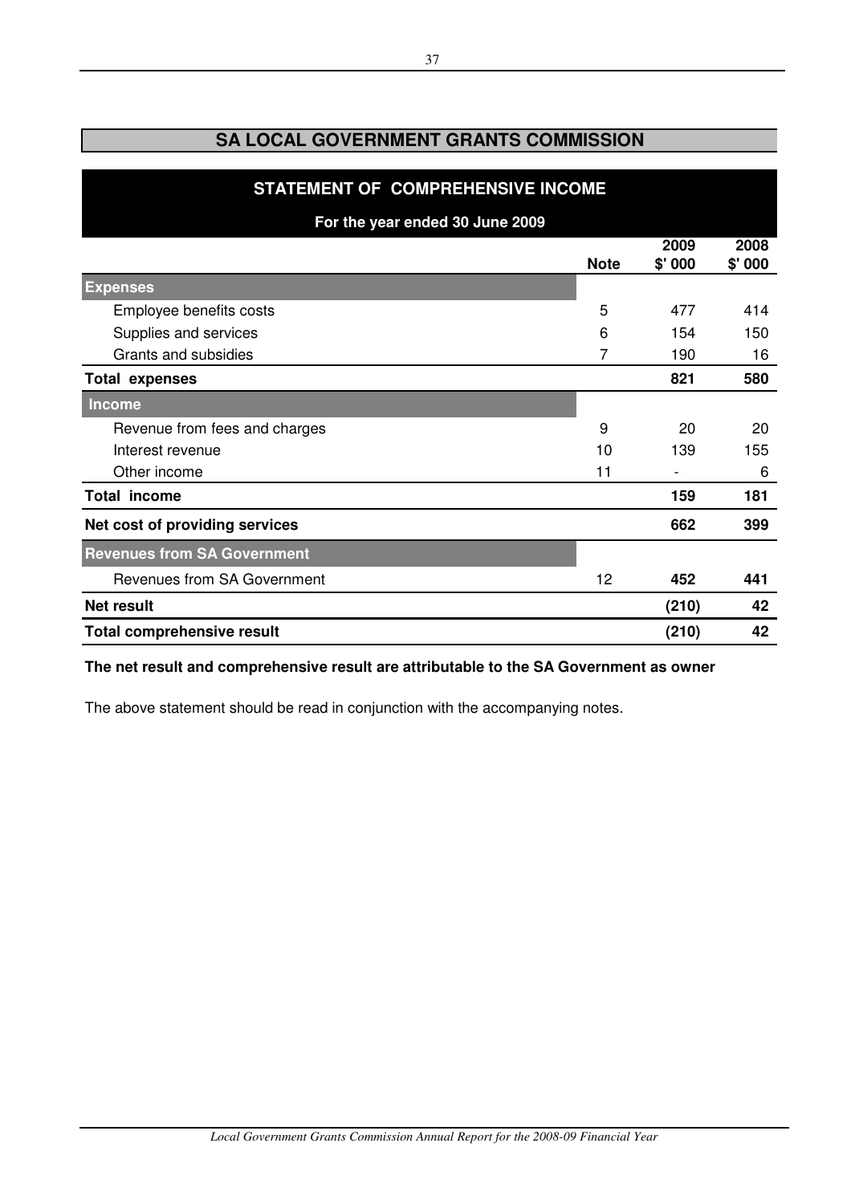# SA LOCAL GOVERNMENT GRANTS COMMISSION

## STATEMENT OF COMPREHENSIVE INCOME

### For the year ended 30 June 2009

| | Note | 2009 $' 000 | 2008 $' 000 |
|---|---|---|---|
| **Expenses** | | | |
| Employee benefits costs | 5 | 477 | 414 |
| Supplies and services | 6 | 154 | 150 |
| Grants and subsidies | 7 | 190 | 16 |
| **Total expenses** | | **821** | **580** |
| **Income** | | | |
| Revenue from fees and charges | 9 | 20 | 20 |
| Interest revenue | 10 | 139 | 155 |
| Other income | 11 | - | 6 |
| **Total income** | | **159** | **181** |
| **Net cost of providing services** | | **662** | **399** |
| **Revenues from SA Government** | | | |
| Revenues from SA Government | 12 | **452** | **441** |
| **Net result** | | **(210)** | **42** |
| **Total comprehensive result** | | **(210)** | **42** |

**The net result and comprehensive result are attributable to the SA Government as owner**

The above statement should be read in conjunction with the accompanying notes.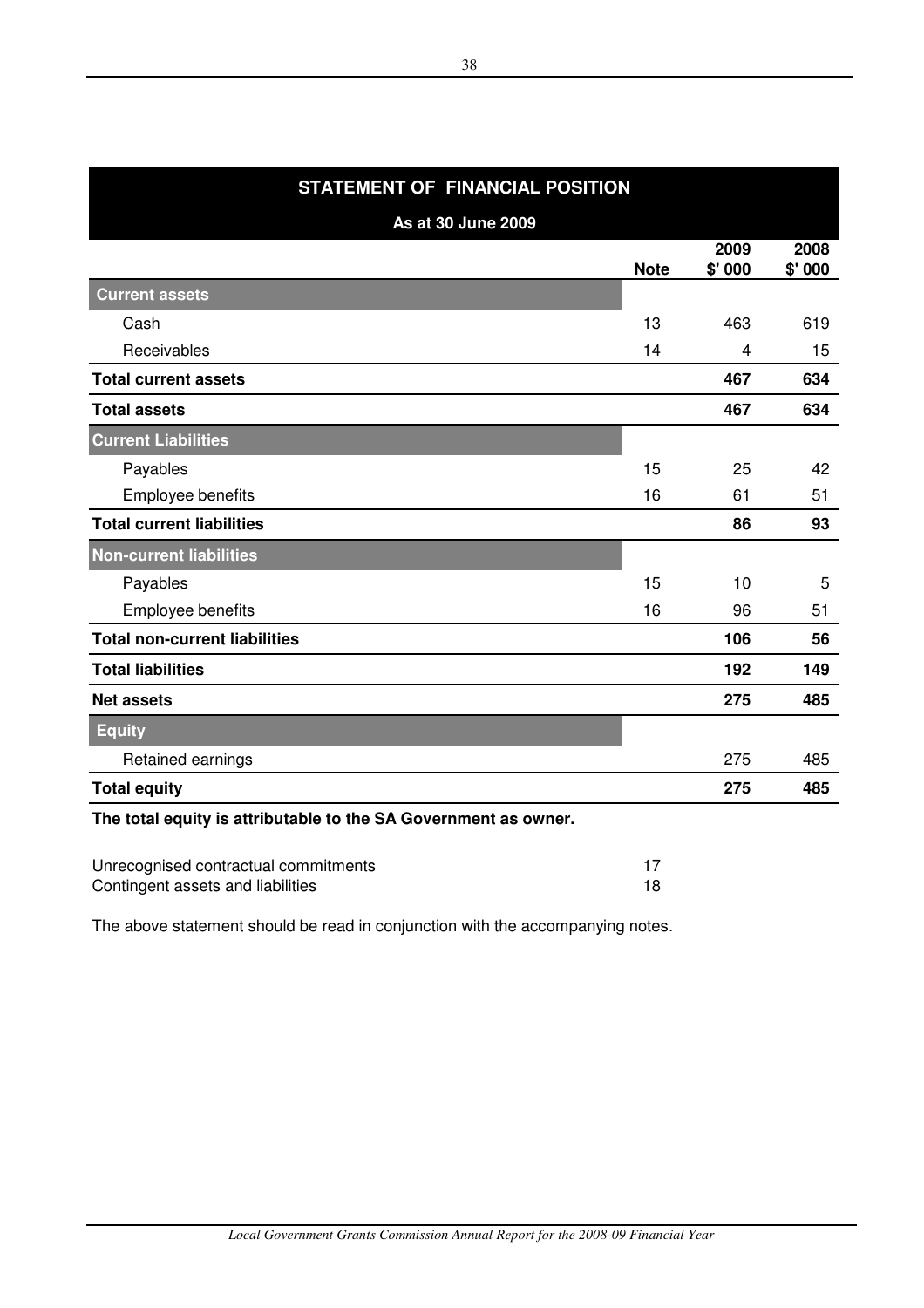## STATEMENT OF FINANCIAL POSITION

**As at 30 June 2009**

| | Note | 2009 $' 000 | 2008 $' 000 |
|---|---|---|---|
| **Current assets** | | | |
| Cash | 13 | 463 | 619 |
| Receivables | 14 | 4 | 15 |
| **Total current assets** | | **467** | **634** |
| **Total assets** | | **467** | **634** |
| **Current Liabilities** | | | |
| Payables | 15 | 25 | 42 |
| Employee benefits | 16 | 61 | 51 |
| **Total current liabilities** | | **86** | **93** |
| **Non-current liabilities** | | | |
| Payables | 15 | 10 | 5 |
| Employee benefits | 16 | 96 | 51 |
| **Total non-current liabilities** | | **106** | **56** |
| **Total liabilities** | | **192** | **149** |
| **Net assets** | | **275** | **485** |
| **Equity** | | | |
| Retained earnings | | 275 | 485 |
| **Total equity** | | **275** | **485** |

**The total equity is attributable to the SA Government as owner.**

| | |
|---|---|
| Unrecognised contractual commitments | 17 |
| Contingent assets and liabilities | 18 |

The above statement should be read in conjunction with the accompanying notes.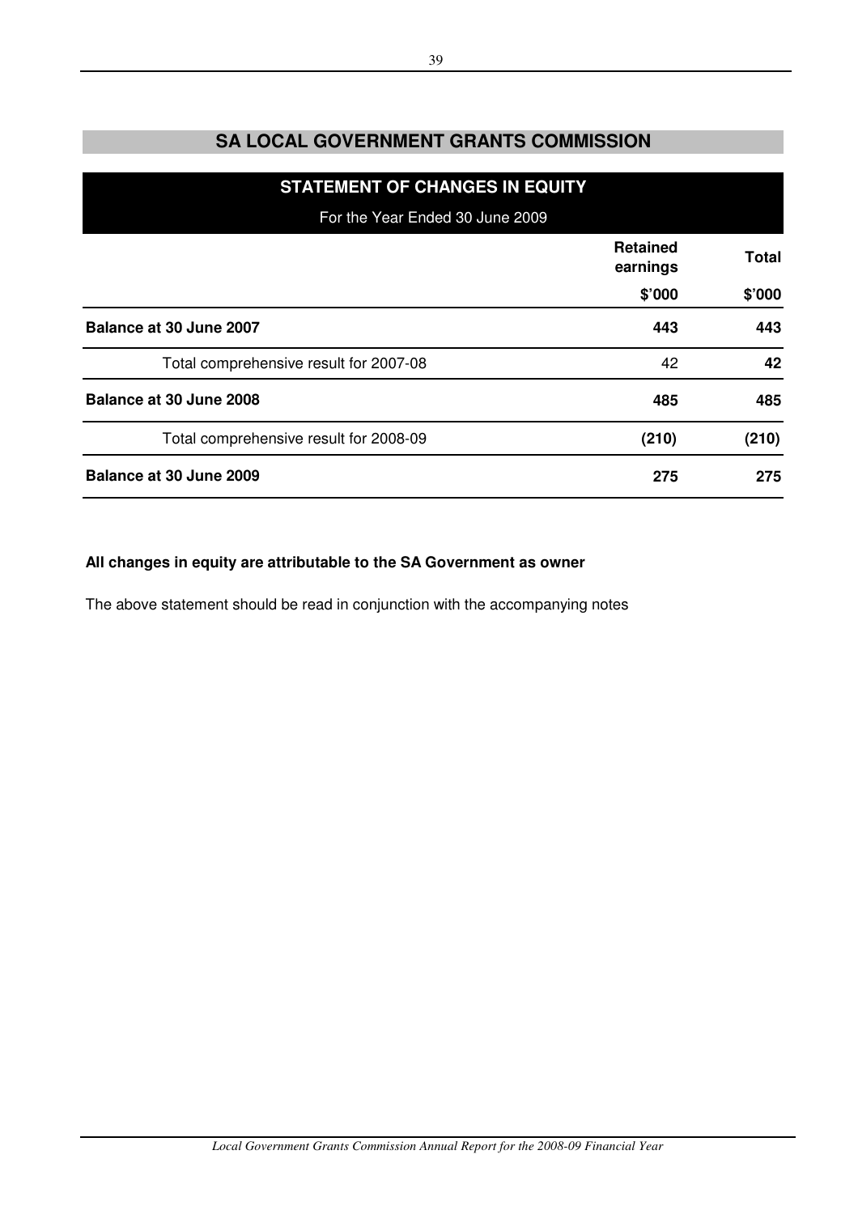# SA LOCAL GOVERNMENT GRANTS COMMISSION

## STATEMENT OF CHANGES IN EQUITY

For the Year Ended 30 June 2009

| | Retained earnings | Total |
|---|---|---|
| | $'000 | $'000 |
| **Balance at 30 June 2007** | **443** | **443** |
| Total comprehensive result for 2007-08 | 42 | **42** |
| **Balance at 30 June 2008** | **485** | **485** |
| Total comprehensive result for 2008-09 | **(210)** | **(210)** |
| **Balance at 30 June 2009** | **275** | **275** |

**All changes in equity are attributable to the SA Government as owner**

The above statement should be read in conjunction with the accompanying notes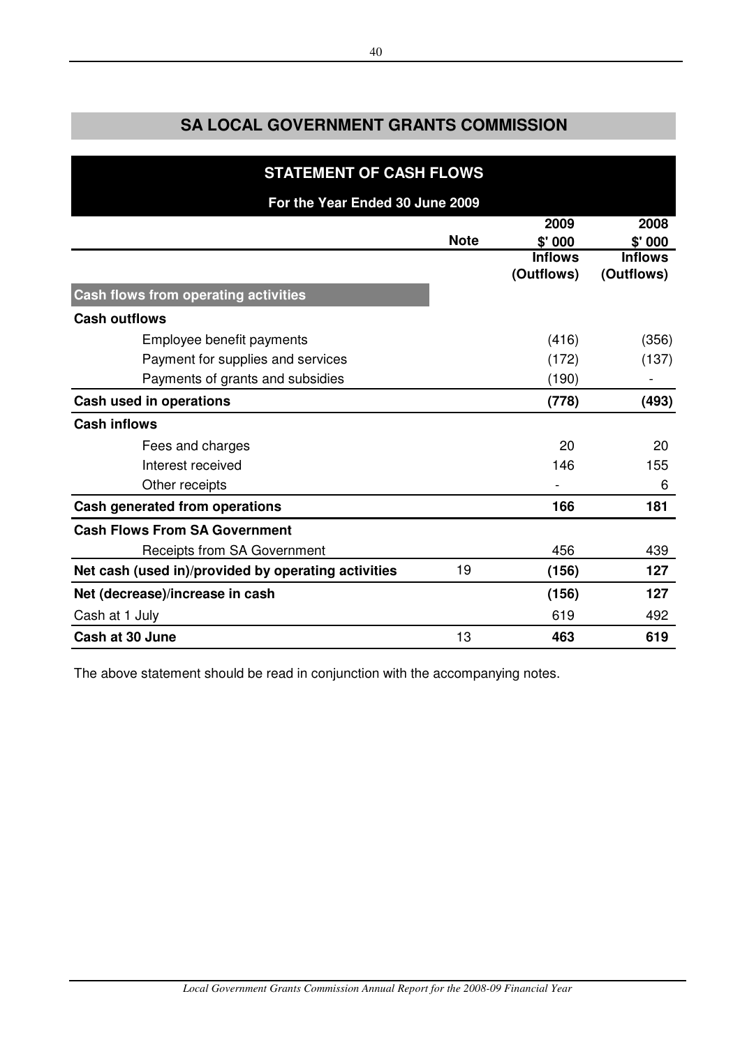# SA LOCAL GOVERNMENT GRANTS COMMISSION

## STATEMENT OF CASH FLOWS

**For the Year Ended 30 June 2009**

| | Note | 2009 $' 000 Inflows (Outflows) | 2008 $' 000 Inflows (Outflows) |
|---|---|---|---|
| **Cash flows from operating activities** | | | |
| **Cash outflows** | | | |
| Employee benefit payments | | (416) | (356) |
| Payment for supplies and services | | (172) | (137) |
| Payments of grants and subsidies | | (190) | - |
| **Cash used in operations** | | **(778)** | **(493)** |
| **Cash inflows** | | | |
| Fees and charges | | 20 | 20 |
| Interest received | | 146 | 155 |
| Other receipts | | - | 6 |
| **Cash generated from operations** | | **166** | **181** |
| **Cash Flows From SA Government** | | | |
| Receipts from SA Government | | 456 | 439 |
| **Net cash (used in)/provided by operating activities** | 19 | **(156)** | **127** |
| **Net (decrease)/increase in cash** | | **(156)** | **127** |
| Cash at 1 July | | 619 | 492 |
| **Cash at 30 June** | 13 | **463** | **619** |

The above statement should be read in conjunction with the accompanying notes.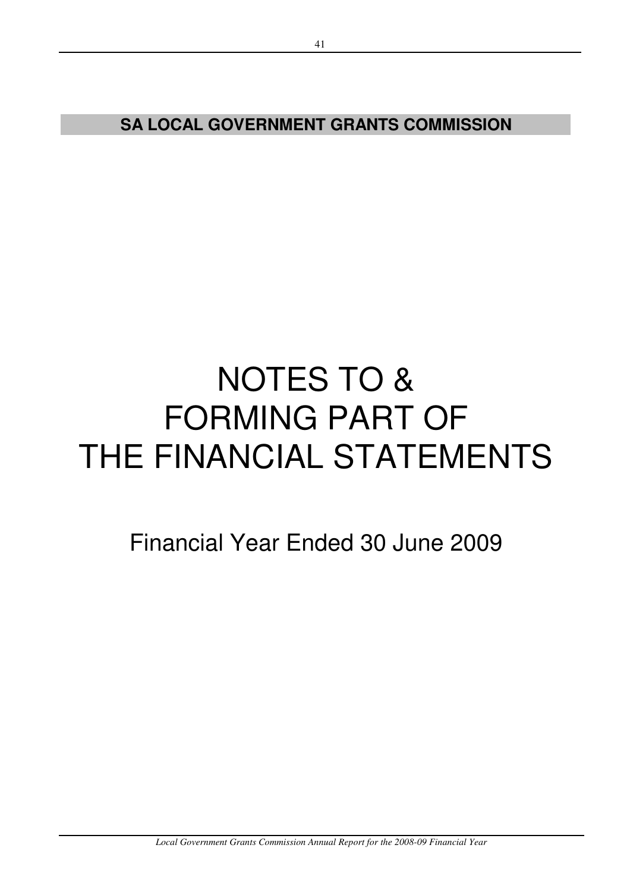**SA LOCAL GOVERNMENT GRANTS COMMISSION**

# NOTES TO & FORMING PART OF THE FINANCIAL STATEMENTS

## Financial Year Ended 30 June 2009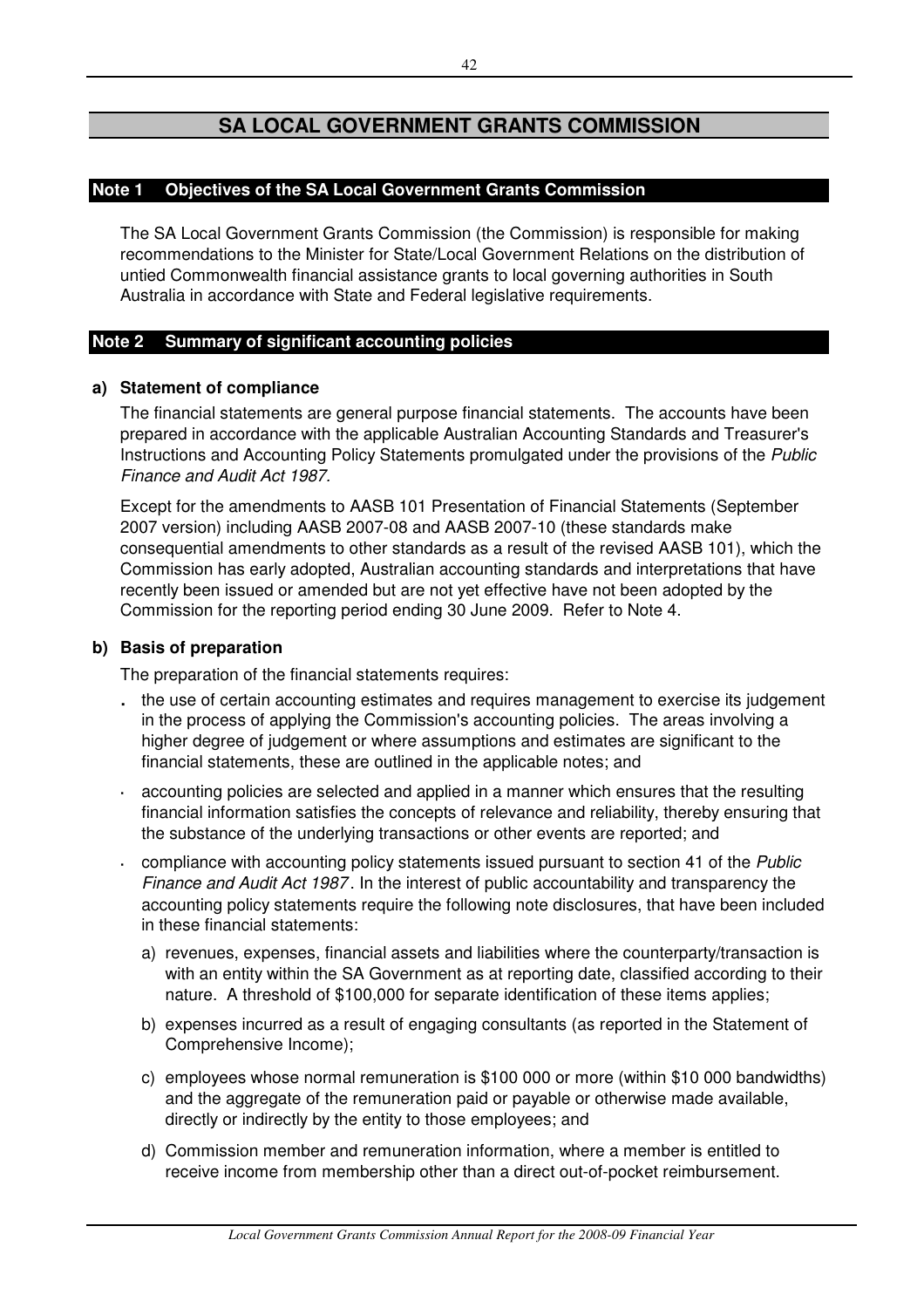# SA LOCAL GOVERNMENT GRANTS COMMISSION

## Note 1 Objectives of the SA Local Government Grants Commission

The SA Local Government Grants Commission (the Commission) is responsible for making recommendations to the Minister for State/Local Government Relations on the distribution of untied Commonwealth financial assistance grants to local governing authorities in South Australia in accordance with State and Federal legislative requirements.

## Note 2 Summary of significant accounting policies

### a) Statement of compliance

The financial statements are general purpose financial statements. The accounts have been prepared in accordance with the applicable Australian Accounting Standards and Treasurer's Instructions and Accounting Policy Statements promulgated under the provisions of the *Public Finance and Audit Act 1987.*

Except for the amendments to AASB 101 Presentation of Financial Statements (September 2007 version) including AASB 2007-08 and AASB 2007-10 (these standards make consequential amendments to other standards as a result of the revised AASB 101), which the Commission has early adopted, Australian accounting standards and interpretations that have recently been issued or amended but are not yet effective have not been adopted by the Commission for the reporting period ending 30 June 2009. Refer to Note 4.

### b) Basis of preparation

The preparation of the financial statements requires:

- the use of certain accounting estimates and requires management to exercise its judgement in the process of applying the Commission's accounting policies. The areas involving a higher degree of judgement or where assumptions and estimates are significant to the financial statements, these are outlined in the applicable notes; and
- accounting policies are selected and applied in a manner which ensures that the resulting financial information satisfies the concepts of relevance and reliability, thereby ensuring that the substance of the underlying transactions or other events are reported; and
- compliance with accounting policy statements issued pursuant to section 41 of the *Public Finance and Audit Act 1987*. In the interest of public accountability and transparency the accounting policy statements require the following note disclosures, that have been included in these financial statements:
  a) revenues, expenses, financial assets and liabilities where the counterparty/transaction is with an entity within the SA Government as at reporting date, classified according to their nature. A threshold of $100,000 for separate identification of these items applies;
  b) expenses incurred as a result of engaging consultants (as reported in the Statement of Comprehensive Income);
  c) employees whose normal remuneration is $100 000 or more (within $10 000 bandwidths) and the aggregate of the remuneration paid or payable or otherwise made available, directly or indirectly by the entity to those employees; and
  d) Commission member and remuneration information, where a member is entitled to receive income from membership other than a direct out-of-pocket reimbursement.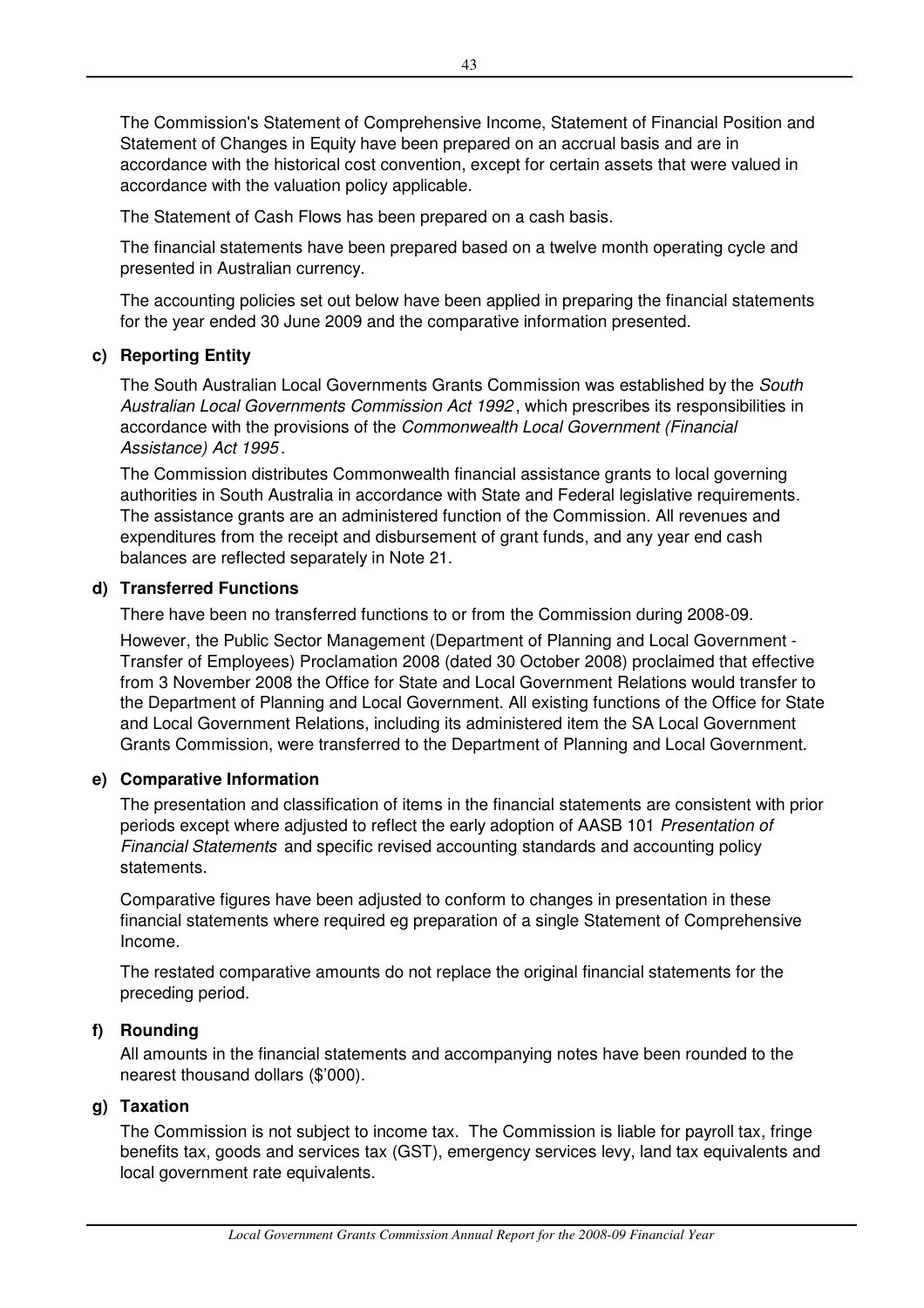The Commission's Statement of Comprehensive Income, Statement of Financial Position and Statement of Changes in Equity have been prepared on an accrual basis and are in accordance with the historical cost convention, except for certain assets that were valued in accordance with the valuation policy applicable.

The Statement of Cash Flows has been prepared on a cash basis.

The financial statements have been prepared based on a twelve month operating cycle and presented in Australian currency.

The accounting policies set out below have been applied in preparing the financial statements for the year ended 30 June 2009 and the comparative information presented.

### c) Reporting Entity

The South Australian Local Governments Grants Commission was established by the *South Australian Local Governments Commission Act 1992*, which prescribes its responsibilities in accordance with the provisions of the *Commonwealth Local Government (Financial Assistance) Act 1995*.

The Commission distributes Commonwealth financial assistance grants to local governing authorities in South Australia in accordance with State and Federal legislative requirements. The assistance grants are an administered function of the Commission. All revenues and expenditures from the receipt and disbursement of grant funds, and any year end cash balances are reflected separately in Note 21.

### d) Transferred Functions

There have been no transferred functions to or from the Commission during 2008-09.

However, the Public Sector Management (Department of Planning and Local Government - Transfer of Employees) Proclamation 2008 (dated 30 October 2008) proclaimed that effective from 3 November 2008 the Office for State and Local Government Relations would transfer to the Department of Planning and Local Government. All existing functions of the Office for State and Local Government Relations, including its administered item the SA Local Government Grants Commission, were transferred to the Department of Planning and Local Government.

### e) Comparative Information

The presentation and classification of items in the financial statements are consistent with prior periods except where adjusted to reflect the early adoption of AASB 101 *Presentation of Financial Statements* and specific revised accounting standards and accounting policy statements.

Comparative figures have been adjusted to conform to changes in presentation in these financial statements where required eg preparation of a single Statement of Comprehensive Income.

The restated comparative amounts do not replace the original financial statements for the preceding period.

### f) Rounding

All amounts in the financial statements and accompanying notes have been rounded to the nearest thousand dollars ($'000).

### g) Taxation

The Commission is not subject to income tax. The Commission is liable for payroll tax, fringe benefits tax, goods and services tax (GST), emergency services levy, land tax equivalents and local government rate equivalents.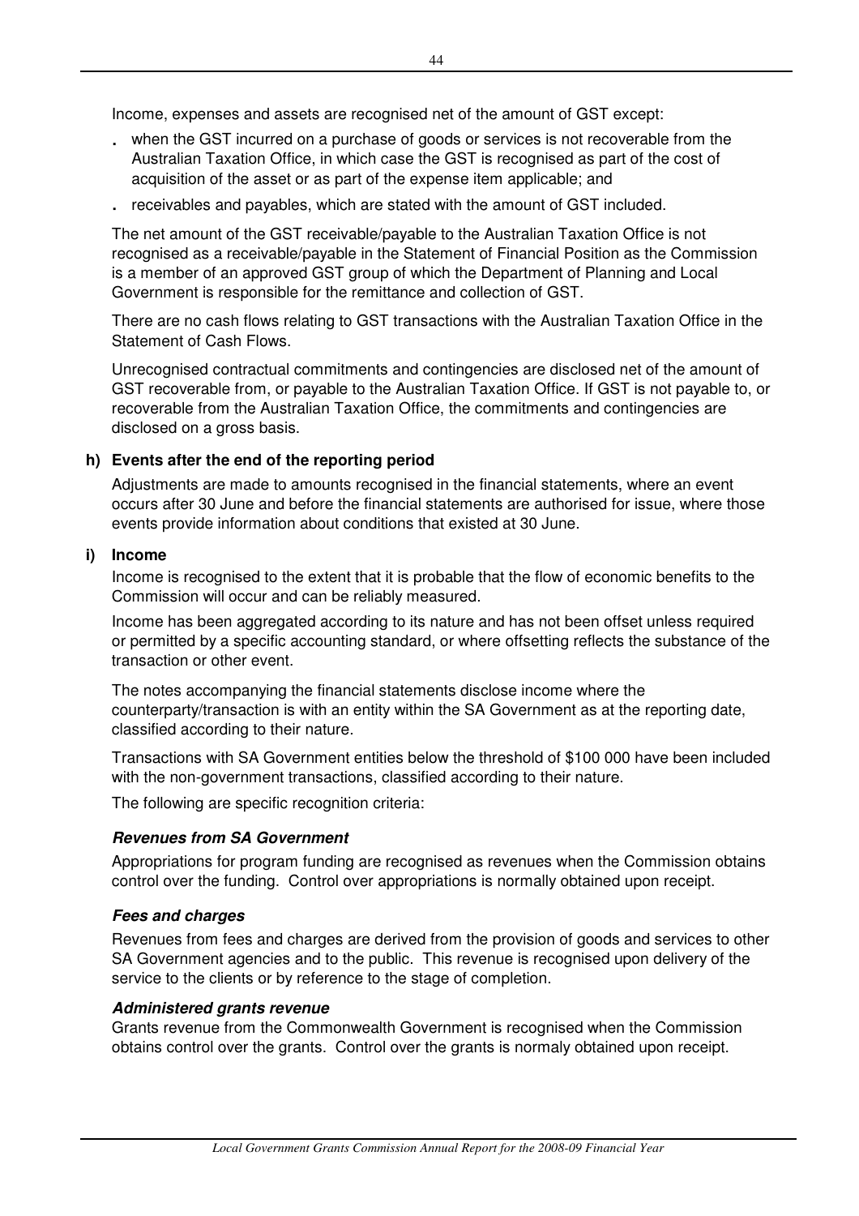Income, expenses and assets are recognised net of the amount of GST except:

- when the GST incurred on a purchase of goods or services is not recoverable from the Australian Taxation Office, in which case the GST is recognised as part of the cost of acquisition of the asset or as part of the expense item applicable; and
- receivables and payables, which are stated with the amount of GST included.

The net amount of the GST receivable/payable to the Australian Taxation Office is not recognised as a receivable/payable in the Statement of Financial Position as the Commission is a member of an approved GST group of which the Department of Planning and Local Government is responsible for the remittance and collection of GST.

There are no cash flows relating to GST transactions with the Australian Taxation Office in the Statement of Cash Flows.

Unrecognised contractual commitments and contingencies are disclosed net of the amount of GST recoverable from, or payable to the Australian Taxation Office. If GST is not payable to, or recoverable from the Australian Taxation Office, the commitments and contingencies are disclosed on a gross basis.

**h) Events after the end of the reporting period**

Adjustments are made to amounts recognised in the financial statements, where an event occurs after 30 June and before the financial statements are authorised for issue, where those events provide information about conditions that existed at 30 June.

**i) Income**

Income is recognised to the extent that it is probable that the flow of economic benefits to the Commission will occur and can be reliably measured.

Income has been aggregated according to its nature and has not been offset unless required or permitted by a specific accounting standard, or where offsetting reflects the substance of the transaction or other event.

The notes accompanying the financial statements disclose income where the counterparty/transaction is with an entity within the SA Government as at the reporting date, classified according to their nature.

Transactions with SA Government entities below the threshold of $100 000 have been included with the non-government transactions, classified according to their nature.

The following are specific recognition criteria:

***Revenues from SA Government***

Appropriations for program funding are recognised as revenues when the Commission obtains control over the funding. Control over appropriations is normally obtained upon receipt.

***Fees and charges***

Revenues from fees and charges are derived from the provision of goods and services to other SA Government agencies and to the public. This revenue is recognised upon delivery of the service to the clients or by reference to the stage of completion.

***Administered grants revenue***

Grants revenue from the Commonwealth Government is recognised when the Commission obtains control over the grants. Control over the grants is normaly obtained upon receipt.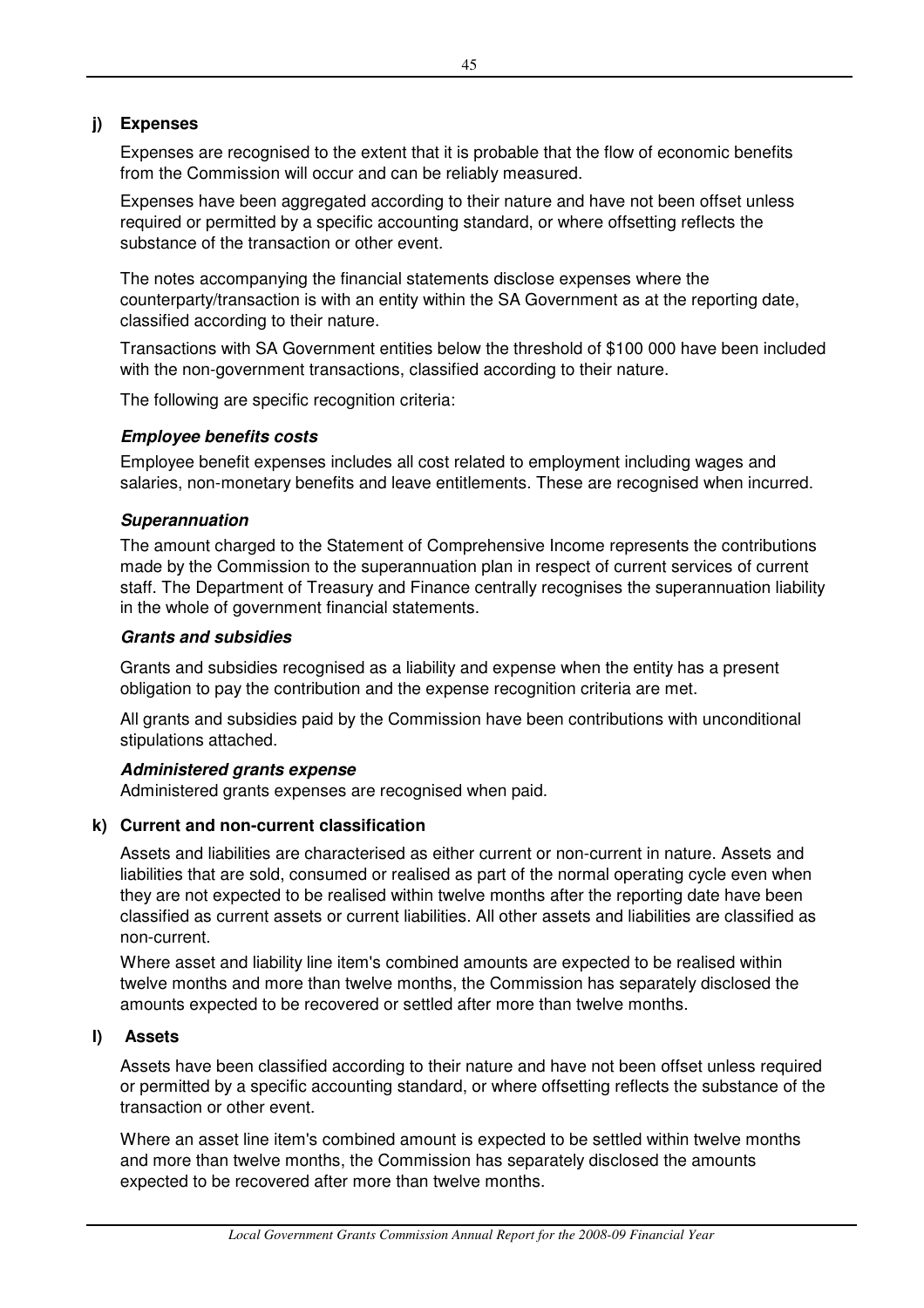## j) Expenses

Expenses are recognised to the extent that it is probable that the flow of economic benefits from the Commission will occur and can be reliably measured.

Expenses have been aggregated according to their nature and have not been offset unless required or permitted by a specific accounting standard, or where offsetting reflects the substance of the transaction or other event.

The notes accompanying the financial statements disclose expenses where the counterparty/transaction is with an entity within the SA Government as at the reporting date, classified according to their nature.

Transactions with SA Government entities below the threshold of $100 000 have been included with the non-government transactions, classified according to their nature.

The following are specific recognition criteria:

***Employee benefits costs***

Employee benefit expenses includes all cost related to employment including wages and salaries, non-monetary benefits and leave entitlements. These are recognised when incurred.

***Superannuation***

The amount charged to the Statement of Comprehensive Income represents the contributions made by the Commission to the superannuation plan in respect of current services of current staff. The Department of Treasury and Finance centrally recognises the superannuation liability in the whole of government financial statements.

***Grants and subsidies***

Grants and subsidies recognised as a liability and expense when the entity has a present obligation to pay the contribution and the expense recognition criteria are met.

All grants and subsidies paid by the Commission have been contributions with unconditional stipulations attached.

***Administered grants expense***

Administered grants expenses are recognised when paid.

## k) Current and non-current classification

Assets and liabilities are characterised as either current or non-current in nature. Assets and liabilities that are sold, consumed or realised as part of the normal operating cycle even when they are not expected to be realised within twelve months after the reporting date have been classified as current assets or current liabilities. All other assets and liabilities are classified as non-current.

Where asset and liability line item's combined amounts are expected to be realised within twelve months and more than twelve months, the Commission has separately disclosed the amounts expected to be recovered or settled after more than twelve months.

## l) Assets

Assets have been classified according to their nature and have not been offset unless required or permitted by a specific accounting standard, or where offsetting reflects the substance of the transaction or other event.

Where an asset line item's combined amount is expected to be settled within twelve months and more than twelve months, the Commission has separately disclosed the amounts expected to be recovered after more than twelve months.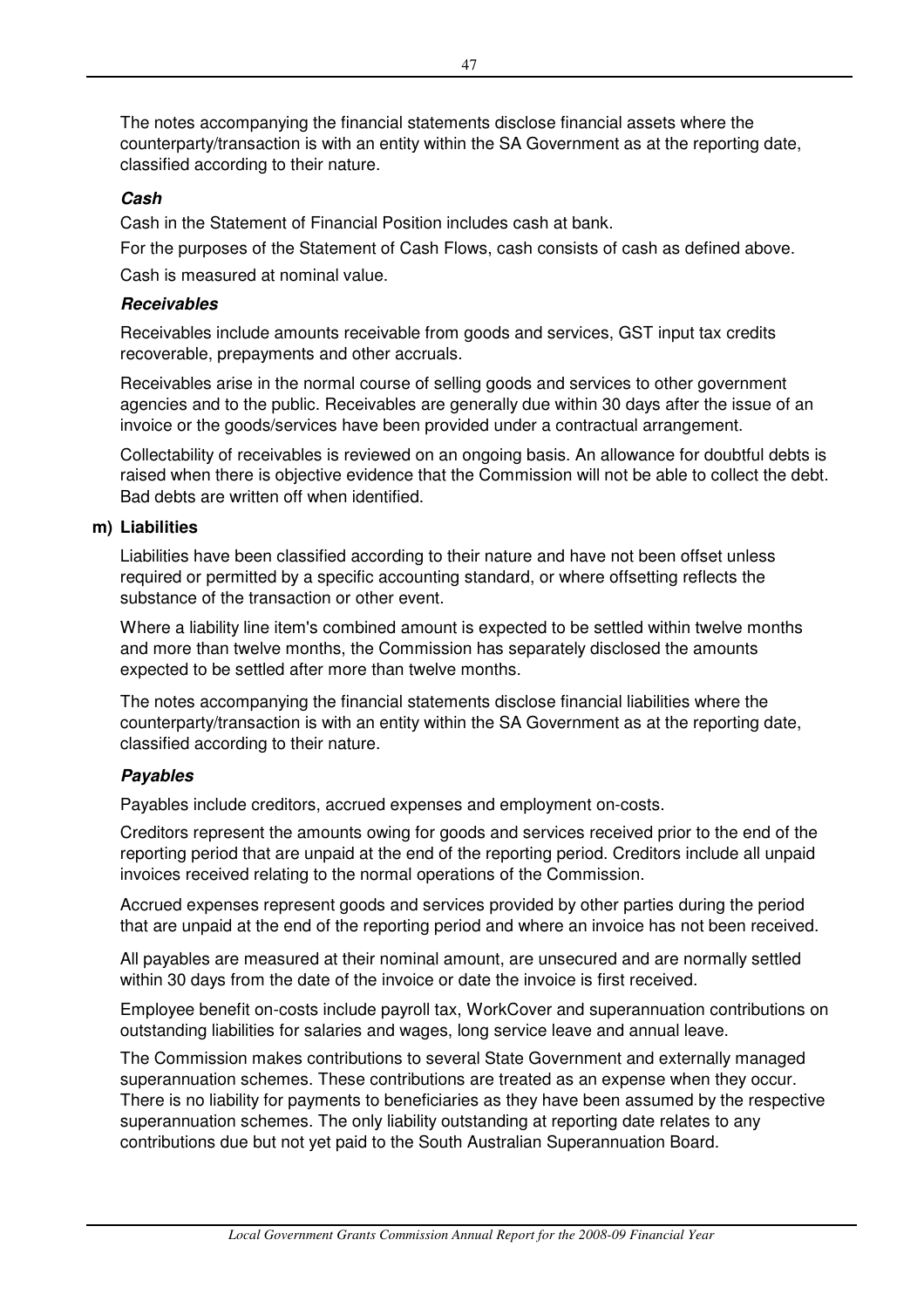The notes accompanying the financial statements disclose financial assets where the counterparty/transaction is with an entity within the SA Government as at the reporting date, classified according to their nature.

***Cash***

Cash in the Statement of Financial Position includes cash at bank.

For the purposes of the Statement of Cash Flows, cash consists of cash as defined above.

Cash is measured at nominal value.

***Receivables***

Receivables include amounts receivable from goods and services, GST input tax credits recoverable, prepayments and other accruals.

Receivables arise in the normal course of selling goods and services to other government agencies and to the public. Receivables are generally due within 30 days after the issue of an invoice or the goods/services have been provided under a contractual arrangement.

Collectability of receivables is reviewed on an ongoing basis. An allowance for doubtful debts is raised when there is objective evidence that the Commission will not be able to collect the debt. Bad debts are written off when identified.

**m) Liabilities**

Liabilities have been classified according to their nature and have not been offset unless required or permitted by a specific accounting standard, or where offsetting reflects the substance of the transaction or other event.

Where a liability line item's combined amount is expected to be settled within twelve months and more than twelve months, the Commission has separately disclosed the amounts expected to be settled after more than twelve months.

The notes accompanying the financial statements disclose financial liabilities where the counterparty/transaction is with an entity within the SA Government as at the reporting date, classified according to their nature.

***Payables***

Payables include creditors, accrued expenses and employment on-costs.

Creditors represent the amounts owing for goods and services received prior to the end of the reporting period that are unpaid at the end of the reporting period. Creditors include all unpaid invoices received relating to the normal operations of the Commission.

Accrued expenses represent goods and services provided by other parties during the period that are unpaid at the end of the reporting period and where an invoice has not been received.

All payables are measured at their nominal amount, are unsecured and are normally settled within 30 days from the date of the invoice or date the invoice is first received.

Employee benefit on-costs include payroll tax, WorkCover and superannuation contributions on outstanding liabilities for salaries and wages, long service leave and annual leave.

The Commission makes contributions to several State Government and externally managed superannuation schemes. These contributions are treated as an expense when they occur. There is no liability for payments to beneficiaries as they have been assumed by the respective superannuation schemes. The only liability outstanding at reporting date relates to any contributions due but not yet paid to the South Australian Superannuation Board.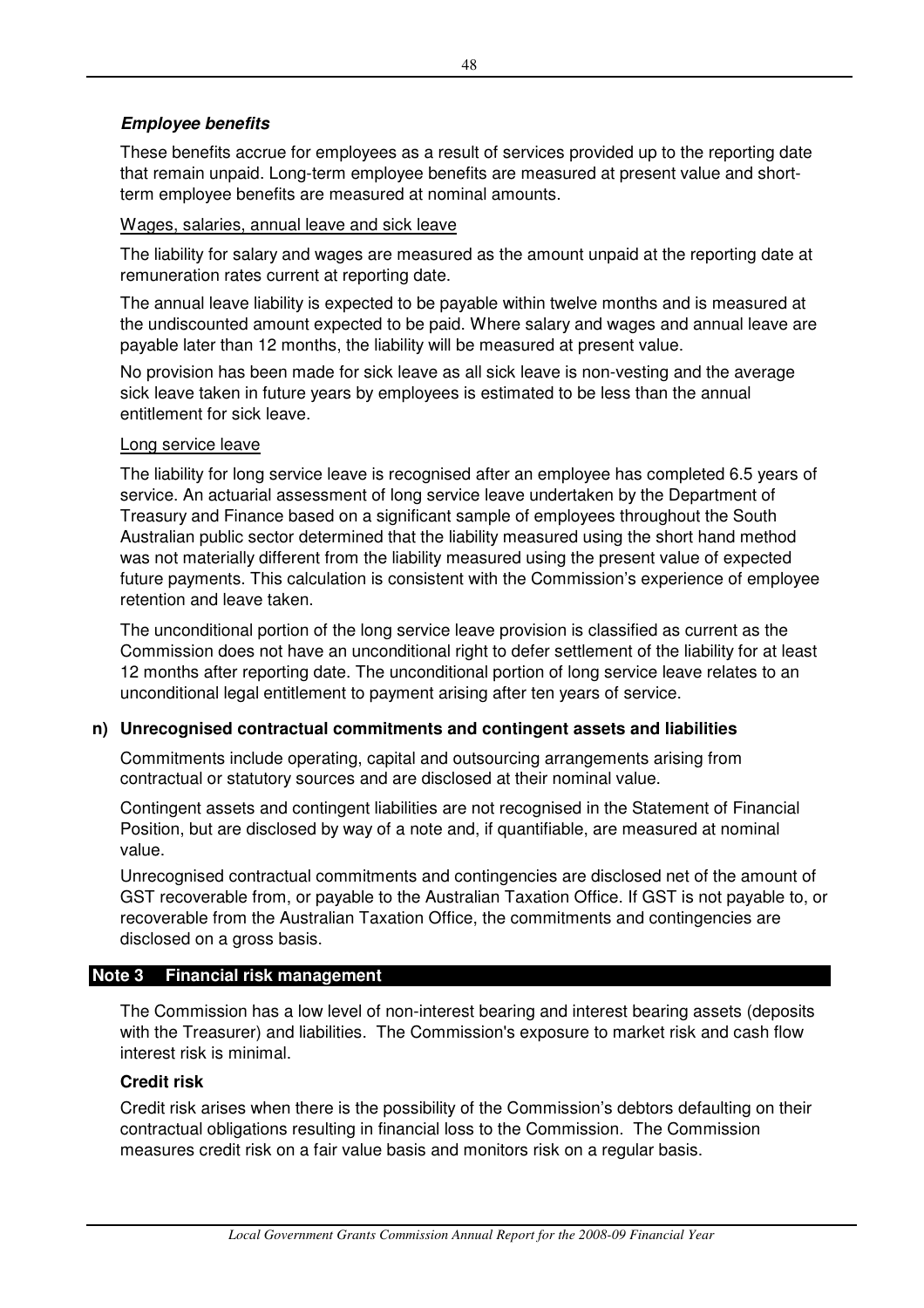***Employee benefits***

These benefits accrue for employees as a result of services provided up to the reporting date that remain unpaid. Long-term employee benefits are measured at present value and short-term employee benefits are measured at nominal amounts.

Wages, salaries, annual leave and sick leave

The liability for salary and wages are measured as the amount unpaid at the reporting date at remuneration rates current at reporting date.

The annual leave liability is expected to be payable within twelve months and is measured at the undiscounted amount expected to be paid. Where salary and wages and annual leave are payable later than 12 months, the liability will be measured at present value.

No provision has been made for sick leave as all sick leave is non-vesting and the average sick leave taken in future years by employees is estimated to be less than the annual entitlement for sick leave.

Long service leave

The liability for long service leave is recognised after an employee has completed 6.5 years of service. An actuarial assessment of long service leave undertaken by the Department of Treasury and Finance based on a significant sample of employees throughout the South Australian public sector determined that the liability measured using the short hand method was not materially different from the liability measured using the present value of expected future payments. This calculation is consistent with the Commission's experience of employee retention and leave taken.

The unconditional portion of the long service leave provision is classified as current as the Commission does not have an unconditional right to defer settlement of the liability for at least 12 months after reporting date. The unconditional portion of long service leave relates to an unconditional legal entitlement to payment arising after ten years of service.

**n) Unrecognised contractual commitments and contingent assets and liabilities**

Commitments include operating, capital and outsourcing arrangements arising from contractual or statutory sources and are disclosed at their nominal value.

Contingent assets and contingent liabilities are not recognised in the Statement of Financial Position, but are disclosed by way of a note and, if quantifiable, are measured at nominal value.

Unrecognised contractual commitments and contingencies are disclosed net of the amount of GST recoverable from, or payable to the Australian Taxation Office. If GST is not payable to, or recoverable from the Australian Taxation Office, the commitments and contingencies are disclosed on a gross basis.

## Note 3 Financial risk management

The Commission has a low level of non-interest bearing and interest bearing assets (deposits with the Treasurer) and liabilities. The Commission's exposure to market risk and cash flow interest risk is minimal.

**Credit risk**

Credit risk arises when there is the possibility of the Commission's debtors defaulting on their contractual obligations resulting in financial loss to the Commission. The Commission measures credit risk on a fair value basis and monitors risk on a regular basis.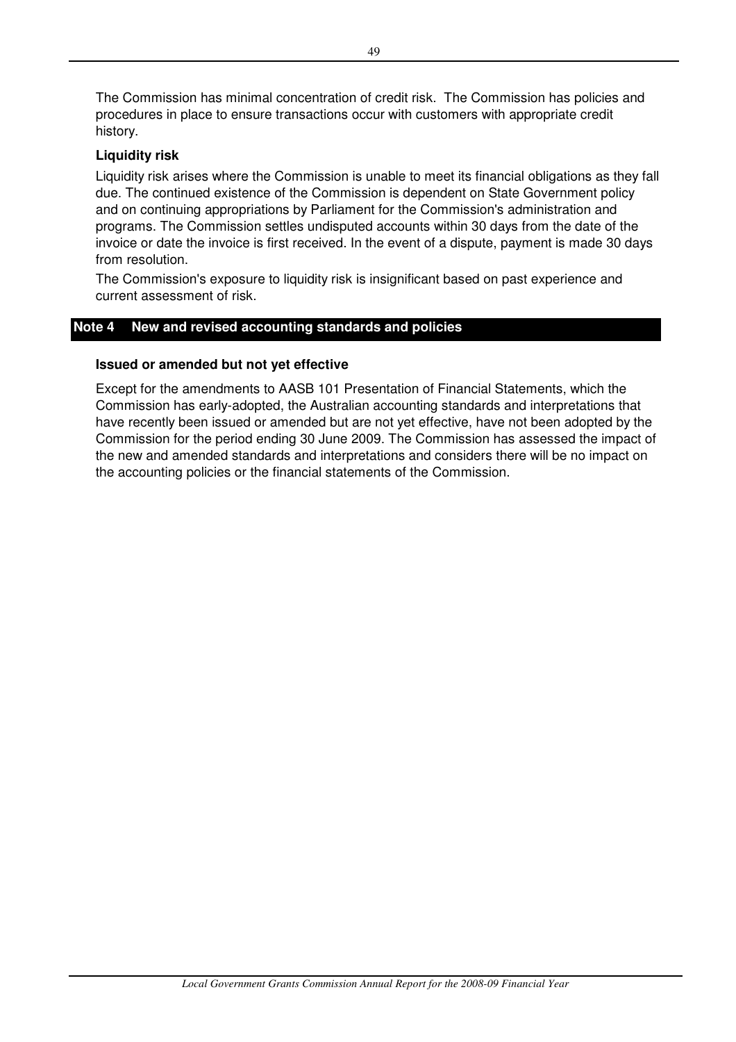The Commission has minimal concentration of credit risk. The Commission has policies and procedures in place to ensure transactions occur with customers with appropriate credit history.

**Liquidity risk**

Liquidity risk arises where the Commission is unable to meet its financial obligations as they fall due. The continued existence of the Commission is dependent on State Government policy and on continuing appropriations by Parliament for the Commission's administration and programs. The Commission settles undisputed accounts within 30 days from the date of the invoice or date the invoice is first received. In the event of a dispute, payment is made 30 days from resolution.

The Commission's exposure to liquidity risk is insignificant based on past experience and current assessment of risk.

## Note 4 New and revised accounting standards and policies

**Issued or amended but not yet effective**

Except for the amendments to AASB 101 Presentation of Financial Statements, which the Commission has early-adopted, the Australian accounting standards and interpretations that have recently been issued or amended but are not yet effective, have not been adopted by the Commission for the period ending 30 June 2009. The Commission has assessed the impact of the new and amended standards and interpretations and considers there will be no impact on the accounting policies or the financial statements of the Commission.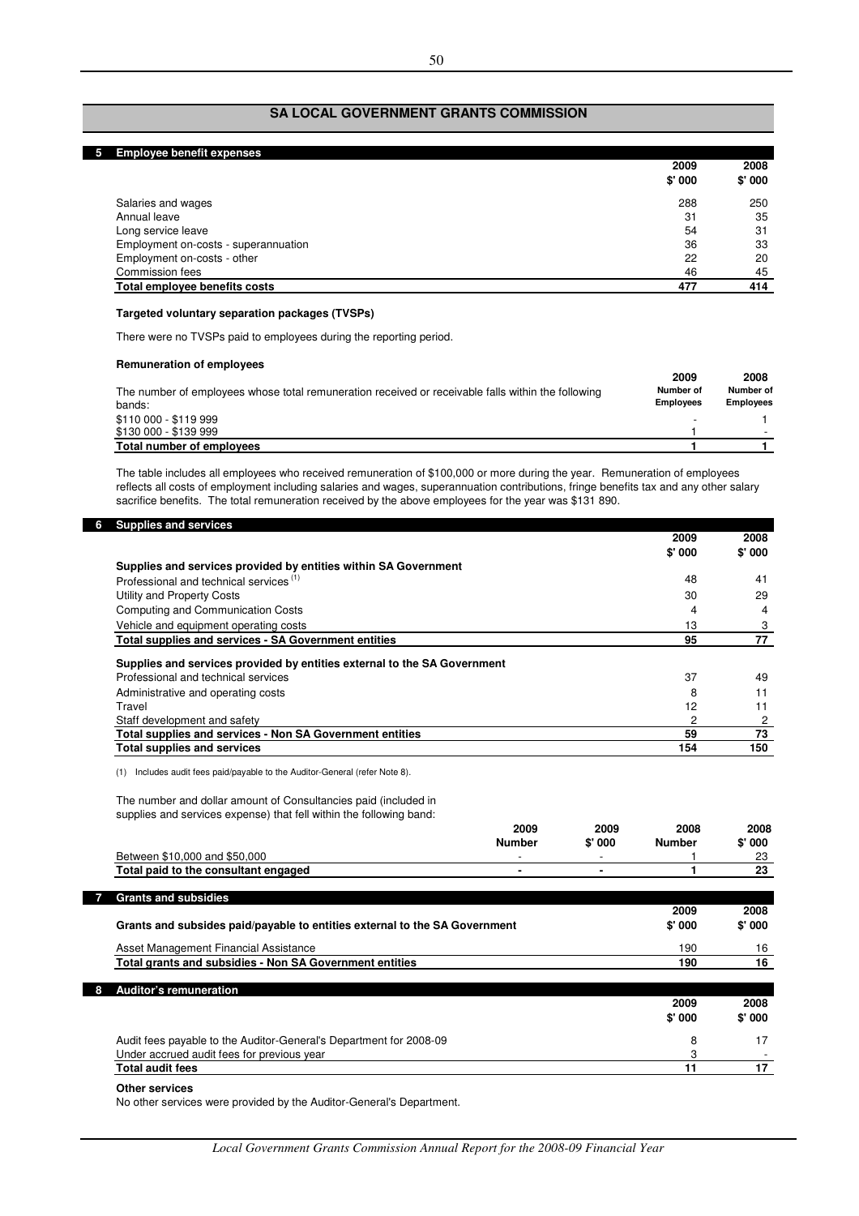## SA LOCAL GOVERNMENT GRANTS COMMISSION

### 5 Employee benefit expenses

| | 2009 $' 000 | 2008 $' 000 |
|---|---|---|
| Salaries and wages | 288 | 250 |
| Annual leave | 31 | 35 |
| Long service leave | 54 | 31 |
| Employment on-costs - superannuation | 36 | 33 |
| Employment on-costs - other | 22 | 20 |
| Commission fees | 46 | 45 |
| **Total employee benefits costs** | **477** | **414** |

**Targeted voluntary separation packages (TVSPs)**

There were no TVSPs paid to employees during the reporting period.

**Remuneration of employees**

| The number of employees whose total remuneration received or receivable falls within the following bands: | 2009 Number of Employees | 2008 Number of Employees |
|---|---|---|
| $110 000 - $119 999 | - | 1 |
| $130 000 - $139 999 | 1 | - |
| **Total number of employees** | **1** | **1** |

The table includes all employees who received remuneration of $100,000 or more during the year. Remuneration of employees reflects all costs of employment including salaries and wages, superannuation contributions, fringe benefits tax and any other salary sacrifice benefits. The total remuneration received by the above employees for the year was $131 890.

### 6 Supplies and services

| | 2009 $' 000 | 2008 $' 000 |
|---|---|---|
| **Supplies and services provided by entities within SA Government** | | |
| Professional and technical services [1] | 48 | 41 |
| Utility and Property Costs | 30 | 29 |
| Computing and Communication Costs | 4 | 4 |
| Vehicle and equipment operating costs | 13 | 3 |
| **Total supplies and services - SA Government entities** | **95** | **77** |
| **Supplies and services provided by entities external to the SA Government** | | |
| Professional and technical services | 37 | 49 |
| Administrative and operating costs | 8 | 11 |
| Travel | 12 | 11 |
| Staff development and safety | 2 | 2 |
| **Total supplies and services - Non SA Government entities** | **59** | **73** |
| **Total supplies and services** | **154** | **150** |

(1) Includes audit fees paid/payable to the Auditor-General (refer Note 8).

The number and dollar amount of Consultancies paid (included in supplies and services expense) that fell within the following band:

| | 2009 Number | 2009 $' 000 | 2008 Number | 2008 $' 000 |
|---|---|---|---|---|
| Between $10,000 and $50,000 | - | - | 1 | 23 |
| **Total paid to the consultant engaged** | **-** | **-** | **1** | **23** |

### 7 Grants and subsidies

| Grants and subsides paid/payable to entities external to the SA Government | 2009 $' 000 | 2008 $' 000 |
|---|---|---|
| Asset Management Financial Assistance | 190 | 16 |
| **Total grants and subsidies - Non SA Government entities** | **190** | **16** |

### 8 Auditor's remuneration

| | 2009 $' 000 | 2008 $' 000 |
|---|---|---|
| Audit fees payable to the Auditor-General's Department for 2008-09 | 8 | 17 |
| Under accrued audit fees for previous year | 3 | - |
| **Total audit fees** | **11** | **17** |

**Other services**

No other services were provided by the Auditor-General's Department.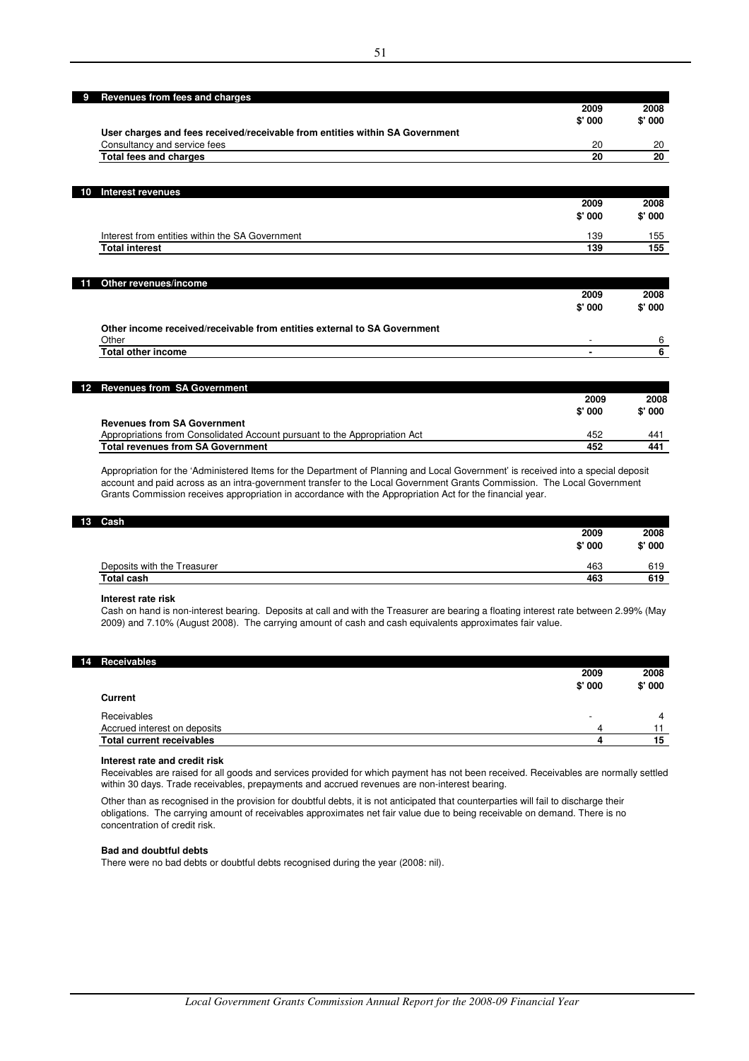## 9 Revenues from fees and charges

| | 2009 $' 000 | 2008 $' 000 |
|---|---|---|
| **User charges and fees received/receivable from entities within SA Government** | | |
| Consultancy and service fees | 20 | 20 |
| **Total fees and charges** | **20** | **20** |

## 10 Interest revenues

| | 2009 $' 000 | 2008 $' 000 |
|---|---|---|
| Interest from entities within the SA Government | 139 | 155 |
| **Total interest** | **139** | **155** |

## 11 Other revenues/income

| | 2009 $' 000 | 2008 $' 000 |
|---|---|---|
| **Other income received/receivable from entities external to SA Government** | | |
| Other | - | 6 |
| **Total other income** | **-** | **6** |

## 12 Revenues from SA Government

| | 2009 $' 000 | 2008 $' 000 |
|---|---|---|
| **Revenues from SA Government** | | |
| Appropriations from Consolidated Account pursuant to the Appropriation Act | 452 | 441 |
| **Total revenues from SA Government** | **452** | **441** |

Appropriation for the 'Administered Items for the Department of Planning and Local Government' is received into a special deposit account and paid across as an intra-government transfer to the Local Government Grants Commission. The Local Government Grants Commission receives appropriation in accordance with the Appropriation Act for the financial year.

## 13 Cash

| | 2009 $' 000 | 2008 $' 000 |
|---|---|---|
| Deposits with the Treasurer | 463 | 619 |
| **Total cash** | **463** | **619** |

**Interest rate risk**

Cash on hand is non-interest bearing. Deposits at call and with the Treasurer are bearing a floating interest rate between 2.99% (May 2009) and 7.10% (August 2008). The carrying amount of cash and cash equivalents approximates fair value.

## 14 Receivables

| | 2009 $' 000 | 2008 $' 000 |
|---|---|---|
| **Current** | | |
| Receivables | - | 4 |
| Accrued interest on deposits | 4 | 11 |
| **Total current receivables** | **4** | **15** |

**Interest rate and credit risk**

Receivables are raised for all goods and services provided for which payment has not been received. Receivables are normally settled within 30 days. Trade receivables, prepayments and accrued revenues are non-interest bearing.

Other than as recognised in the provision for doubtful debts, it is not anticipated that counterparties will fail to discharge their obligations. The carrying amount of receivables approximates net fair value due to being receivable on demand. There is no concentration of credit risk.

**Bad and doubtful debts**

There were no bad debts or doubtful debts recognised during the year (2008: nil).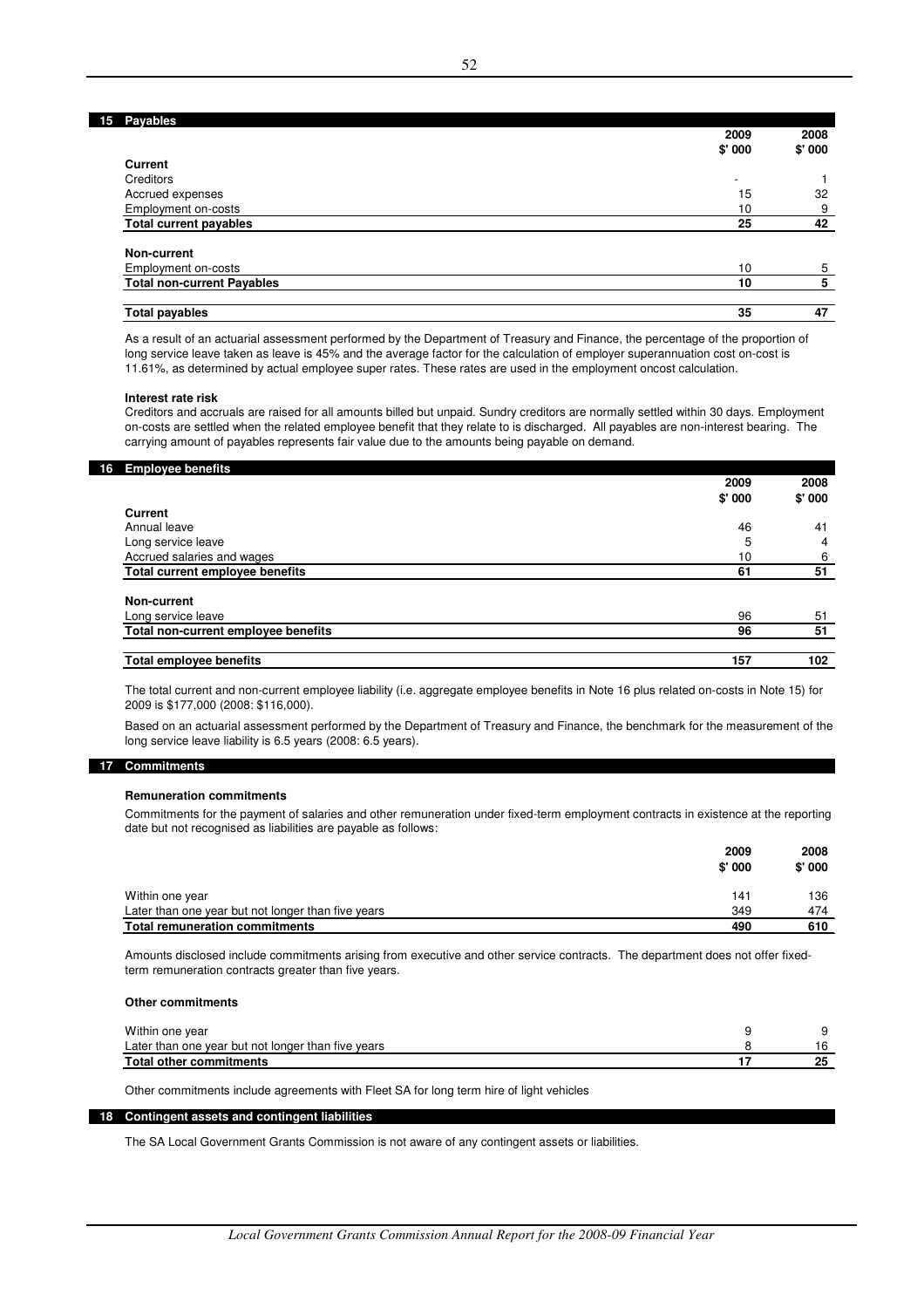## 15 Payables

| | 2009 \$' 000 | 2008 \$' 000 |
|---|---|---|
| **Current** | | |
| Creditors | - | 1 |
| Accrued expenses | 15 | 32 |
| Employment on-costs | 10 | 9 |
| **Total current payables** | **25** | **42** |
| **Non-current** | | |
| Employment on-costs | 10 | 5 |
| **Total non-current Payables** | **10** | **5** |
| **Total payables** | **35** | **47** |

As a result of an actuarial assessment performed by the Department of Treasury and Finance, the percentage of the proportion of long service leave taken as leave is 45% and the average factor for the calculation of employer superannuation cost on-cost is 11.61%, as determined by actual employee super rates. These rates are used in the employment oncost calculation.

**Interest rate risk**

Creditors and accruals are raised for all amounts billed but unpaid. Sundry creditors are normally settled within 30 days. Employment on-costs are settled when the related employee benefit that they relate to is discharged. All payables are non-interest bearing. The carrying amount of payables represents fair value due to the amounts being payable on demand.

## 16 Employee benefits

| | 2009 \$' 000 | 2008 \$' 000 |
|---|---|---|
| **Current** | | |
| Annual leave | 46 | 41 |
| Long service leave | 5 | 4 |
| Accrued salaries and wages | 10 | 6 |
| **Total current employee benefits** | **61** | **51** |
| **Non-current** | | |
| Long service leave | 96 | 51 |
| **Total non-current employee benefits** | **96** | **51** |
| **Total employee benefits** | **157** | **102** |

The total current and non-current employee liability (i.e. aggregate employee benefits in Note 16 plus related on-costs in Note 15) for 2009 is \$177,000 (2008: \$116,000).

Based on an actuarial assessment performed by the Department of Treasury and Finance, the benchmark for the measurement of the long service leave liability is 6.5 years (2008: 6.5 years).

## 17 Commitments

**Remuneration commitments**

Commitments for the payment of salaries and other remuneration under fixed-term employment contracts in existence at the reporting date but not recognised as liabilities are payable as follows:

| | 2009 \$' 000 | 2008 \$' 000 |
|---|---|---|
| Within one year | 141 | 136 |
| Later than one year but not longer than five years | 349 | 474 |
| **Total remuneration commitments** | **490** | **610** |

Amounts disclosed include commitments arising from executive and other service contracts. The department does not offer fixed-term remuneration contracts greater than five years.

**Other commitments**

| | 2009 \$' 000 | 2008 \$' 000 |
|---|---|---|
| Within one year | 9 | 9 |
| Later than one year but not longer than five years | 8 | 16 |
| **Total other commitments** | **17** | **25** |

Other commitments include agreements with Fleet SA for long term hire of light vehicles

## 18 Contingent assets and contingent liabilities

The SA Local Government Grants Commission is not aware of any contingent assets or liabilities.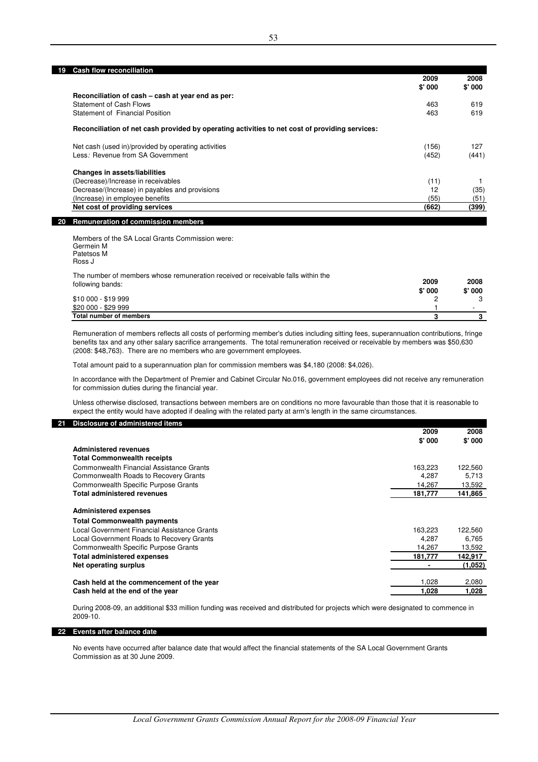## 19 Cash flow reconciliation

| | 2009 $' 000 | 2008 $' 000 |
|---|---|---|
| **Reconciliation of cash – cash at year end as per:** | | |
| Statement of Cash Flows | 463 | 619 |
| Statement of Financial Position | 463 | 619 |
| **Reconciliation of net cash provided by operating activities to net cost of providing services:** | | |
| Net cash (used in)/provided by operating activities | (156) | 127 |
| Less*:* Revenue from SA Government | (452) | (441) |
| **Changes in assets/liabilities** | | |
| (Decrease)/Increase in receivables | (11) | 1 |
| Decrease/(Increase) in payables and provisions | 12 | (35) |
| (Increase) in employee benefits | (55) | (51) |
| **Net cost of providing services** | **(662)** | **(399)** |

## 20 Remuneration of commission members

Members of the SA Local Grants Commission were:
Germein M
Patetsos M
Ross J

| The number of members whose remuneration received or receivable falls within the following bands: | 2009 $' 000 | 2008 $' 000 |
|---|---|---|
| $10 000 - $19 999 | 2 | 3 |
| $20 000 - $29 999 | 1 | - |
| **Total number of members** | **3** | **3** |

Remuneration of members reflects all costs of performing member's duties including sitting fees, superannuation contributions, fringe benefits tax and any other salary sacrifice arrangements. The total remuneration received or receivable by members was $50,630 (2008: $48,763). There are no members who are government employees.

Total amount paid to a superannuation plan for commission members was $4,180 (2008: $4,026).

In accordance with the Department of Premier and Cabinet Circular No.016, government employees did not receive any remuneration for commission duties during the financial year.

Unless otherwise disclosed, transactions between members are on conditions no more favourable than those that it is reasonable to expect the entity would have adopted if dealing with the related party at arm's length in the same circumstances.

## 21 Disclosure of administered items

| | 2009 $' 000 | 2008 $' 000 |
|---|---|---|
| **Administered revenues** | | |
| **Total Commonwealth receipts** | | |
| Commonwealth Financial Assistance Grants | 163,223 | 122,560 |
| Commonwealth Roads to Recovery Grants | 4,287 | 5,713 |
| Commonwealth Specific Purpose Grants | 14,267 | 13,592 |
| **Total administered revenues** | **181,777** | **141,865** |
| **Administered expenses** | | |
| **Total Commonwealth payments** | | |
| Local Government Financial Assistance Grants | 163,223 | 122,560 |
| Local Government Roads to Recovery Grants | 4,287 | 6,765 |
| Commonwealth Specific Purpose Grants | 14,267 | 13,592 |
| **Total administered expenses** | **181,777** | **142,917** |
| **Net operating surplus** | **-** | **(1,052)** |
| **Cash held at the commencement of the year** | 1,028 | 2,080 |
| **Cash held at the end of the year** | **1,028** | **1,028** |

During 2008-09, an additional $33 million funding was received and distributed for projects which were designated to commence in 2009-10.

## 22 Events after balance date

No events have occurred after balance date that would affect the financial statements of the SA Local Government Grants Commission as at 30 June 2009.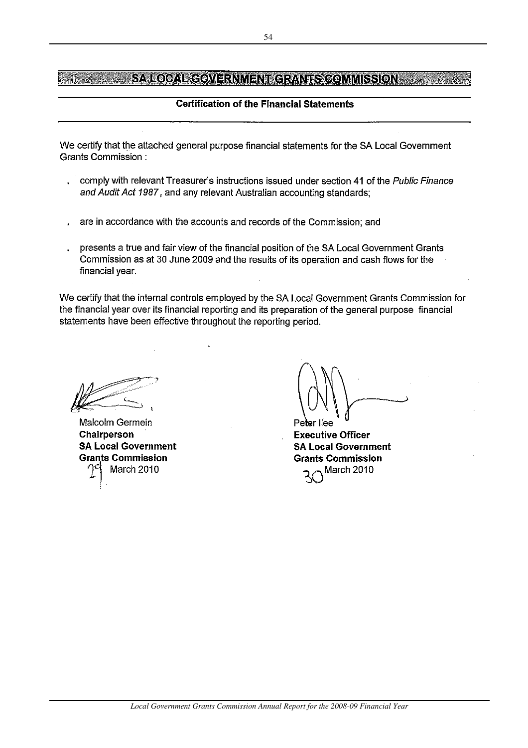# SA LOCAL GOVERNMENT GRANTS COMMISSION

## Certification of the Financial Statements

We certify that the attached general purpose financial statements for the SA Local Government Grants Commission :

- comply with relevant Treasurer's instructions issued under section 41 of the *Public Finance and Audit Act 1987*, and any relevant Australian accounting standards;
- are in accordance with the accounts and records of the Commission; and
- presents a true and fair view of the financial position of the SA Local Government Grants Commission as at 30 June 2009 and the results of its operation and cash flows for the financial year.

We certify that the internal controls employed by the SA Local Government Grants Commission for the financial year over its financial reporting and its preparation of the general purpose financial statements have been effective throughout the reporting period.

Malcolm Germein
**Chairperson**
**SA Local Government Grants Commission**
29 March 2010

Peter Ilee
**Executive Officer**
**SA Local Government Grants Commission**
30 March 2010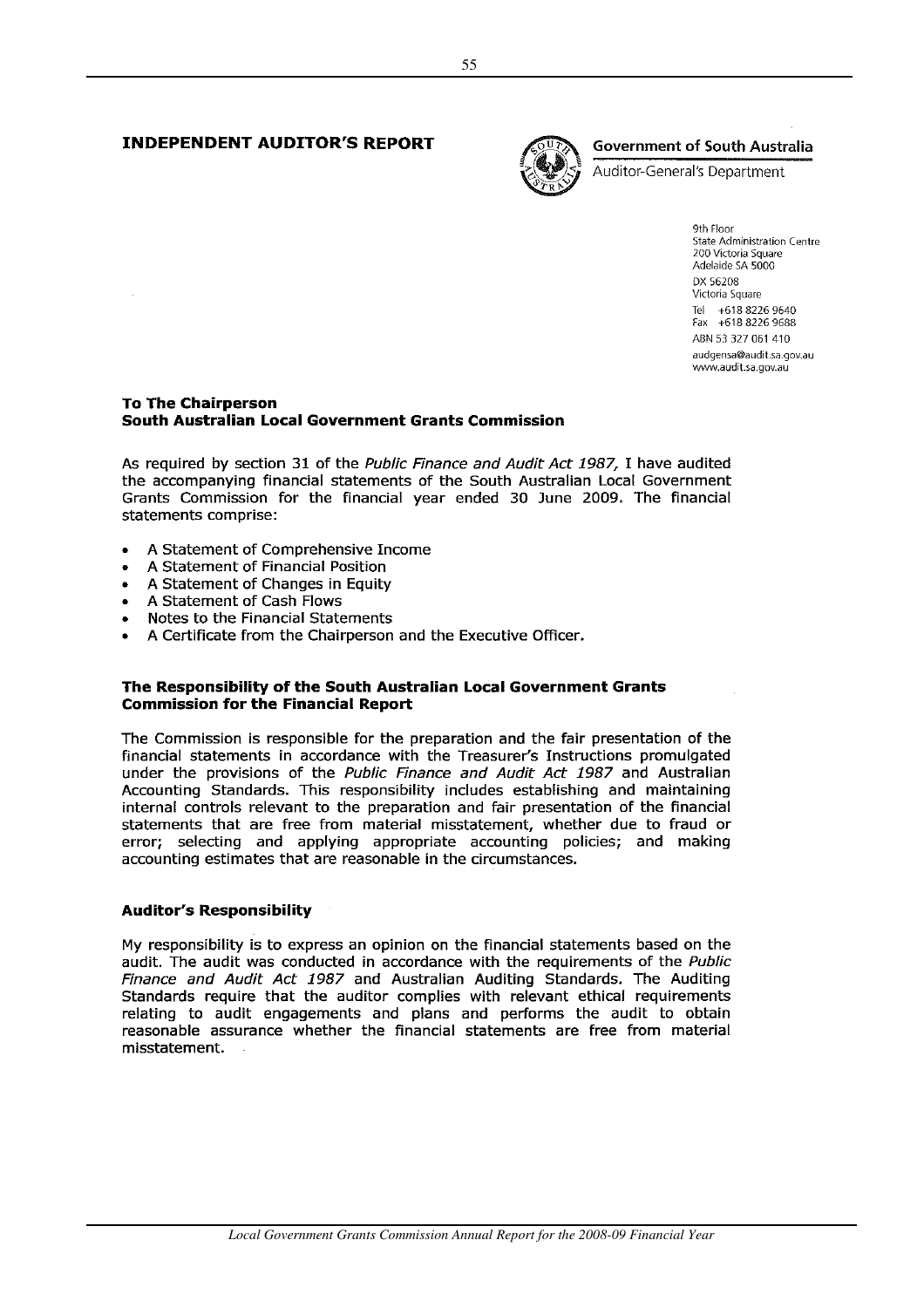# INDEPENDENT AUDITOR'S REPORT

**Government of South Australia**
Auditor-General's Department

9th Floor
State Administration Centre
200 Victoria Square
Adelaide SA 5000
DX 56208
Victoria Square
Tel +618 8226 9640
Fax +618 8226 9688
ABN 53 327 061 410
audgensa@audit.sa.gov.au
www.audit.sa.gov.au

**To The Chairperson**
**South Australian Local Government Grants Commission**

As required by section 31 of the *Public Finance and Audit Act 1987,* I have audited the accompanying financial statements of the South Australian Local Government Grants Commission for the financial year ended 30 June 2009. The financial statements comprise:

- A Statement of Comprehensive Income
- A Statement of Financial Position
- A Statement of Changes in Equity
- A Statement of Cash Flows
- Notes to the Financial Statements
- A Certificate from the Chairperson and the Executive Officer.

### The Responsibility of the South Australian Local Government Grants Commission for the Financial Report

The Commission is responsible for the preparation and the fair presentation of the financial statements in accordance with the Treasurer's Instructions promulgated under the provisions of the *Public Finance and Audit Act 1987* and Australian Accounting Standards. This responsibility includes establishing and maintaining internal controls relevant to the preparation and fair presentation of the financial statements that are free from material misstatement, whether due to fraud or error; selecting and applying appropriate accounting policies; and making accounting estimates that are reasonable in the circumstances.

### Auditor's Responsibility

My responsibility is to express an opinion on the financial statements based on the audit. The audit was conducted in accordance with the requirements of the *Public Finance and Audit Act 1987* and Australian Auditing Standards. The Auditing Standards require that the auditor complies with relevant ethical requirements relating to audit engagements and plans and performs the audit to obtain reasonable assurance whether the financial statements are free from material misstatement.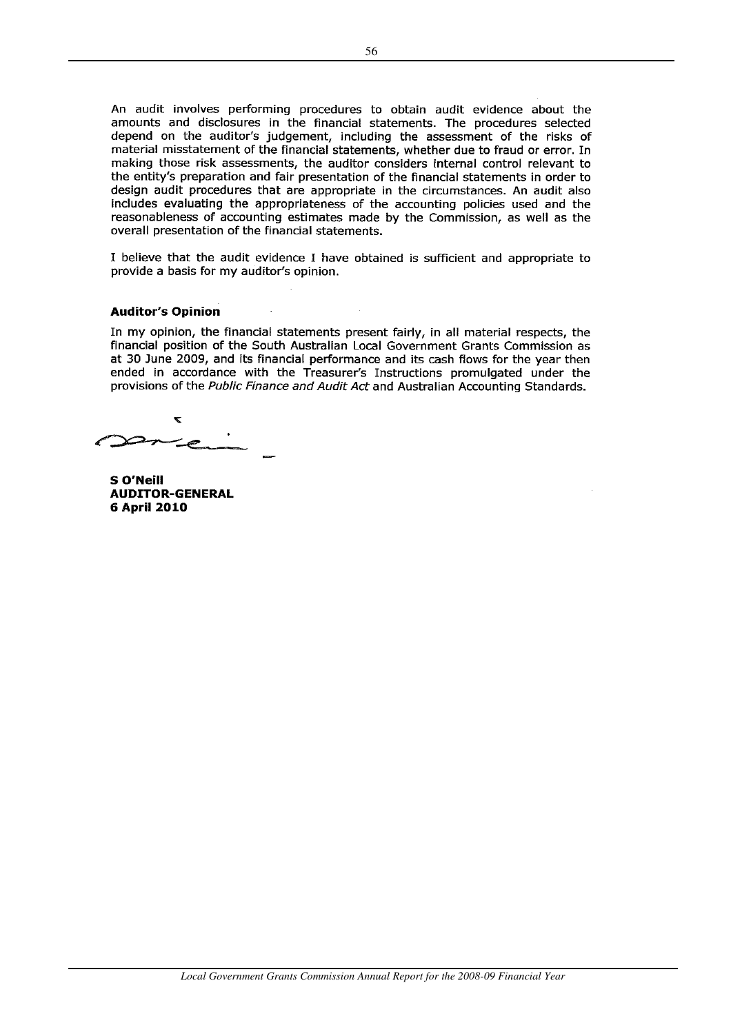An audit involves performing procedures to obtain audit evidence about the amounts and disclosures in the financial statements. The procedures selected depend on the auditor's judgement, including the assessment of the risks of material misstatement of the financial statements, whether due to fraud or error. In making those risk assessments, the auditor considers internal control relevant to the entity's preparation and fair presentation of the financial statements in order to design audit procedures that are appropriate in the circumstances. An audit also includes evaluating the appropriateness of the accounting policies used and the reasonableness of accounting estimates made by the Commission, as well as the overall presentation of the financial statements.

I believe that the audit evidence I have obtained is sufficient and appropriate to provide a basis for my auditor's opinion.

**Auditor's Opinion**

In my opinion, the financial statements present fairly, in all material respects, the financial position of the South Australian Local Government Grants Commission as at 30 June 2009, and its financial performance and its cash flows for the year then ended in accordance with the Treasurer's Instructions promulgated under the provisions of the *Public Finance and Audit Act* and Australian Accounting Standards.

**S O'Neill**
**AUDITOR-GENERAL**
**6 April 2010**